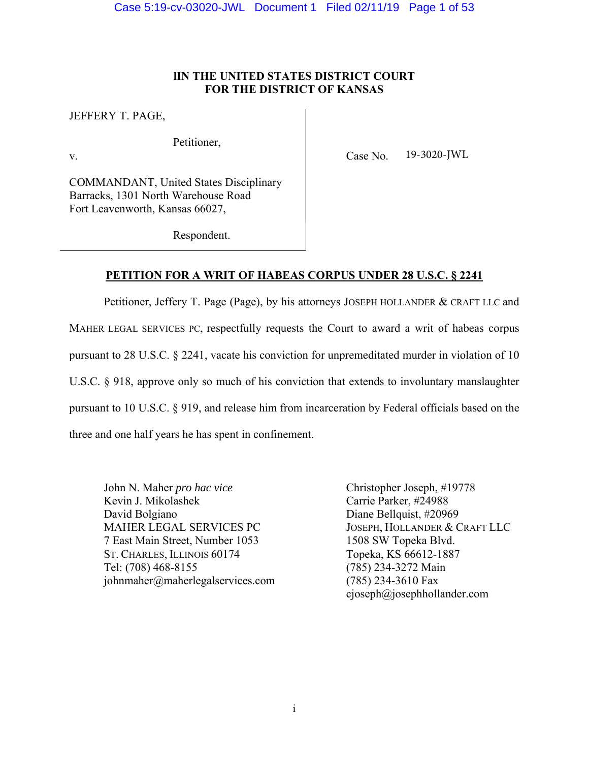**lIN THE UNITED STATES DISTRICT COURT**
**FOR THE DISTRICT OF KANSAS**

| | |
|---|---|
| JEFFERY T. PAGE,<br><br>Petitioner,<br><br>v.<br><br>COMMANDANT, United States Disciplinary Barracks, 1301 North Warehouse Road Fort Leavenworth, Kansas 66027,<br><br>Respondent. | Case No. 19-3020-JWL |

**PETITION FOR A WRIT OF HABEAS CORPUS UNDER 28 U.S.C. § 2241**

Petitioner, Jeffery T. Page (Page), by his attorneys JOSEPH HOLLANDER & CRAFT LLC and MAHER LEGAL SERVICES PC, respectfully requests the Court to award a writ of habeas corpus pursuant to 28 U.S.C. § 2241, vacate his conviction for unpremeditated murder in violation of 10 U.S.C. § 918, approve only so much of his conviction that extends to involuntary manslaughter pursuant to 10 U.S.C. § 919, and release him from incarceration by Federal officials based on the three and one half years he has spent in confinement.

John N. Maher *pro hac vice*
Kevin J. Mikolashek
David Bolgiano
MAHER LEGAL SERVICES PC
7 East Main Street, Number 1053
ST. CHARLES, ILLINOIS 60174
Tel: (708) 468-8155
johnmaher@maherlegalservices.com

Christopher Joseph, #19778
Carrie Parker, #24988
Diane Bellquist, #20969
JOSEPH, HOLLANDER & CRAFT LLC
1508 SW Topeka Blvd.
Topeka, KS 66612-1887
(785) 234-3272 Main
(785) 234-3610 Fax
cjoseph@josephhollander.com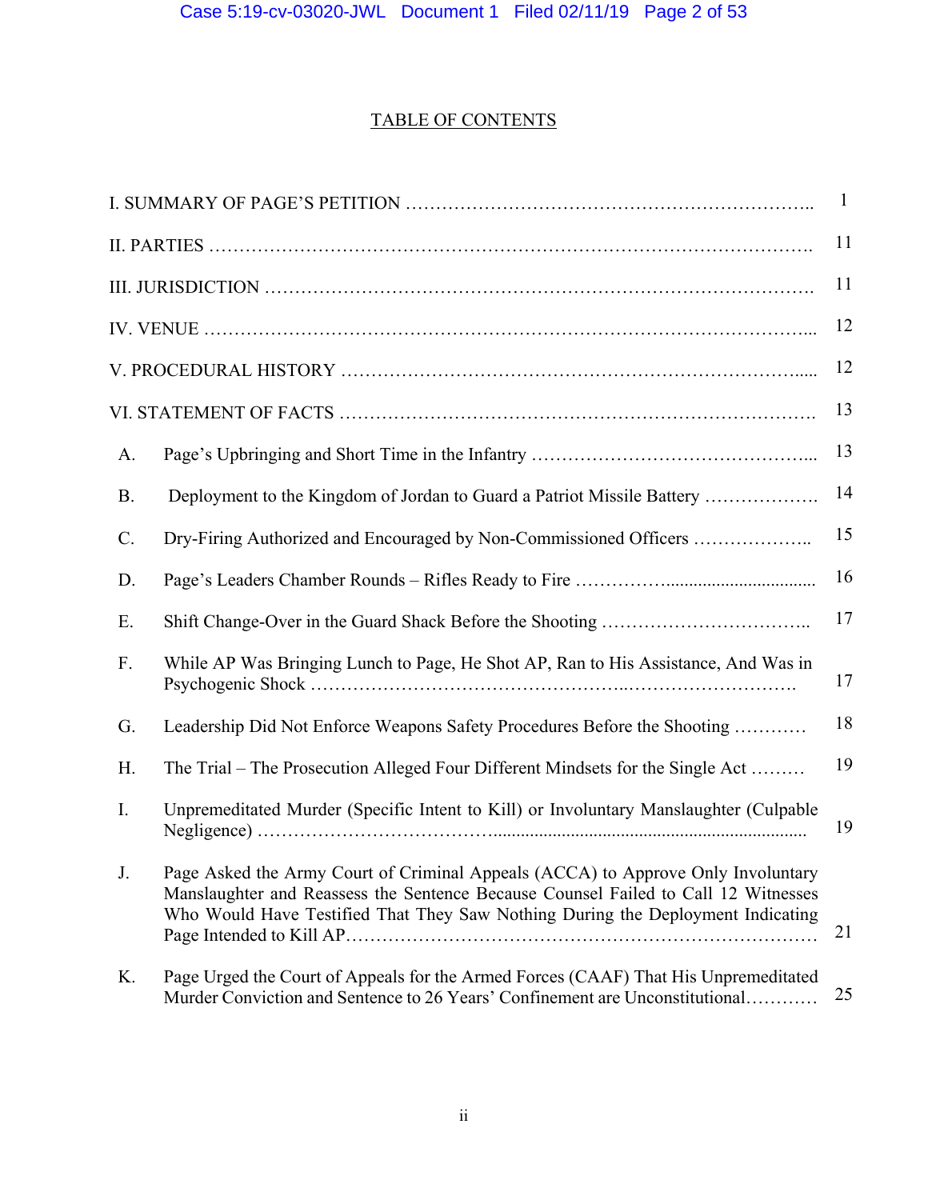# TABLE OF CONTENTS

| | | |
|---|---|---|
| I. SUMMARY OF PAGE'S PETITION | | 1 |
| II. PARTIES | | 11 |
| III. JURISDICTION | | 11 |
| IV. VENUE | | 12 |
| V. PROCEDURAL HISTORY | | 12 |
| VI. STATEMENT OF FACTS | | 13 |
| A. | Page's Upbringing and Short Time in the Infantry | 13 |
| B. | Deployment to the Kingdom of Jordan to Guard a Patriot Missile Battery | 14 |
| C. | Dry-Firing Authorized and Encouraged by Non-Commissioned Officers | 15 |
| D. | Page's Leaders Chamber Rounds – Rifles Ready to Fire | 16 |
| E. | Shift Change-Over in the Guard Shack Before the Shooting | 17 |
| F. | While AP Was Bringing Lunch to Page, He Shot AP, Ran to His Assistance, And Was in Psychogenic Shock | 17 |
| G. | Leadership Did Not Enforce Weapons Safety Procedures Before the Shooting | 18 |
| H. | The Trial – The Prosecution Alleged Four Different Mindsets for the Single Act | 19 |
| I. | Unpremeditated Murder (Specific Intent to Kill) or Involuntary Manslaughter (Culpable Negligence) | 19 |
| J. | Page Asked the Army Court of Criminal Appeals (ACCA) to Approve Only Involuntary Manslaughter and Reassess the Sentence Because Counsel Failed to Call 12 Witnesses Who Would Have Testified That They Saw Nothing During the Deployment Indicating Page Intended to Kill AP | 21 |
| K. | Page Urged the Court of Appeals for the Armed Forces (CAAF) That His Unpremeditated Murder Conviction and Sentence to 26 Years' Confinement are Unconstitutional | 25 |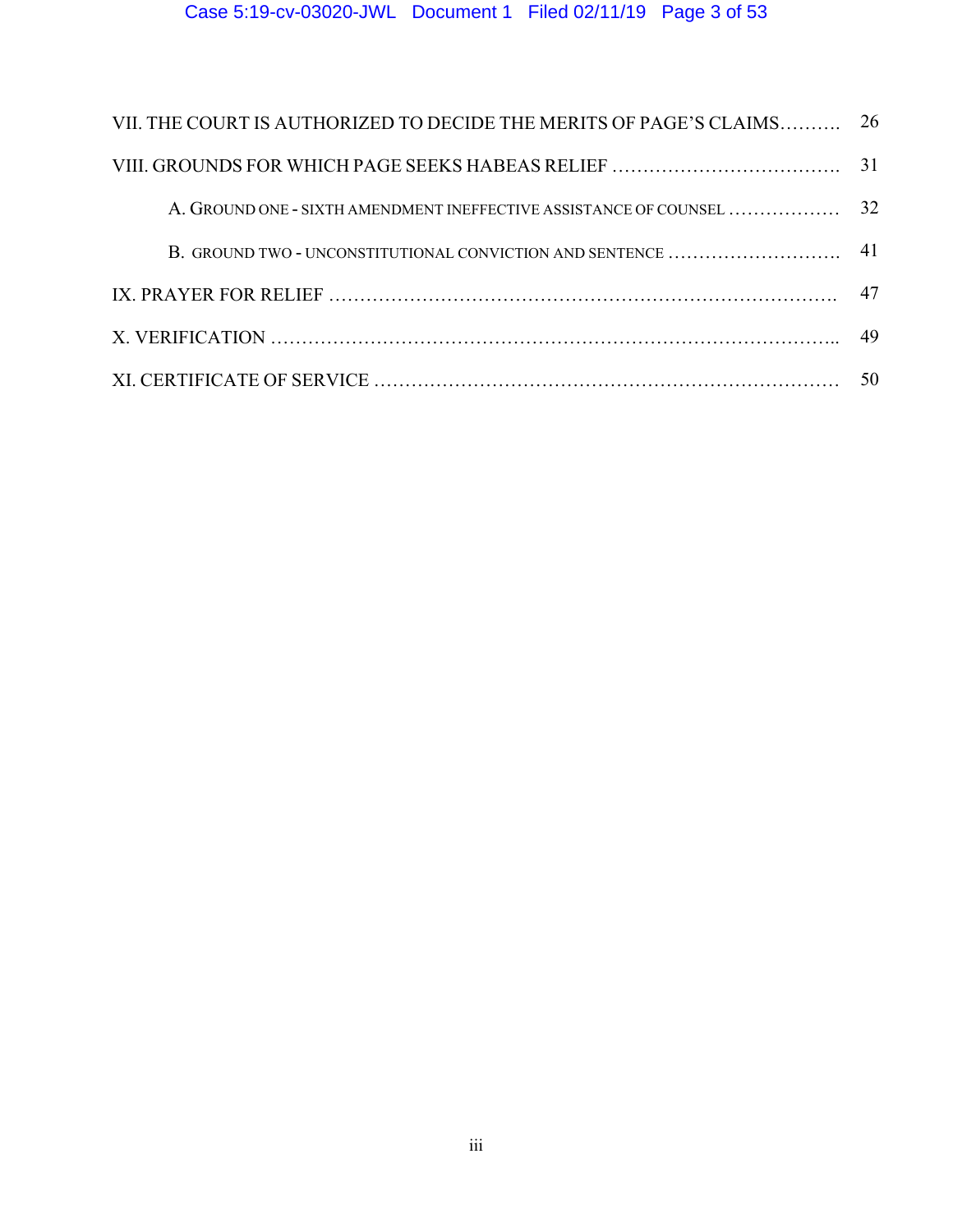| | |
|---|---|
| VII. THE COURT IS AUTHORIZED TO DECIDE THE MERITS OF PAGE'S CLAIMS | 26 |
| VIII. GROUNDS FOR WHICH PAGE SEEKS HABEAS RELIEF | 31 |
| A. GROUND ONE - SIXTH AMENDMENT INEFFECTIVE ASSISTANCE OF COUNSEL | 32 |
| B. GROUND TWO - UNCONSTITUTIONAL CONVICTION AND SENTENCE | 41 |
| IX. PRAYER FOR RELIEF | 47 |
| X. VERIFICATION | 49 |
| XI. CERTIFICATE OF SERVICE | 50 |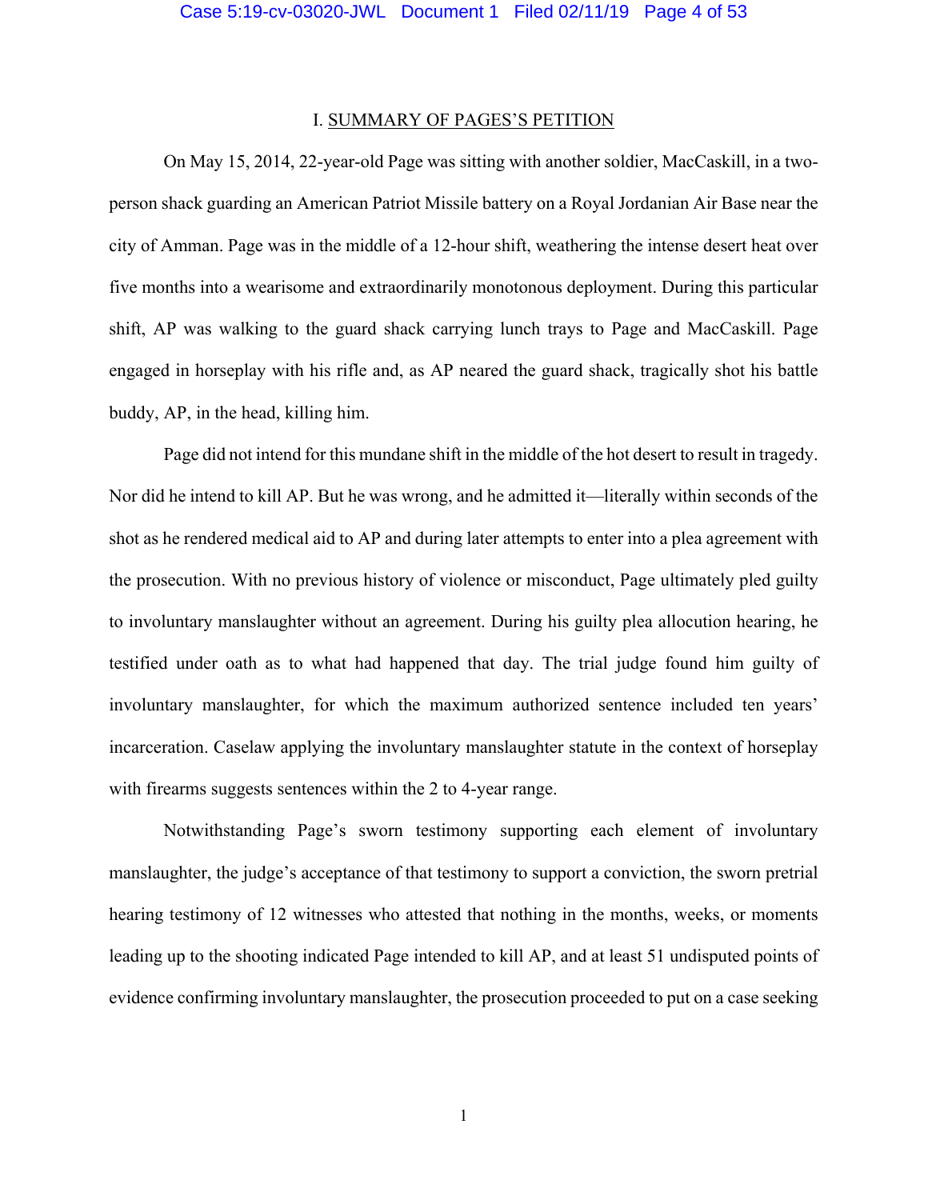## I. SUMMARY OF PAGES'S PETITION

On May 15, 2014, 22-year-old Page was sitting with another soldier, MacCaskill, in a two-person shack guarding an American Patriot Missile battery on a Royal Jordanian Air Base near the city of Amman. Page was in the middle of a 12-hour shift, weathering the intense desert heat over five months into a wearisome and extraordinarily monotonous deployment. During this particular shift, AP was walking to the guard shack carrying lunch trays to Page and MacCaskill. Page engaged in horseplay with his rifle and, as AP neared the guard shack, tragically shot his battle buddy, AP, in the head, killing him.

Page did not intend for this mundane shift in the middle of the hot desert to result in tragedy. Nor did he intend to kill AP. But he was wrong, and he admitted it—literally within seconds of the shot as he rendered medical aid to AP and during later attempts to enter into a plea agreement with the prosecution. With no previous history of violence or misconduct, Page ultimately pled guilty to involuntary manslaughter without an agreement. During his guilty plea allocution hearing, he testified under oath as to what had happened that day. The trial judge found him guilty of involuntary manslaughter, for which the maximum authorized sentence included ten years' incarceration. Caselaw applying the involuntary manslaughter statute in the context of horseplay with firearms suggests sentences within the 2 to 4-year range.

Notwithstanding Page's sworn testimony supporting each element of involuntary manslaughter, the judge's acceptance of that testimony to support a conviction, the sworn pretrial hearing testimony of 12 witnesses who attested that nothing in the months, weeks, or moments leading up to the shooting indicated Page intended to kill AP, and at least 51 undisputed points of evidence confirming involuntary manslaughter, the prosecution proceeded to put on a case seeking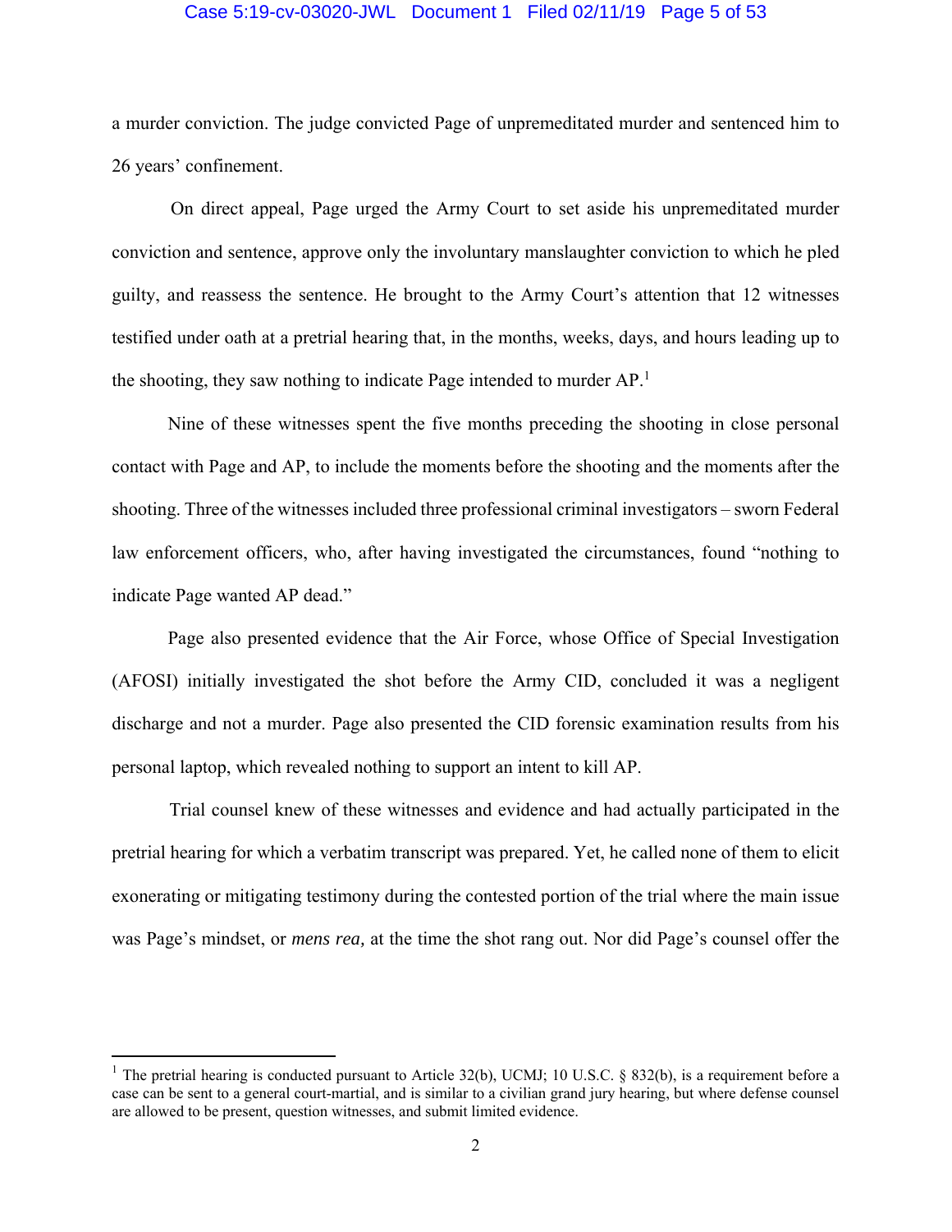a murder conviction. The judge convicted Page of unpremeditated murder and sentenced him to 26 years' confinement.

On direct appeal, Page urged the Army Court to set aside his unpremeditated murder conviction and sentence, approve only the involuntary manslaughter conviction to which he pled guilty, and reassess the sentence. He brought to the Army Court's attention that 12 witnesses testified under oath at a pretrial hearing that, in the months, weeks, days, and hours leading up to the shooting, they saw nothing to indicate Page intended to murder AP.[1]

Nine of these witnesses spent the five months preceding the shooting in close personal contact with Page and AP, to include the moments before the shooting and the moments after the shooting. Three of the witnesses included three professional criminal investigators – sworn Federal law enforcement officers, who, after having investigated the circumstances, found "nothing to indicate Page wanted AP dead."

Page also presented evidence that the Air Force, whose Office of Special Investigation (AFOSI) initially investigated the shot before the Army CID, concluded it was a negligent discharge and not a murder. Page also presented the CID forensic examination results from his personal laptop, which revealed nothing to support an intent to kill AP.

Trial counsel knew of these witnesses and evidence and had actually participated in the pretrial hearing for which a verbatim transcript was prepared. Yet, he called none of them to elicit exonerating or mitigating testimony during the contested portion of the trial where the main issue was Page's mindset, or *mens rea,* at the time the shot rang out. Nor did Page's counsel offer the

---

[1] The pretrial hearing is conducted pursuant to Article 32(b), UCMJ; 10 U.S.C. § 832(b), is a requirement before a case can be sent to a general court-martial, and is similar to a civilian grand jury hearing, but where defense counsel are allowed to be present, question witnesses, and submit limited evidence.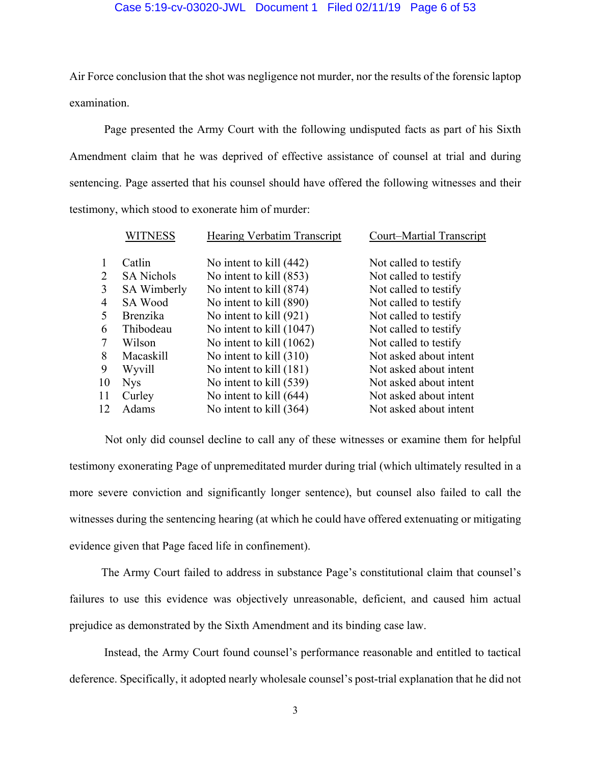Air Force conclusion that the shot was negligence not murder, nor the results of the forensic laptop examination.

Page presented the Army Court with the following undisputed facts as part of his Sixth Amendment claim that he was deprived of effective assistance of counsel at trial and during sentencing. Page asserted that his counsel should have offered the following witnesses and their testimony, which stood to exonerate him of murder:

| | WITNESS | Hearing Verbatim Transcript | Court–Martial Transcript |
|---|---|---|---|
| 1 | Catlin | No intent to kill (442) | Not called to testify |
| 2 | SA Nichols | No intent to kill (853) | Not called to testify |
| 3 | SA Wimberly | No intent to kill (874) | Not called to testify |
| 4 | SA Wood | No intent to kill (890) | Not called to testify |
| 5 | Brenzika | No intent to kill (921) | Not called to testify |
| 6 | Thibodeau | No intent to kill (1047) | Not called to testify |
| 7 | Wilson | No intent to kill (1062) | Not called to testify |
| 8 | Macaskill | No intent to kill (310) | Not asked about intent |
| 9 | Wyvill | No intent to kill (181) | Not asked about intent |
| 10 | Nys | No intent to kill (539) | Not asked about intent |
| 11 | Curley | No intent to kill (644) | Not asked about intent |
| 12 | Adams | No intent to kill (364) | Not asked about intent |

Not only did counsel decline to call any of these witnesses or examine them for helpful testimony exonerating Page of unpremeditated murder during trial (which ultimately resulted in a more severe conviction and significantly longer sentence), but counsel also failed to call the witnesses during the sentencing hearing (at which he could have offered extenuating or mitigating evidence given that Page faced life in confinement).

The Army Court failed to address in substance Page's constitutional claim that counsel's failures to use this evidence was objectively unreasonable, deficient, and caused him actual prejudice as demonstrated by the Sixth Amendment and its binding case law.

Instead, the Army Court found counsel's performance reasonable and entitled to tactical deference. Specifically, it adopted nearly wholesale counsel's post-trial explanation that he did not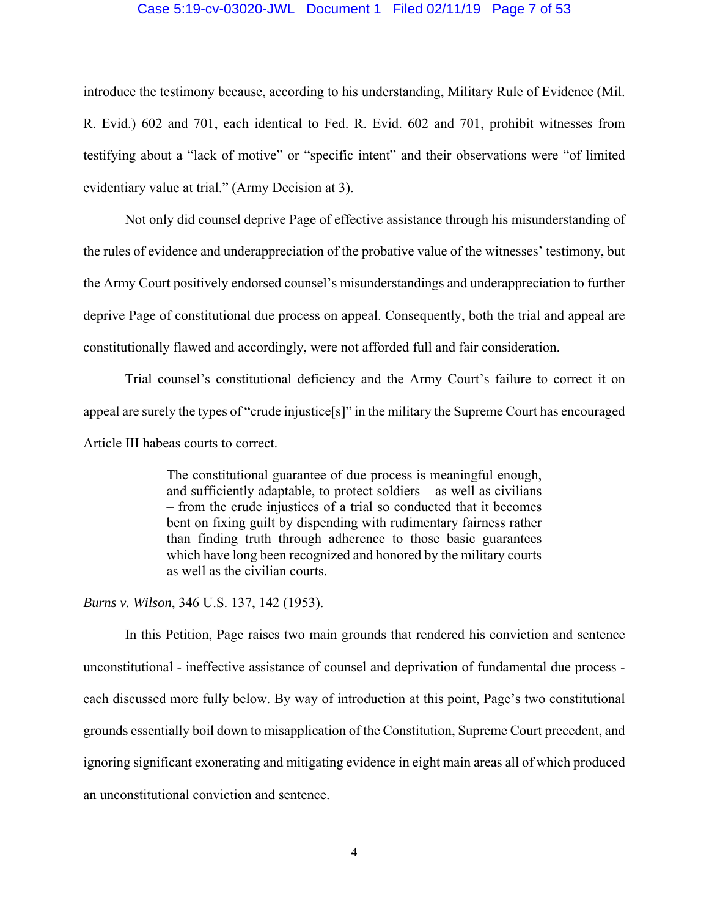introduce the testimony because, according to his understanding, Military Rule of Evidence (Mil. R. Evid.) 602 and 701, each identical to Fed. R. Evid. 602 and 701, prohibit witnesses from testifying about a "lack of motive" or "specific intent" and their observations were "of limited evidentiary value at trial." (Army Decision at 3).

Not only did counsel deprive Page of effective assistance through his misunderstanding of the rules of evidence and underappreciation of the probative value of the witnesses' testimony, but the Army Court positively endorsed counsel's misunderstandings and underappreciation to further deprive Page of constitutional due process on appeal. Consequently, both the trial and appeal are constitutionally flawed and accordingly, were not afforded full and fair consideration.

Trial counsel's constitutional deficiency and the Army Court's failure to correct it on appeal are surely the types of "crude injustice[s]" in the military the Supreme Court has encouraged Article III habeas courts to correct.

> The constitutional guarantee of due process is meaningful enough, and sufficiently adaptable, to protect soldiers – as well as civilians – from the crude injustices of a trial so conducted that it becomes bent on fixing guilt by dispending with rudimentary fairness rather than finding truth through adherence to those basic guarantees which have long been recognized and honored by the military courts as well as the civilian courts.

*Burns v. Wilson*, 346 U.S. 137, 142 (1953).

In this Petition, Page raises two main grounds that rendered his conviction and sentence unconstitutional - ineffective assistance of counsel and deprivation of fundamental due process - each discussed more fully below. By way of introduction at this point, Page's two constitutional grounds essentially boil down to misapplication of the Constitution, Supreme Court precedent, and ignoring significant exonerating and mitigating evidence in eight main areas all of which produced an unconstitutional conviction and sentence.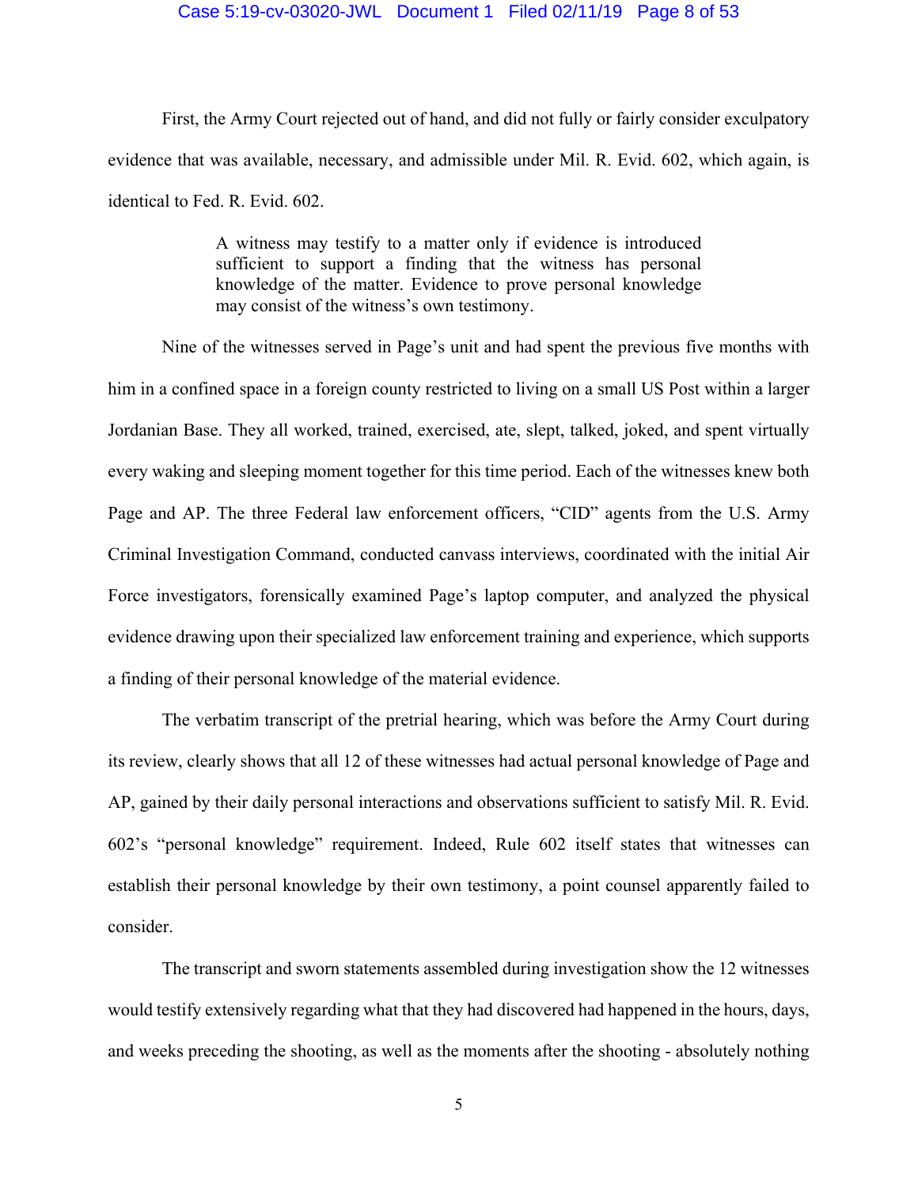First, the Army Court rejected out of hand, and did not fully or fairly consider exculpatory evidence that was available, necessary, and admissible under Mil. R. Evid. 602, which again, is identical to Fed. R. Evid. 602.

> A witness may testify to a matter only if evidence is introduced sufficient to support a finding that the witness has personal knowledge of the matter. Evidence to prove personal knowledge may consist of the witness's own testimony.

Nine of the witnesses served in Page's unit and had spent the previous five months with him in a confined space in a foreign county restricted to living on a small US Post within a larger Jordanian Base. They all worked, trained, exercised, ate, slept, talked, joked, and spent virtually every waking and sleeping moment together for this time period. Each of the witnesses knew both Page and AP. The three Federal law enforcement officers, "CID" agents from the U.S. Army Criminal Investigation Command, conducted canvass interviews, coordinated with the initial Air Force investigators, forensically examined Page's laptop computer, and analyzed the physical evidence drawing upon their specialized law enforcement training and experience, which supports a finding of their personal knowledge of the material evidence.

The verbatim transcript of the pretrial hearing, which was before the Army Court during its review, clearly shows that all 12 of these witnesses had actual personal knowledge of Page and AP, gained by their daily personal interactions and observations sufficient to satisfy Mil. R. Evid. 602's "personal knowledge" requirement. Indeed, Rule 602 itself states that witnesses can establish their personal knowledge by their own testimony, a point counsel apparently failed to consider.

The transcript and sworn statements assembled during investigation show the 12 witnesses would testify extensively regarding what that they had discovered had happened in the hours, days, and weeks preceding the shooting, as well as the moments after the shooting - absolutely nothing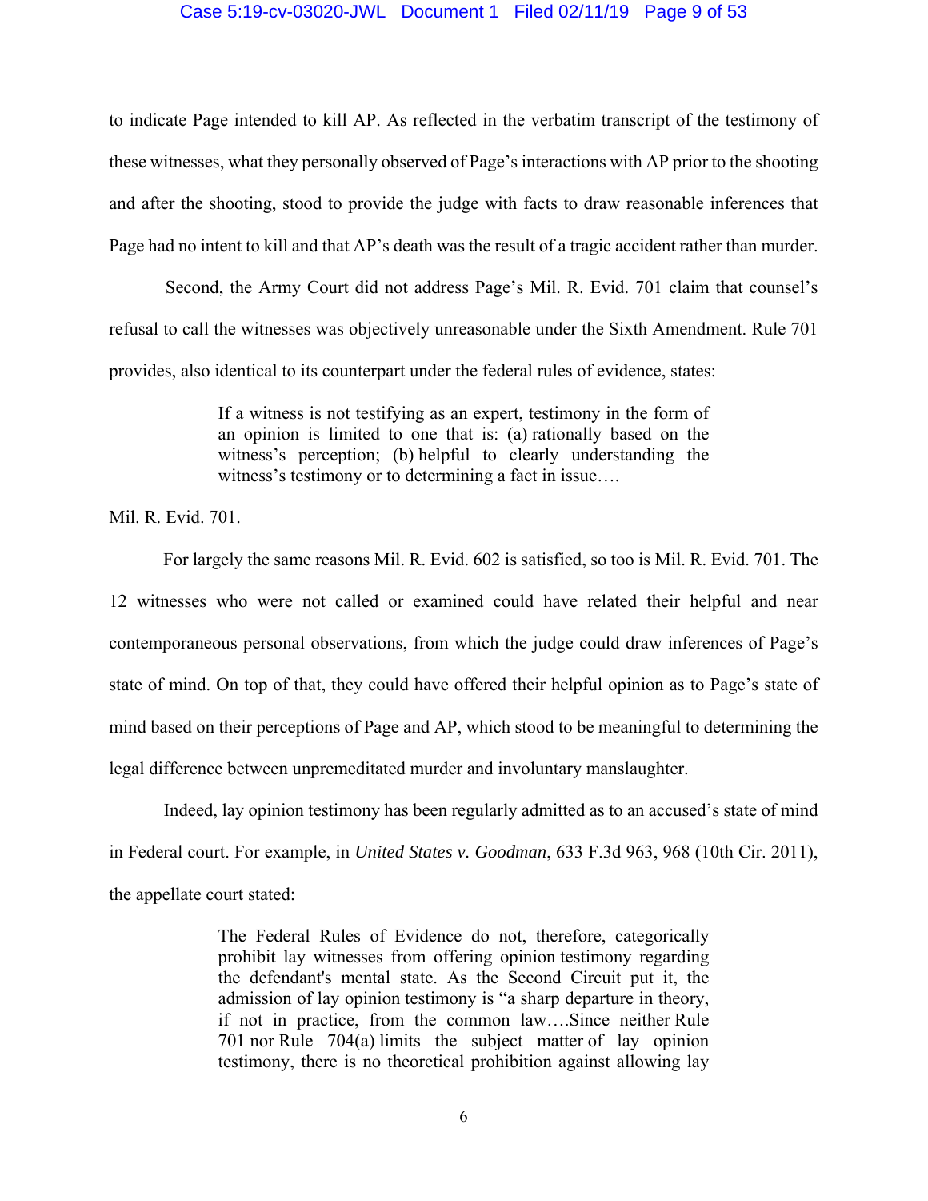to indicate Page intended to kill AP. As reflected in the verbatim transcript of the testimony of these witnesses, what they personally observed of Page's interactions with AP prior to the shooting and after the shooting, stood to provide the judge with facts to draw reasonable inferences that Page had no intent to kill and that AP's death was the result of a tragic accident rather than murder.

Second, the Army Court did not address Page's Mil. R. Evid. 701 claim that counsel's refusal to call the witnesses was objectively unreasonable under the Sixth Amendment. Rule 701 provides, also identical to its counterpart under the federal rules of evidence, states:

> If a witness is not testifying as an expert, testimony in the form of an opinion is limited to one that is: (a) rationally based on the witness's perception; (b) helpful to clearly understanding the witness's testimony or to determining a fact in issue….

Mil. R. Evid. 701.

For largely the same reasons Mil. R. Evid. 602 is satisfied, so too is Mil. R. Evid. 701. The 12 witnesses who were not called or examined could have related their helpful and near contemporaneous personal observations, from which the judge could draw inferences of Page's state of mind. On top of that, they could have offered their helpful opinion as to Page's state of mind based on their perceptions of Page and AP, which stood to be meaningful to determining the legal difference between unpremeditated murder and involuntary manslaughter.

Indeed, lay opinion testimony has been regularly admitted as to an accused's state of mind in Federal court. For example, in *United States v. Goodman*, 633 F.3d 963, 968 (10th Cir. 2011), the appellate court stated:

> The Federal Rules of Evidence do not, therefore, categorically prohibit lay witnesses from offering opinion testimony regarding the defendant's mental state. As the Second Circuit put it, the admission of lay opinion testimony is "a sharp departure in theory, if not in practice, from the common law….Since neither Rule 701 nor Rule 704(a) limits the subject matter of lay opinion testimony, there is no theoretical prohibition against allowing lay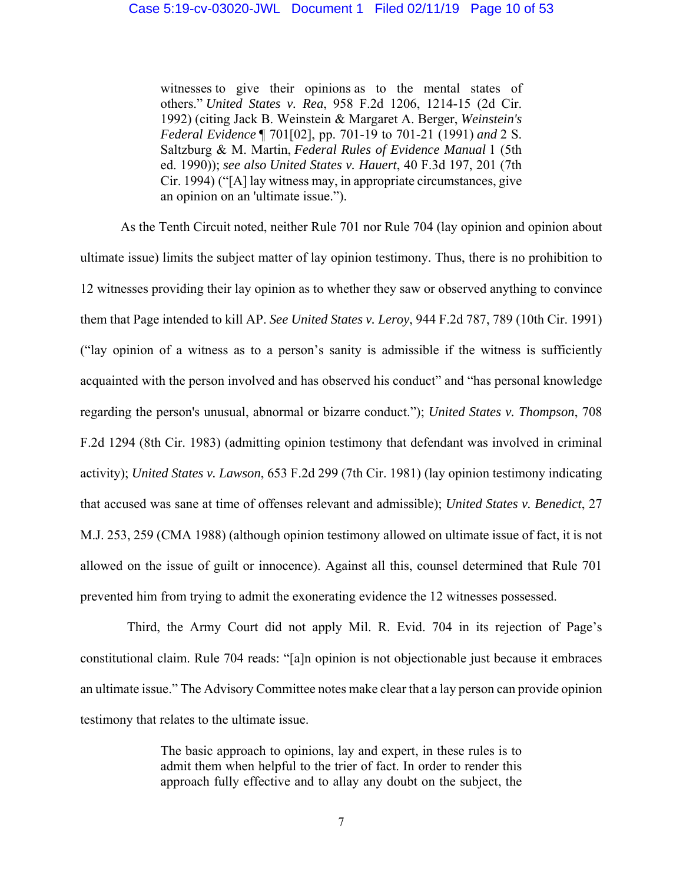> witnesses to give their opinions as to the mental states of others." *United States v. Rea*, 958 F.2d 1206, 1214-15 (2d Cir. 1992) (citing Jack B. Weinstein & Margaret A. Berger, *Weinstein's Federal Evidence* ¶ 701[02], pp. 701-19 to 701-21 (1991) *and* 2 S. Saltzburg & M. Martin, *Federal Rules of Evidence Manual* 1 (5th ed. 1990)); *see also United States v. Hauert*, 40 F.3d 197, 201 (7th Cir. 1994) ("[A] lay witness may, in appropriate circumstances, give an opinion on an 'ultimate issue.").

As the Tenth Circuit noted, neither Rule 701 nor Rule 704 (lay opinion and opinion about ultimate issue) limits the subject matter of lay opinion testimony. Thus, there is no prohibition to 12 witnesses providing their lay opinion as to whether they saw or observed anything to convince them that Page intended to kill AP. *See United States v. Leroy*, 944 F.2d 787, 789 (10th Cir. 1991) ("lay opinion of a witness as to a person's sanity is admissible if the witness is sufficiently acquainted with the person involved and has observed his conduct" and "has personal knowledge regarding the person's unusual, abnormal or bizarre conduct."); *United States v. Thompson*, 708 F.2d 1294 (8th Cir. 1983) (admitting opinion testimony that defendant was involved in criminal activity); *United States v. Lawson*, 653 F.2d 299 (7th Cir. 1981) (lay opinion testimony indicating that accused was sane at time of offenses relevant and admissible); *United States v. Benedict*, 27 M.J. 253, 259 (CMA 1988) (although opinion testimony allowed on ultimate issue of fact, it is not allowed on the issue of guilt or innocence). Against all this, counsel determined that Rule 701 prevented him from trying to admit the exonerating evidence the 12 witnesses possessed.

Third, the Army Court did not apply Mil. R. Evid. 704 in its rejection of Page's constitutional claim. Rule 704 reads: "[a]n opinion is not objectionable just because it embraces an ultimate issue." The Advisory Committee notes make clear that a lay person can provide opinion testimony that relates to the ultimate issue.

> The basic approach to opinions, lay and expert, in these rules is to admit them when helpful to the trier of fact. In order to render this approach fully effective and to allay any doubt on the subject, the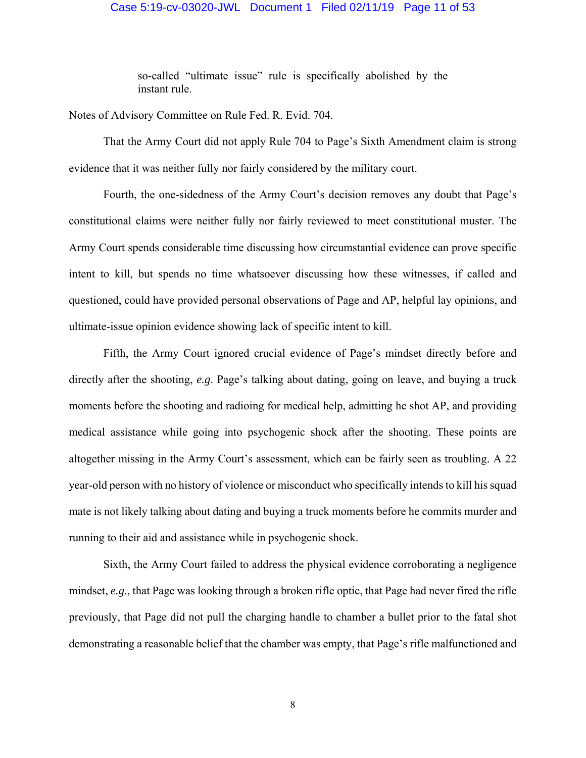> so-called "ultimate issue" rule is specifically abolished by the instant rule.

Notes of Advisory Committee on Rule Fed. R. Evid. 704.

That the Army Court did not apply Rule 704 to Page's Sixth Amendment claim is strong evidence that it was neither fully nor fairly considered by the military court.

Fourth, the one-sidedness of the Army Court's decision removes any doubt that Page's constitutional claims were neither fully nor fairly reviewed to meet constitutional muster. The Army Court spends considerable time discussing how circumstantial evidence can prove specific intent to kill, but spends no time whatsoever discussing how these witnesses, if called and questioned, could have provided personal observations of Page and AP, helpful lay opinions, and ultimate-issue opinion evidence showing lack of specific intent to kill.

Fifth, the Army Court ignored crucial evidence of Page's mindset directly before and directly after the shooting, *e.g.* Page's talking about dating, going on leave, and buying a truck moments before the shooting and radioing for medical help, admitting he shot AP, and providing medical assistance while going into psychogenic shock after the shooting. These points are altogether missing in the Army Court's assessment, which can be fairly seen as troubling. A 22 year-old person with no history of violence or misconduct who specifically intends to kill his squad mate is not likely talking about dating and buying a truck moments before he commits murder and running to their aid and assistance while in psychogenic shock.

Sixth, the Army Court failed to address the physical evidence corroborating a negligence mindset, *e.g.*, that Page was looking through a broken rifle optic, that Page had never fired the rifle previously, that Page did not pull the charging handle to chamber a bullet prior to the fatal shot demonstrating a reasonable belief that the chamber was empty, that Page's rifle malfunctioned and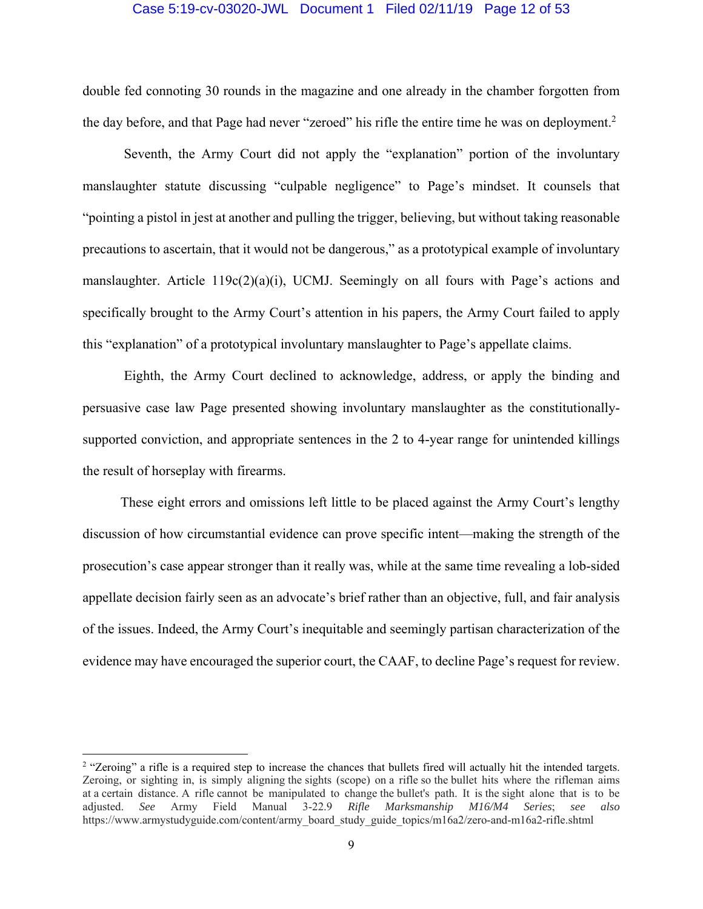double fed connoting 30 rounds in the magazine and one already in the chamber forgotten from the day before, and that Page had never "zeroed" his rifle the entire time he was on deployment.[2]

Seventh, the Army Court did not apply the "explanation" portion of the involuntary manslaughter statute discussing "culpable negligence" to Page's mindset. It counsels that "pointing a pistol in jest at another and pulling the trigger, believing, but without taking reasonable precautions to ascertain, that it would not be dangerous," as a prototypical example of involuntary manslaughter. Article 119c(2)(a)(i), UCMJ. Seemingly on all fours with Page's actions and specifically brought to the Army Court's attention in his papers, the Army Court failed to apply this "explanation" of a prototypical involuntary manslaughter to Page's appellate claims.

Eighth, the Army Court declined to acknowledge, address, or apply the binding and persuasive case law Page presented showing involuntary manslaughter as the constitutionally-supported conviction, and appropriate sentences in the 2 to 4-year range for unintended killings the result of horseplay with firearms.

These eight errors and omissions left little to be placed against the Army Court's lengthy discussion of how circumstantial evidence can prove specific intent—making the strength of the prosecution's case appear stronger than it really was, while at the same time revealing a lob-sided appellate decision fairly seen as an advocate's brief rather than an objective, full, and fair analysis of the issues. Indeed, the Army Court's inequitable and seemingly partisan characterization of the evidence may have encouraged the superior court, the CAAF, to decline Page's request for review.

---

[2] "Zeroing" a rifle is a required step to increase the chances that bullets fired will actually hit the intended targets. Zeroing, or sighting in, is simply aligning the sights (scope) on a rifle so the bullet hits where the rifleman aims at a certain distance. A rifle cannot be manipulated to change the bullet's path. It is the sight alone that is to be adjusted. *See* Army Field Manual 3-22.9 *Rifle Marksmanship M16/M4 Series*; *see also* https://www.armystudyguide.com/content/army_board_study_guide_topics/m16a2/zero-and-m16a2-rifle.shtml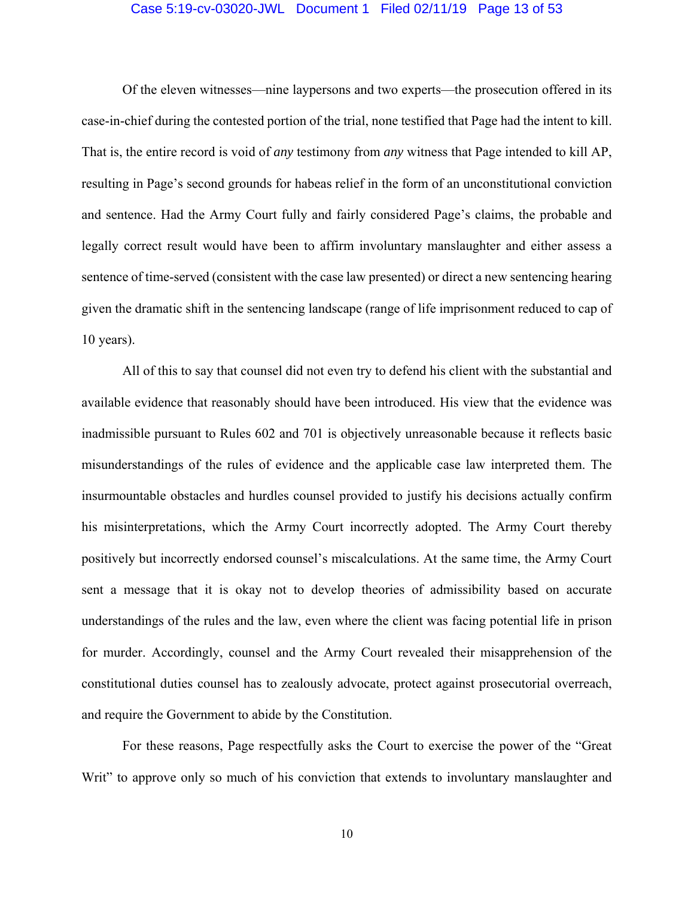Of the eleven witnesses—nine laypersons and two experts—the prosecution offered in its case-in-chief during the contested portion of the trial, none testified that Page had the intent to kill. That is, the entire record is void of *any* testimony from *any* witness that Page intended to kill AP, resulting in Page's second grounds for habeas relief in the form of an unconstitutional conviction and sentence. Had the Army Court fully and fairly considered Page's claims, the probable and legally correct result would have been to affirm involuntary manslaughter and either assess a sentence of time-served (consistent with the case law presented) or direct a new sentencing hearing given the dramatic shift in the sentencing landscape (range of life imprisonment reduced to cap of 10 years).

All of this to say that counsel did not even try to defend his client with the substantial and available evidence that reasonably should have been introduced. His view that the evidence was inadmissible pursuant to Rules 602 and 701 is objectively unreasonable because it reflects basic misunderstandings of the rules of evidence and the applicable case law interpreted them. The insurmountable obstacles and hurdles counsel provided to justify his decisions actually confirm his misinterpretations, which the Army Court incorrectly adopted. The Army Court thereby positively but incorrectly endorsed counsel's miscalculations. At the same time, the Army Court sent a message that it is okay not to develop theories of admissibility based on accurate understandings of the rules and the law, even where the client was facing potential life in prison for murder. Accordingly, counsel and the Army Court revealed their misapprehension of the constitutional duties counsel has to zealously advocate, protect against prosecutorial overreach, and require the Government to abide by the Constitution.

For these reasons, Page respectfully asks the Court to exercise the power of the "Great Writ" to approve only so much of his conviction that extends to involuntary manslaughter and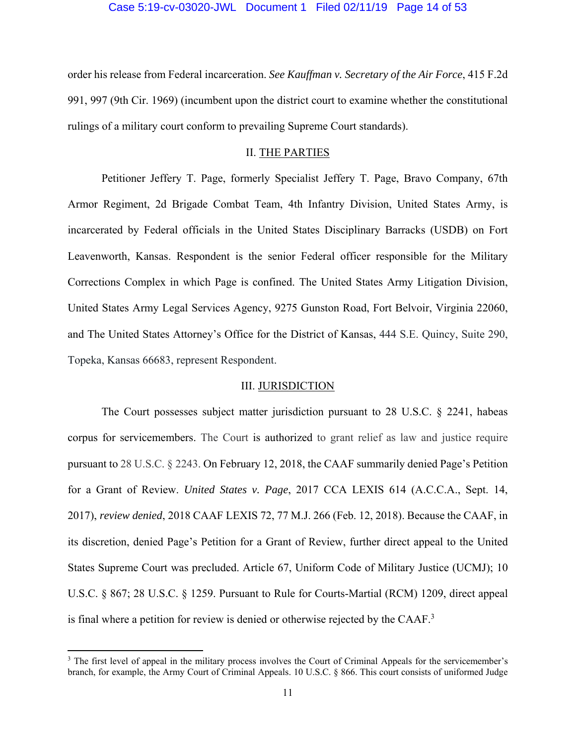order his release from Federal incarceration. *See Kauffman v. Secretary of the Air Force*, 415 F.2d 991, 997 (9th Cir. 1969) (incumbent upon the district court to examine whether the constitutional rulings of a military court conform to prevailing Supreme Court standards).

## II. THE PARTIES

Petitioner Jeffery T. Page, formerly Specialist Jeffery T. Page, Bravo Company, 67th Armor Regiment, 2d Brigade Combat Team, 4th Infantry Division, United States Army, is incarcerated by Federal officials in the United States Disciplinary Barracks (USDB) on Fort Leavenworth, Kansas. Respondent is the senior Federal officer responsible for the Military Corrections Complex in which Page is confined. The United States Army Litigation Division, United States Army Legal Services Agency, 9275 Gunston Road, Fort Belvoir, Virginia 22060, and The United States Attorney's Office for the District of Kansas, 444 S.E. Quincy, Suite 290, Topeka, Kansas 66683, represent Respondent.

## III. JURISDICTION

The Court possesses subject matter jurisdiction pursuant to 28 U.S.C. § 2241, habeas corpus for servicemembers. The Court is authorized to grant relief as law and justice require pursuant to 28 U.S.C. § 2243. On February 12, 2018, the CAAF summarily denied Page's Petition for a Grant of Review. *United States v. Page*, 2017 CCA LEXIS 614 (A.C.C.A., Sept. 14, 2017), *review denied*, 2018 CAAF LEXIS 72, 77 M.J. 266 (Feb. 12, 2018). Because the CAAF, in its discretion, denied Page's Petition for a Grant of Review, further direct appeal to the United States Supreme Court was precluded. Article 67, Uniform Code of Military Justice (UCMJ); 10 U.S.C. § 867; 28 U.S.C. § 1259. Pursuant to Rule for Courts-Martial (RCM) 1209, direct appeal is final where a petition for review is denied or otherwise rejected by the CAAF.[3]

[3] The first level of appeal in the military process involves the Court of Criminal Appeals for the servicemember's branch, for example, the Army Court of Criminal Appeals. 10 U.S.C. § 866. This court consists of uniformed Judge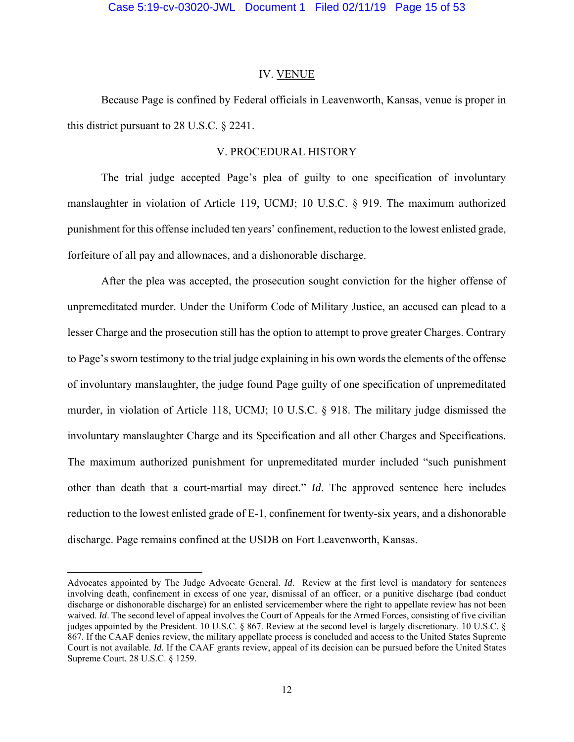## IV. VENUE

Because Page is confined by Federal officials in Leavenworth, Kansas, venue is proper in this district pursuant to 28 U.S.C. § 2241.

## V. PROCEDURAL HISTORY

The trial judge accepted Page's plea of guilty to one specification of involuntary manslaughter in violation of Article 119, UCMJ; 10 U.S.C. § 919. The maximum authorized punishment for this offense included ten years' confinement, reduction to the lowest enlisted grade, forfeiture of all pay and allownaces, and a dishonorable discharge.

After the plea was accepted, the prosecution sought conviction for the higher offense of unpremeditated murder. Under the Uniform Code of Military Justice, an accused can plead to a lesser Charge and the prosecution still has the option to attempt to prove greater Charges. Contrary to Page's sworn testimony to the trial judge explaining in his own words the elements of the offense of involuntary manslaughter, the judge found Page guilty of one specification of unpremeditated murder, in violation of Article 118, UCMJ; 10 U.S.C. § 918. The military judge dismissed the involuntary manslaughter Charge and its Specification and all other Charges and Specifications. The maximum authorized punishment for unpremeditated murder included "such punishment other than death that a court-martial may direct." *Id*. The approved sentence here includes reduction to the lowest enlisted grade of E-1, confinement for twenty-six years, and a dishonorable discharge. Page remains confined at the USDB on Fort Leavenworth, Kansas.

---

Advocates appointed by The Judge Advocate General. *Id*. Review at the first level is mandatory for sentences involving death, confinement in excess of one year, dismissal of an officer, or a punitive discharge (bad conduct discharge or dishonorable discharge) for an enlisted servicemember where the right to appellate review has not been waived. *Id*. The second level of appeal involves the Court of Appeals for the Armed Forces, consisting of five civilian judges appointed by the President. 10 U.S.C. § 867. Review at the second level is largely discretionary. 10 U.S.C. § 867. If the CAAF denies review, the military appellate process is concluded and access to the United States Supreme Court is not available. *Id*. If the CAAF grants review, appeal of its decision can be pursued before the United States Supreme Court. 28 U.S.C. § 1259.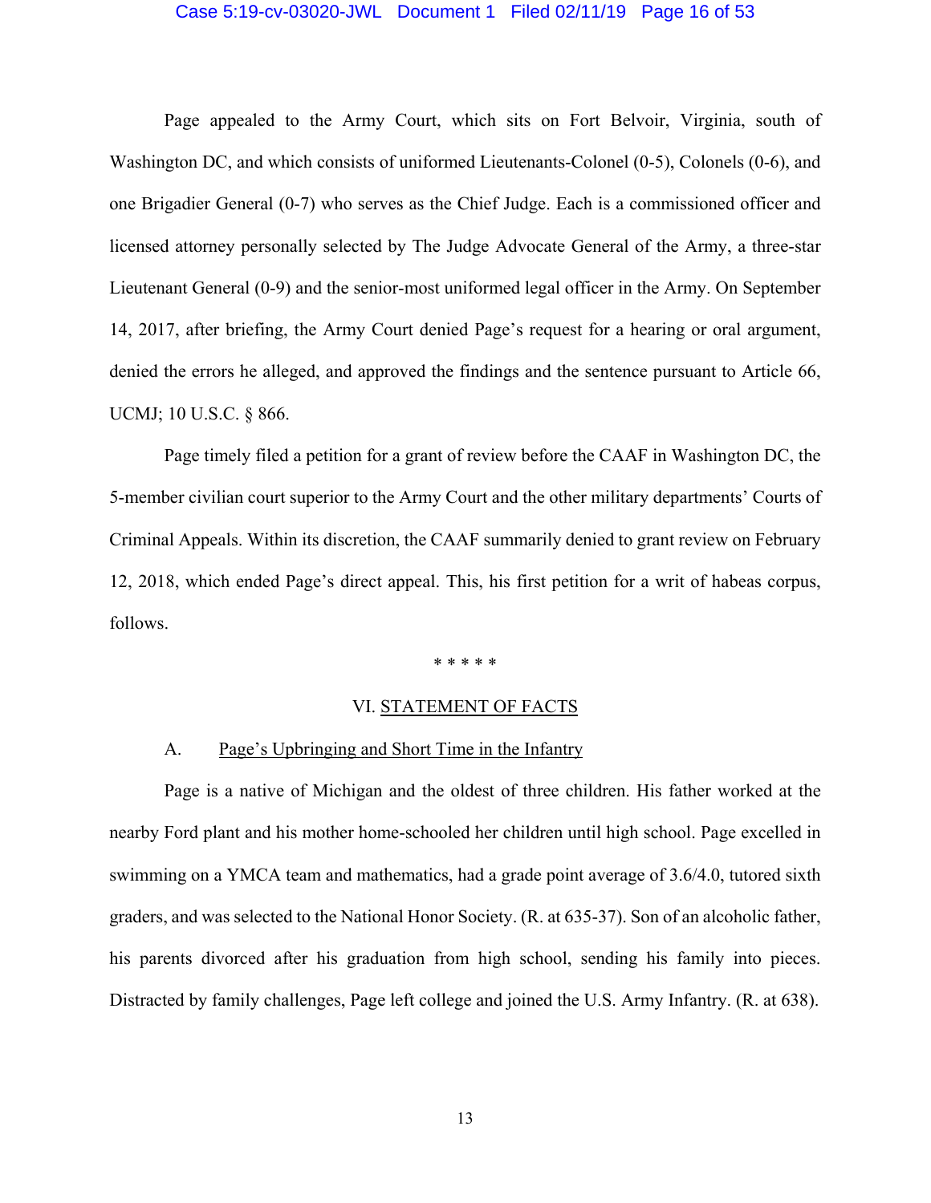Page appealed to the Army Court, which sits on Fort Belvoir, Virginia, south of Washington DC, and which consists of uniformed Lieutenants-Colonel (0-5), Colonels (0-6), and one Brigadier General (0-7) who serves as the Chief Judge. Each is a commissioned officer and licensed attorney personally selected by The Judge Advocate General of the Army, a three-star Lieutenant General (0-9) and the senior-most uniformed legal officer in the Army. On September 14, 2017, after briefing, the Army Court denied Page's request for a hearing or oral argument, denied the errors he alleged, and approved the findings and the sentence pursuant to Article 66, UCMJ; 10 U.S.C. § 866.

Page timely filed a petition for a grant of review before the CAAF in Washington DC, the 5-member civilian court superior to the Army Court and the other military departments' Courts of Criminal Appeals. Within its discretion, the CAAF summarily denied to grant review on February 12, 2018, which ended Page's direct appeal. This, his first petition for a writ of habeas corpus, follows.

\* \* \* \* \*

## VI. STATEMENT OF FACTS

### A. Page's Upbringing and Short Time in the Infantry

Page is a native of Michigan and the oldest of three children. His father worked at the nearby Ford plant and his mother home-schooled her children until high school. Page excelled in swimming on a YMCA team and mathematics, had a grade point average of 3.6/4.0, tutored sixth graders, and was selected to the National Honor Society. (R. at 635-37). Son of an alcoholic father, his parents divorced after his graduation from high school, sending his family into pieces. Distracted by family challenges, Page left college and joined the U.S. Army Infantry. (R. at 638).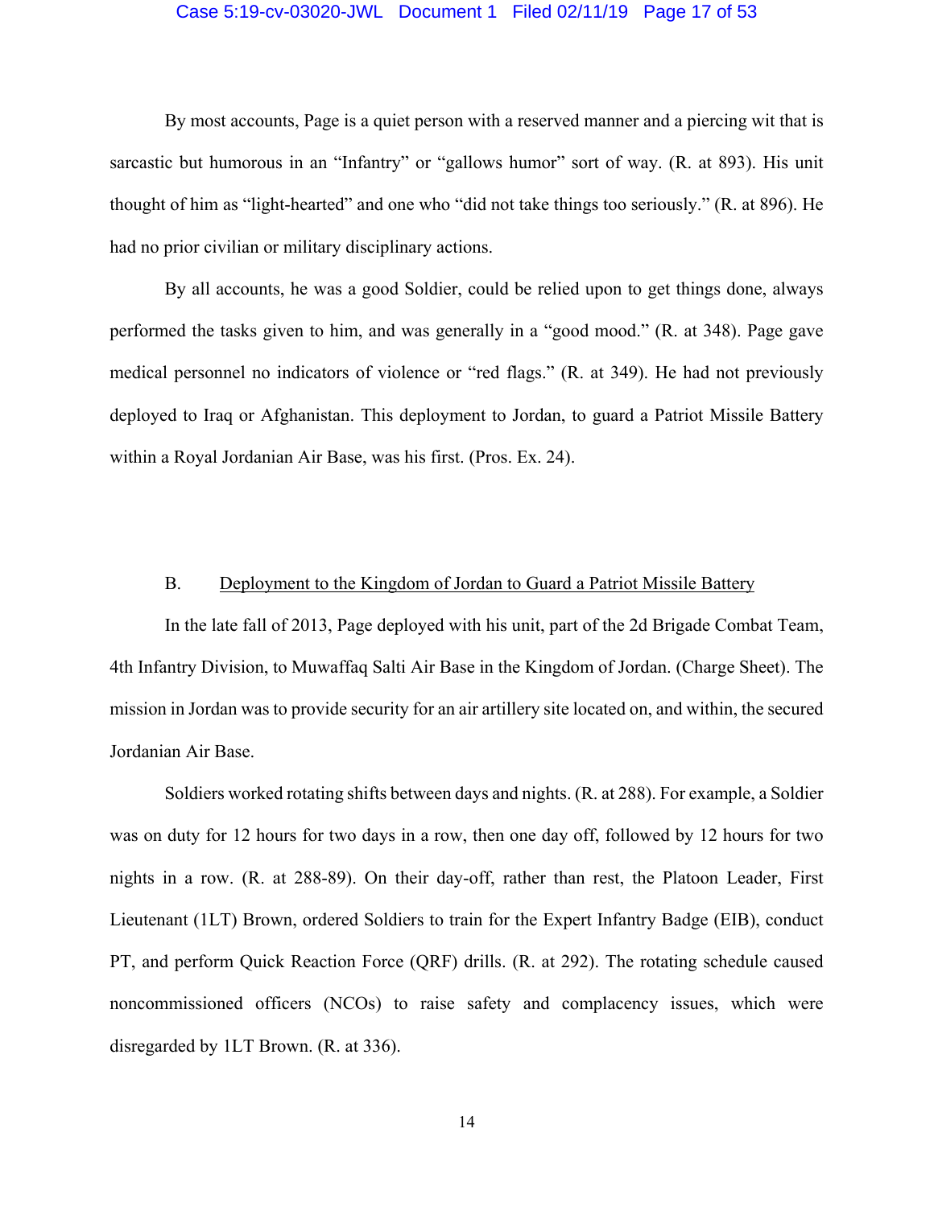By most accounts, Page is a quiet person with a reserved manner and a piercing wit that is sarcastic but humorous in an "Infantry" or "gallows humor" sort of way. (R. at 893). His unit thought of him as "light-hearted" and one who "did not take things too seriously." (R. at 896). He had no prior civilian or military disciplinary actions.

By all accounts, he was a good Soldier, could be relied upon to get things done, always performed the tasks given to him, and was generally in a "good mood." (R. at 348). Page gave medical personnel no indicators of violence or "red flags." (R. at 349). He had not previously deployed to Iraq or Afghanistan. This deployment to Jordan, to guard a Patriot Missile Battery within a Royal Jordanian Air Base, was his first. (Pros. Ex. 24).

B. <u>Deployment to the Kingdom of Jordan to Guard a Patriot Missile Battery</u>

In the late fall of 2013, Page deployed with his unit, part of the 2d Brigade Combat Team, 4th Infantry Division, to Muwaffaq Salti Air Base in the Kingdom of Jordan. (Charge Sheet). The mission in Jordan was to provide security for an air artillery site located on, and within, the secured Jordanian Air Base.

Soldiers worked rotating shifts between days and nights. (R. at 288). For example, a Soldier was on duty for 12 hours for two days in a row, then one day off, followed by 12 hours for two nights in a row. (R. at 288-89). On their day-off, rather than rest, the Platoon Leader, First Lieutenant (1LT) Brown, ordered Soldiers to train for the Expert Infantry Badge (EIB), conduct PT, and perform Quick Reaction Force (QRF) drills. (R. at 292). The rotating schedule caused noncommissioned officers (NCOs) to raise safety and complacency issues, which were disregarded by 1LT Brown. (R. at 336).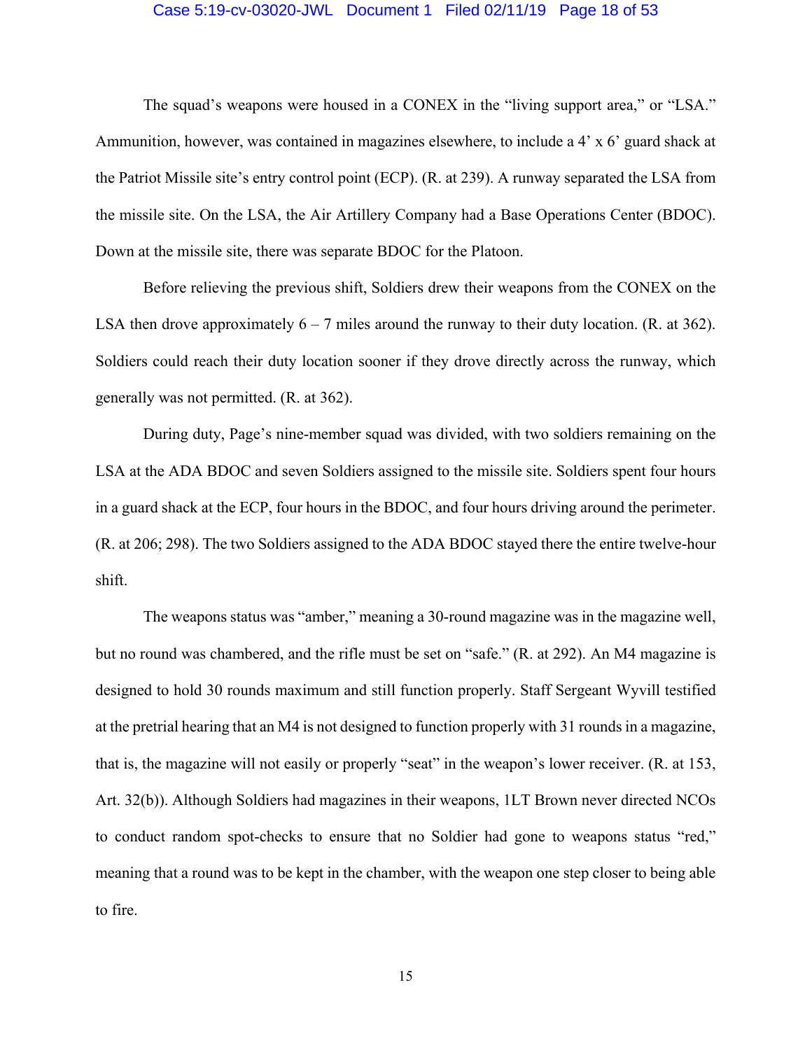The squad's weapons were housed in a CONEX in the "living support area," or "LSA." Ammunition, however, was contained in magazines elsewhere, to include a 4' x 6' guard shack at the Patriot Missile site's entry control point (ECP). (R. at 239). A runway separated the LSA from the missile site. On the LSA, the Air Artillery Company had a Base Operations Center (BDOC). Down at the missile site, there was separate BDOC for the Platoon.

Before relieving the previous shift, Soldiers drew their weapons from the CONEX on the LSA then drove approximately 6 – 7 miles around the runway to their duty location. (R. at 362). Soldiers could reach their duty location sooner if they drove directly across the runway, which generally was not permitted. (R. at 362).

During duty, Page's nine-member squad was divided, with two soldiers remaining on the LSA at the ADA BDOC and seven Soldiers assigned to the missile site. Soldiers spent four hours in a guard shack at the ECP, four hours in the BDOC, and four hours driving around the perimeter. (R. at 206; 298). The two Soldiers assigned to the ADA BDOC stayed there the entire twelve-hour shift.

The weapons status was "amber," meaning a 30-round magazine was in the magazine well, but no round was chambered, and the rifle must be set on "safe." (R. at 292). An M4 magazine is designed to hold 30 rounds maximum and still function properly. Staff Sergeant Wyvill testified at the pretrial hearing that an M4 is not designed to function properly with 31 rounds in a magazine, that is, the magazine will not easily or properly "seat" in the weapon's lower receiver. (R. at 153, Art. 32(b)). Although Soldiers had magazines in their weapons, 1LT Brown never directed NCOs to conduct random spot-checks to ensure that no Soldier had gone to weapons status "red," meaning that a round was to be kept in the chamber, with the weapon one step closer to being able to fire.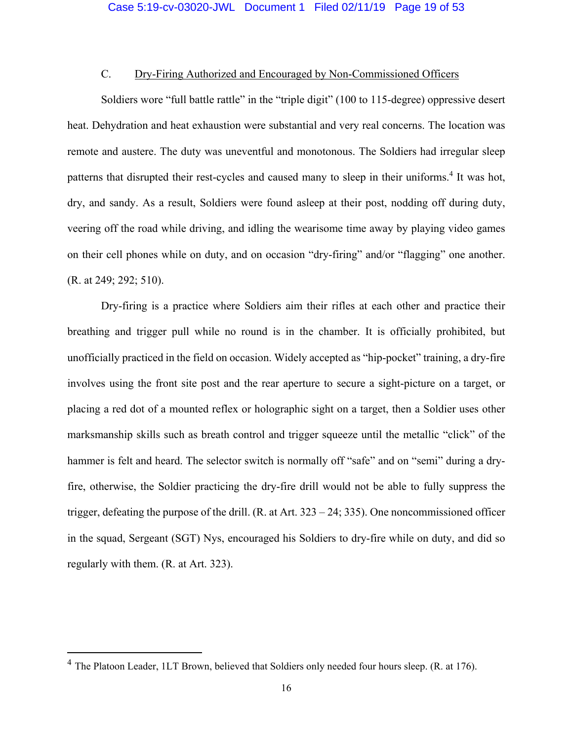### C. Dry-Firing Authorized and Encouraged by Non-Commissioned Officers

Soldiers wore "full battle rattle" in the "triple digit" (100 to 115-degree) oppressive desert heat. Dehydration and heat exhaustion were substantial and very real concerns. The location was remote and austere. The duty was uneventful and monotonous. The Soldiers had irregular sleep patterns that disrupted their rest-cycles and caused many to sleep in their uniforms.[4] It was hot, dry, and sandy. As a result, Soldiers were found asleep at their post, nodding off during duty, veering off the road while driving, and idling the wearisome time away by playing video games on their cell phones while on duty, and on occasion "dry-firing" and/or "flagging" one another. (R. at 249; 292; 510).

Dry-firing is a practice where Soldiers aim their rifles at each other and practice their breathing and trigger pull while no round is in the chamber. It is officially prohibited, but unofficially practiced in the field on occasion. Widely accepted as "hip-pocket" training, a dry-fire involves using the front site post and the rear aperture to secure a sight-picture on a target, or placing a red dot of a mounted reflex or holographic sight on a target, then a Soldier uses other marksmanship skills such as breath control and trigger squeeze until the metallic "click" of the hammer is felt and heard. The selector switch is normally off "safe" and on "semi" during a dry-fire, otherwise, the Soldier practicing the dry-fire drill would not be able to fully suppress the trigger, defeating the purpose of the drill. (R. at Art. 323 – 24; 335). One noncommissioned officer in the squad, Sergeant (SGT) Nys, encouraged his Soldiers to dry-fire while on duty, and did so regularly with them. (R. at Art. 323).

---

[4] The Platoon Leader, 1LT Brown, believed that Soldiers only needed four hours sleep. (R. at 176).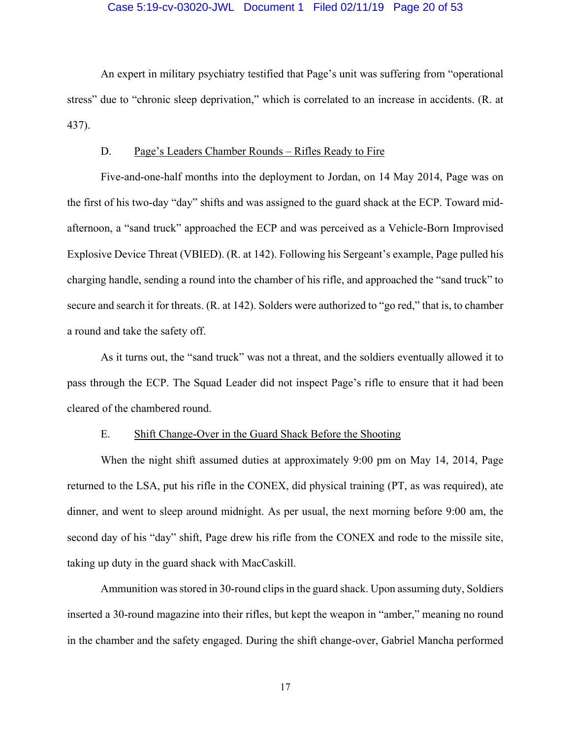An expert in military psychiatry testified that Page's unit was suffering from "operational stress" due to "chronic sleep deprivation," which is correlated to an increase in accidents. (R. at 437).

D. Page's Leaders Chamber Rounds – Rifles Ready to Fire

Five-and-one-half months into the deployment to Jordan, on 14 May 2014, Page was on the first of his two-day "day" shifts and was assigned to the guard shack at the ECP. Toward mid-afternoon, a "sand truck" approached the ECP and was perceived as a Vehicle-Born Improvised Explosive Device Threat (VBIED). (R. at 142). Following his Sergeant's example, Page pulled his charging handle, sending a round into the chamber of his rifle, and approached the "sand truck" to secure and search it for threats. (R. at 142). Solders were authorized to "go red," that is, to chamber a round and take the safety off.

As it turns out, the "sand truck" was not a threat, and the soldiers eventually allowed it to pass through the ECP. The Squad Leader did not inspect Page's rifle to ensure that it had been cleared of the chambered round.

E. Shift Change-Over in the Guard Shack Before the Shooting

When the night shift assumed duties at approximately 9:00 pm on May 14, 2014, Page returned to the LSA, put his rifle in the CONEX, did physical training (PT, as was required), ate dinner, and went to sleep around midnight. As per usual, the next morning before 9:00 am, the second day of his "day" shift, Page drew his rifle from the CONEX and rode to the missile site, taking up duty in the guard shack with MacCaskill.

Ammunition was stored in 30-round clips in the guard shack. Upon assuming duty, Soldiers inserted a 30-round magazine into their rifles, but kept the weapon in "amber," meaning no round in the chamber and the safety engaged. During the shift change-over, Gabriel Mancha performed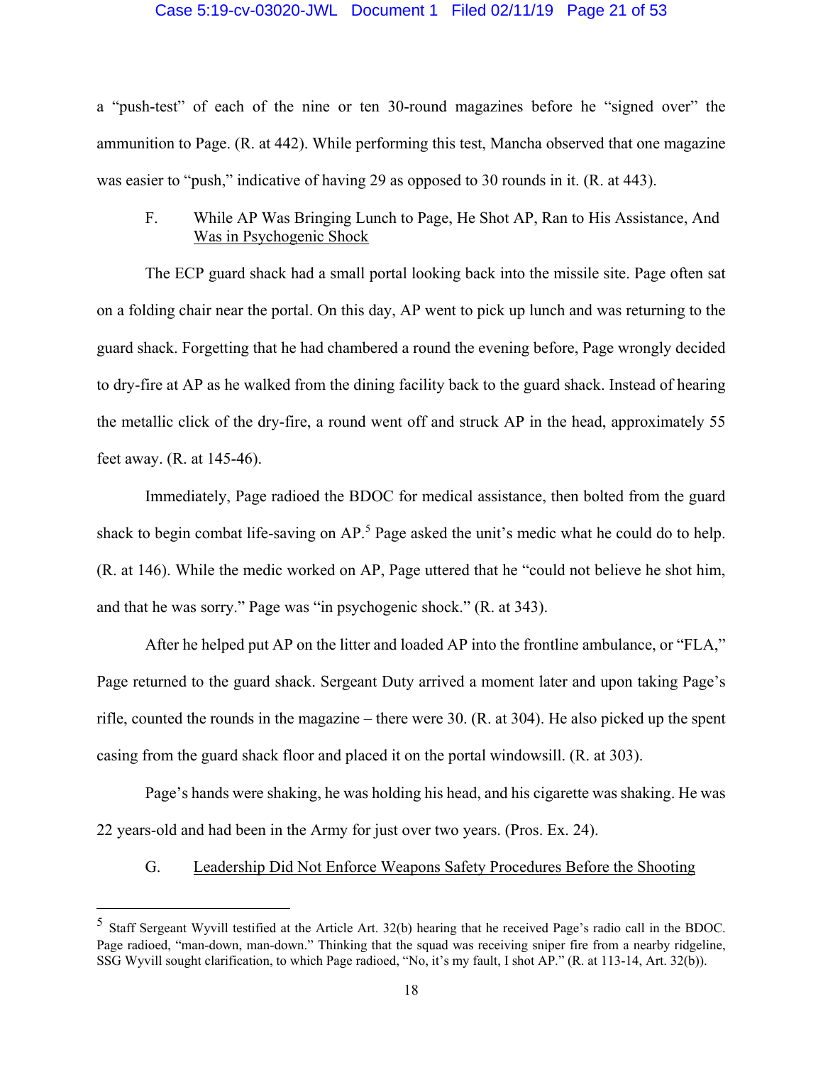a "push-test" of each of the nine or ten 30-round magazines before he "signed over" the ammunition to Page. (R. at 442). While performing this test, Mancha observed that one magazine was easier to "push," indicative of having 29 as opposed to 30 rounds in it. (R. at 443).

### F. While AP Was Bringing Lunch to Page, He Shot AP, Ran to His Assistance, And Was in Psychogenic Shock

The ECP guard shack had a small portal looking back into the missile site. Page often sat on a folding chair near the portal. On this day, AP went to pick up lunch and was returning to the guard shack. Forgetting that he had chambered a round the evening before, Page wrongly decided to dry-fire at AP as he walked from the dining facility back to the guard shack. Instead of hearing the metallic click of the dry-fire, a round went off and struck AP in the head, approximately 55 feet away. (R. at 145-46).

Immediately, Page radioed the BDOC for medical assistance, then bolted from the guard shack to begin combat life-saving on AP.[5] Page asked the unit's medic what he could do to help. (R. at 146). While the medic worked on AP, Page uttered that he "could not believe he shot him, and that he was sorry." Page was "in psychogenic shock." (R. at 343).

After he helped put AP on the litter and loaded AP into the frontline ambulance, or "FLA," Page returned to the guard shack. Sergeant Duty arrived a moment later and upon taking Page's rifle, counted the rounds in the magazine – there were 30. (R. at 304). He also picked up the spent casing from the guard shack floor and placed it on the portal windowsill. (R. at 303).

Page's hands were shaking, he was holding his head, and his cigarette was shaking. He was 22 years-old and had been in the Army for just over two years. (Pros. Ex. 24).

### G. Leadership Did Not Enforce Weapons Safety Procedures Before the Shooting

---

[5] Staff Sergeant Wyvill testified at the Article Art. 32(b) hearing that he received Page's radio call in the BDOC. Page radioed, "man-down, man-down." Thinking that the squad was receiving sniper fire from a nearby ridgeline, SSG Wyvill sought clarification, to which Page radioed, "No, it's my fault, I shot AP." (R. at 113-14, Art. 32(b)).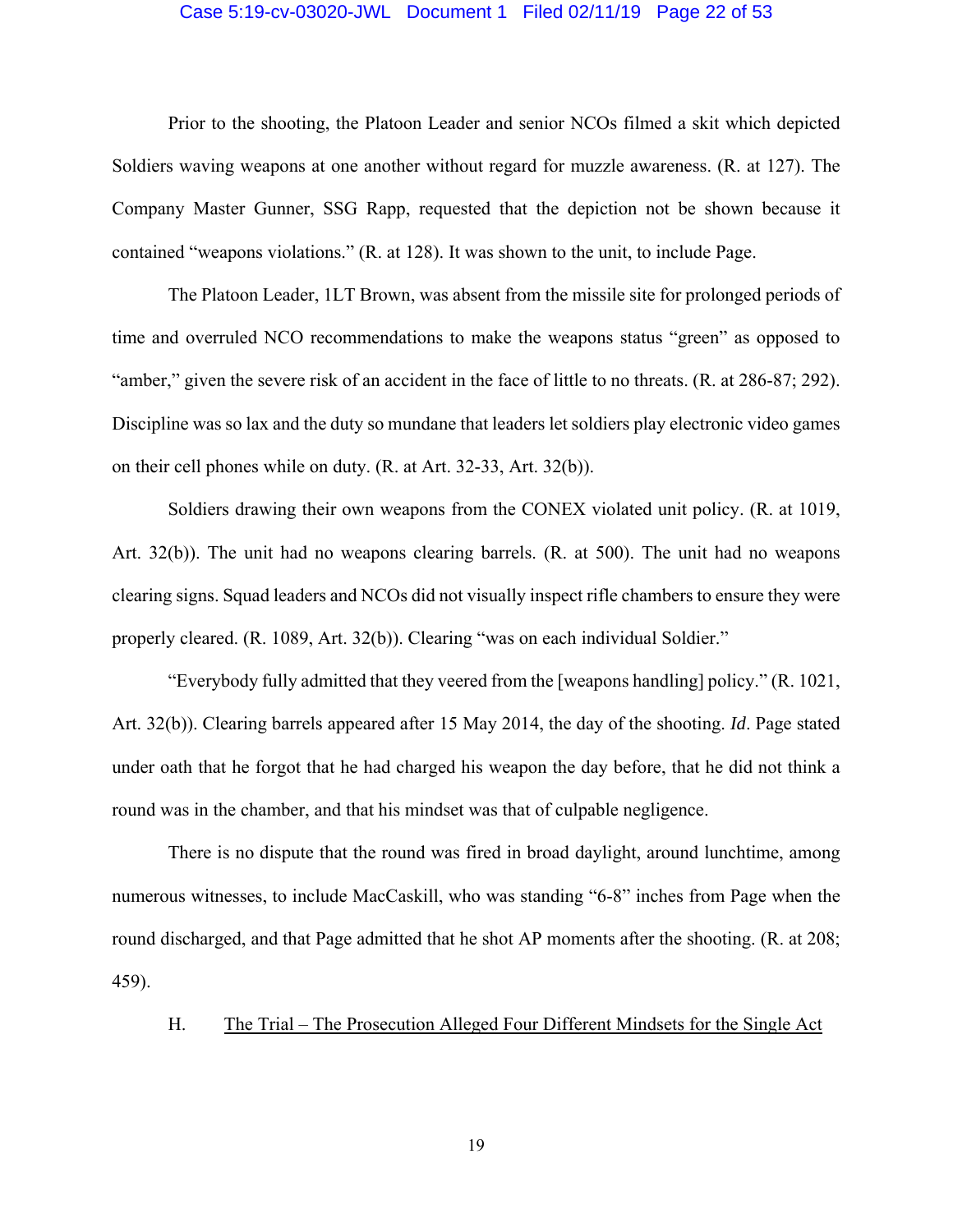Prior to the shooting, the Platoon Leader and senior NCOs filmed a skit which depicted Soldiers waving weapons at one another without regard for muzzle awareness. (R. at 127). The Company Master Gunner, SSG Rapp, requested that the depiction not be shown because it contained "weapons violations." (R. at 128). It was shown to the unit, to include Page.

The Platoon Leader, 1LT Brown, was absent from the missile site for prolonged periods of time and overruled NCO recommendations to make the weapons status "green" as opposed to "amber," given the severe risk of an accident in the face of little to no threats. (R. at 286-87; 292). Discipline was so lax and the duty so mundane that leaders let soldiers play electronic video games on their cell phones while on duty. (R. at Art. 32-33, Art. 32(b)).

Soldiers drawing their own weapons from the CONEX violated unit policy. (R. at 1019, Art. 32(b)). The unit had no weapons clearing barrels. (R. at 500). The unit had no weapons clearing signs. Squad leaders and NCOs did not visually inspect rifle chambers to ensure they were properly cleared. (R. 1089, Art. 32(b)). Clearing "was on each individual Soldier."

"Everybody fully admitted that they veered from the [weapons handling] policy." (R. 1021, Art. 32(b)). Clearing barrels appeared after 15 May 2014, the day of the shooting. *Id*. Page stated under oath that he forgot that he had charged his weapon the day before, that he did not think a round was in the chamber, and that his mindset was that of culpable negligence.

There is no dispute that the round was fired in broad daylight, around lunchtime, among numerous witnesses, to include MacCaskill, who was standing "6-8" inches from Page when the round discharged, and that Page admitted that he shot AP moments after the shooting. (R. at 208; 459).

H. <u>The Trial – The Prosecution Alleged Four Different Mindsets for the Single Act</u>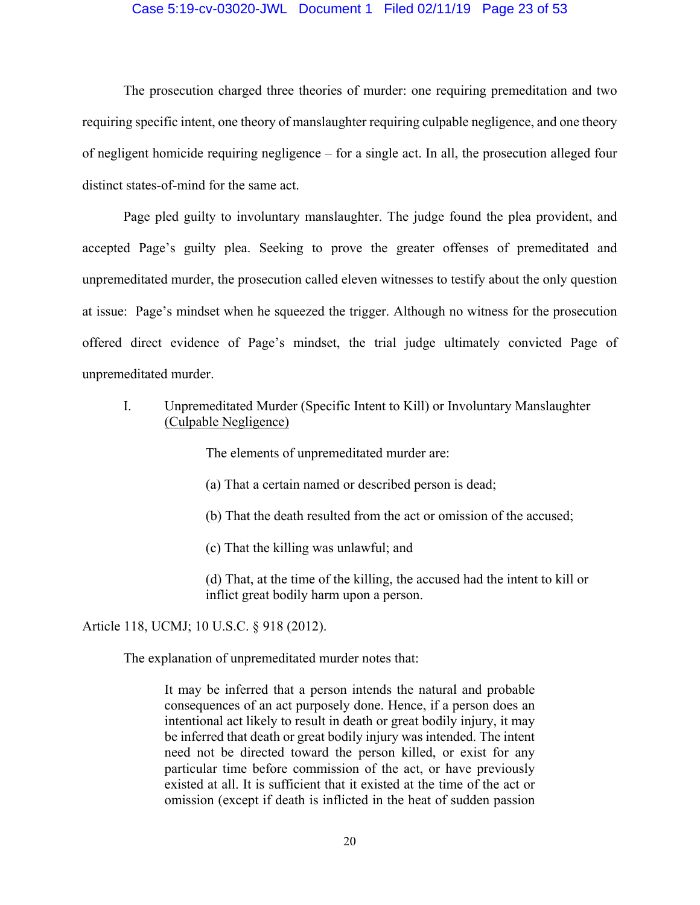The prosecution charged three theories of murder: one requiring premeditation and two requiring specific intent, one theory of manslaughter requiring culpable negligence, and one theory of negligent homicide requiring negligence – for a single act. In all, the prosecution alleged four distinct states-of-mind for the same act.

Page pled guilty to involuntary manslaughter. The judge found the plea provident, and accepted Page's guilty plea. Seeking to prove the greater offenses of premeditated and unpremeditated murder, the prosecution called eleven witnesses to testify about the only question at issue: Page's mindset when he squeezed the trigger. Although no witness for the prosecution offered direct evidence of Page's mindset, the trial judge ultimately convicted Page of unpremeditated murder.

## I. Unpremeditated Murder (Specific Intent to Kill) or Involuntary Manslaughter (Culpable Negligence)

> The elements of unpremeditated murder are:
>
> (a) That a certain named or described person is dead;
>
> (b) That the death resulted from the act or omission of the accused;
>
> (c) That the killing was unlawful; and
>
> (d) That, at the time of the killing, the accused had the intent to kill or inflict great bodily harm upon a person.

Article 118, UCMJ; 10 U.S.C. § 918 (2012).

The explanation of unpremeditated murder notes that:

> It may be inferred that a person intends the natural and probable consequences of an act purposely done. Hence, if a person does an intentional act likely to result in death or great bodily injury, it may be inferred that death or great bodily injury was intended. The intent need not be directed toward the person killed, or exist for any particular time before commission of the act, or have previously existed at all. It is sufficient that it existed at the time of the act or omission (except if death is inflicted in the heat of sudden passion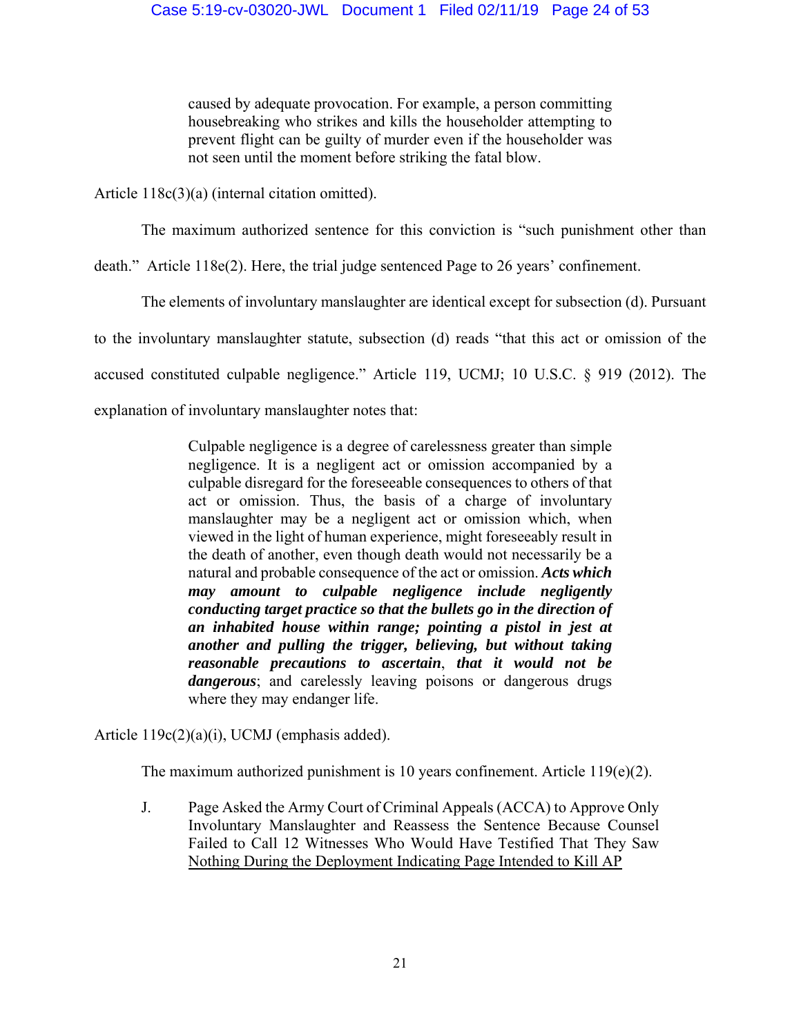> caused by adequate provocation. For example, a person committing housebreaking who strikes and kills the householder attempting to prevent flight can be guilty of murder even if the householder was not seen until the moment before striking the fatal blow.

Article 118c(3)(a) (internal citation omitted).

The maximum authorized sentence for this conviction is "such punishment other than death." Article 118e(2). Here, the trial judge sentenced Page to 26 years' confinement.

The elements of involuntary manslaughter are identical except for subsection (d). Pursuant to the involuntary manslaughter statute, subsection (d) reads "that this act or omission of the accused constituted culpable negligence." Article 119, UCMJ; 10 U.S.C. § 919 (2012). The explanation of involuntary manslaughter notes that:

> Culpable negligence is a degree of carelessness greater than simple negligence. It is a negligent act or omission accompanied by a culpable disregard for the foreseeable consequences to others of that act or omission. Thus, the basis of a charge of involuntary manslaughter may be a negligent act or omission which, when viewed in the light of human experience, might foreseeably result in the death of another, even though death would not necessarily be a natural and probable consequence of the act or omission. ***Acts which may amount to culpable negligence include negligently conducting target practice so that the bullets go in the direction of an inhabited house within range; pointing a pistol in jest at another and pulling the trigger, believing, but without taking reasonable precautions to ascertain*, *that it would not be dangerous***; and carelessly leaving poisons or dangerous drugs where they may endanger life.

Article 119c(2)(a)(i), UCMJ (emphasis added).

The maximum authorized punishment is 10 years confinement. Article 119(e)(2).

### J. Page Asked the Army Court of Criminal Appeals (ACCA) to Approve Only Involuntary Manslaughter and Reassess the Sentence Because Counsel Failed to Call 12 Witnesses Who Would Have Testified That They Saw Nothing During the Deployment Indicating Page Intended to Kill AP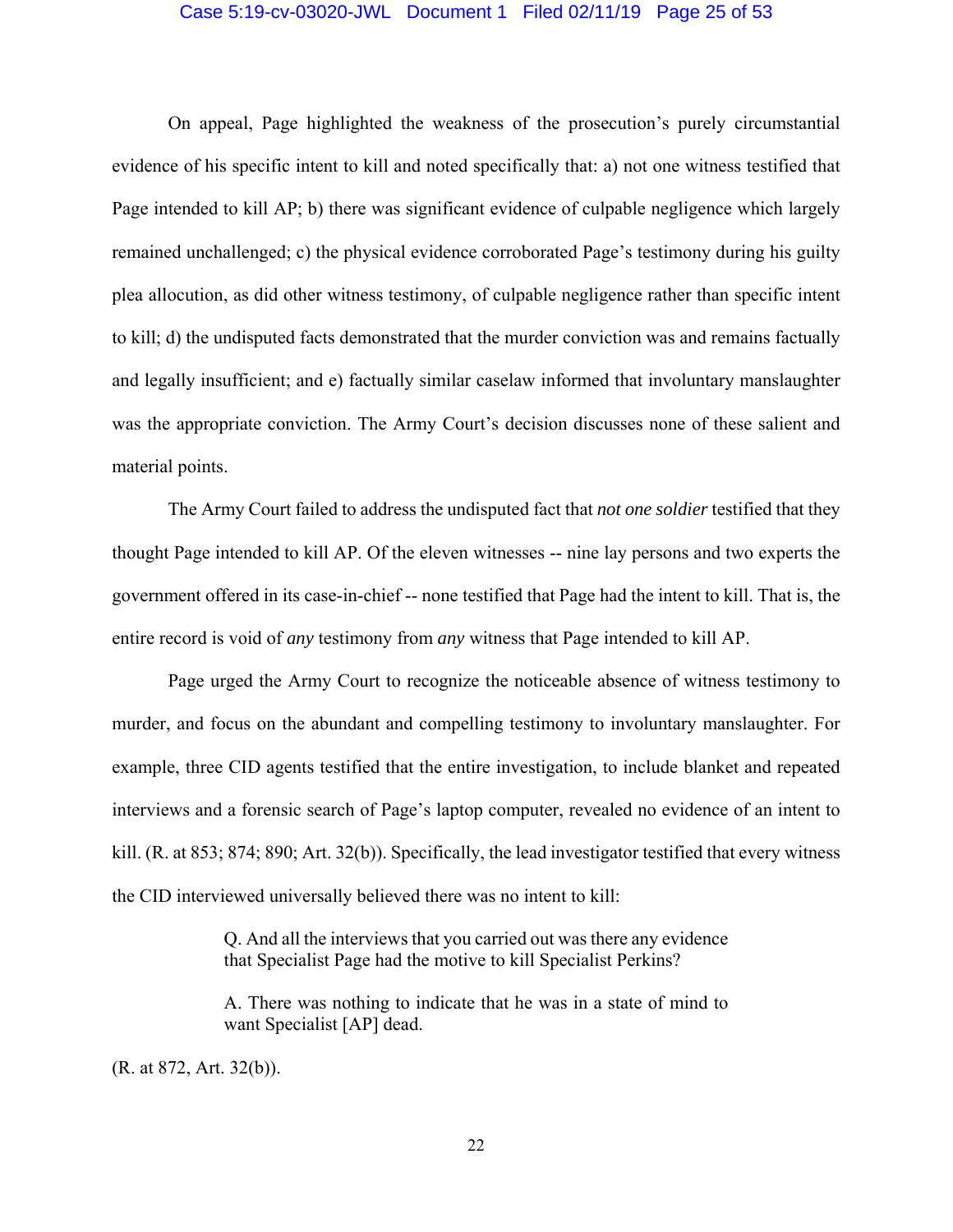On appeal, Page highlighted the weakness of the prosecution's purely circumstantial evidence of his specific intent to kill and noted specifically that: a) not one witness testified that Page intended to kill AP; b) there was significant evidence of culpable negligence which largely remained unchallenged; c) the physical evidence corroborated Page's testimony during his guilty plea allocution, as did other witness testimony, of culpable negligence rather than specific intent to kill; d) the undisputed facts demonstrated that the murder conviction was and remains factually and legally insufficient; and e) factually similar caselaw informed that involuntary manslaughter was the appropriate conviction. The Army Court's decision discusses none of these salient and material points.

The Army Court failed to address the undisputed fact that *not one soldier* testified that they thought Page intended to kill AP. Of the eleven witnesses -- nine lay persons and two experts the government offered in its case-in-chief -- none testified that Page had the intent to kill. That is, the entire record is void of *any* testimony from *any* witness that Page intended to kill AP.

Page urged the Army Court to recognize the noticeable absence of witness testimony to murder, and focus on the abundant and compelling testimony to involuntary manslaughter. For example, three CID agents testified that the entire investigation, to include blanket and repeated interviews and a forensic search of Page's laptop computer, revealed no evidence of an intent to kill. (R. at 853; 874; 890; Art. 32(b)). Specifically, the lead investigator testified that every witness the CID interviewed universally believed there was no intent to kill:

> Q. And all the interviews that you carried out was there any evidence that Specialist Page had the motive to kill Specialist Perkins?
>
> A. There was nothing to indicate that he was in a state of mind to want Specialist [AP] dead.

(R. at 872, Art. 32(b)).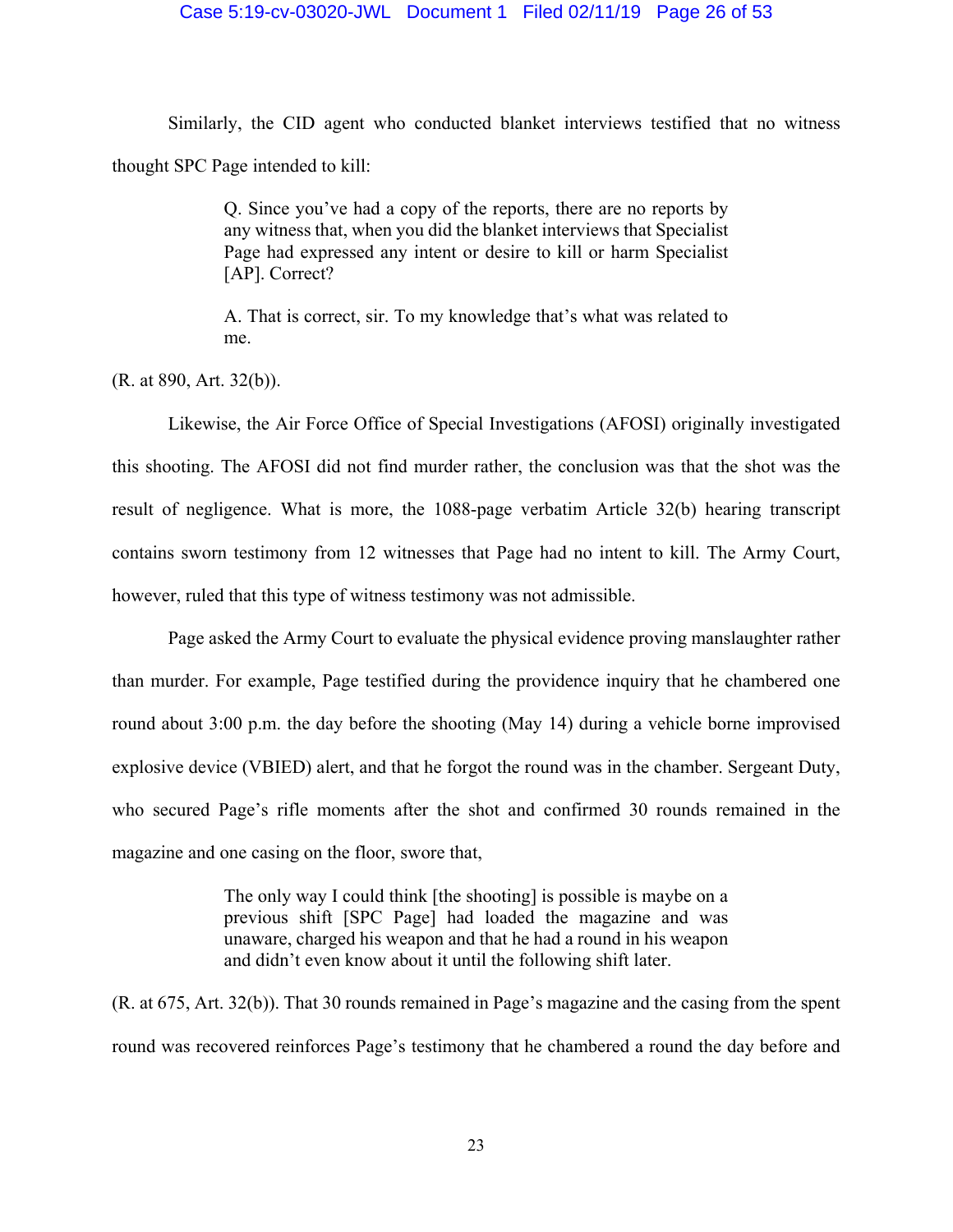Similarly, the CID agent who conducted blanket interviews testified that no witness thought SPC Page intended to kill:

> Q. Since you've had a copy of the reports, there are no reports by any witness that, when you did the blanket interviews that Specialist Page had expressed any intent or desire to kill or harm Specialist [AP]. Correct?
>
> A. That is correct, sir. To my knowledge that's what was related to me.

(R. at 890, Art. 32(b)).

Likewise, the Air Force Office of Special Investigations (AFOSI) originally investigated this shooting. The AFOSI did not find murder rather, the conclusion was that the shot was the result of negligence. What is more, the 1088-page verbatim Article 32(b) hearing transcript contains sworn testimony from 12 witnesses that Page had no intent to kill. The Army Court, however, ruled that this type of witness testimony was not admissible.

Page asked the Army Court to evaluate the physical evidence proving manslaughter rather than murder. For example, Page testified during the providence inquiry that he chambered one round about 3:00 p.m. the day before the shooting (May 14) during a vehicle borne improvised explosive device (VBIED) alert, and that he forgot the round was in the chamber. Sergeant Duty, who secured Page's rifle moments after the shot and confirmed 30 rounds remained in the magazine and one casing on the floor, swore that,

> The only way I could think [the shooting] is possible is maybe on a previous shift [SPC Page] had loaded the magazine and was unaware, charged his weapon and that he had a round in his weapon and didn't even know about it until the following shift later.

(R. at 675, Art. 32(b)). That 30 rounds remained in Page's magazine and the casing from the spent round was recovered reinforces Page's testimony that he chambered a round the day before and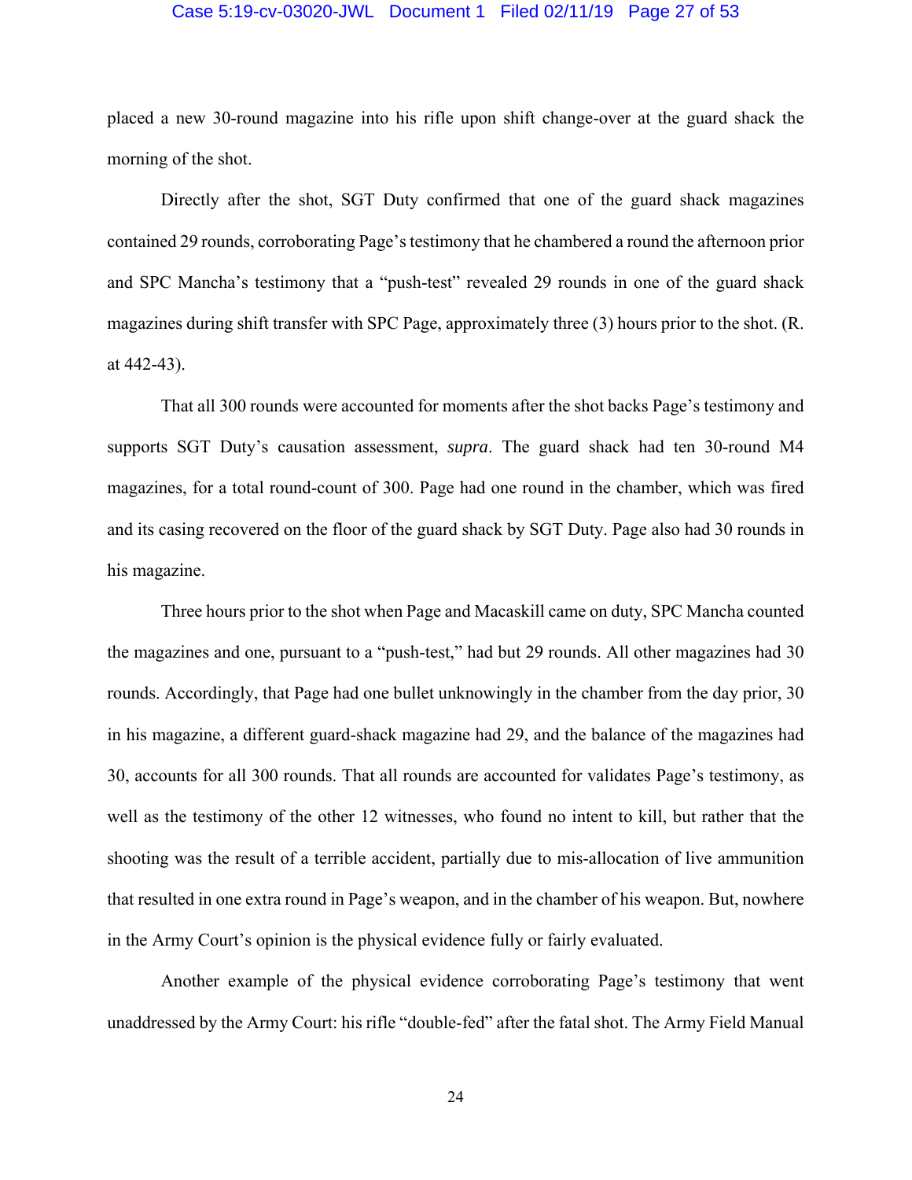placed a new 30-round magazine into his rifle upon shift change-over at the guard shack the morning of the shot.

Directly after the shot, SGT Duty confirmed that one of the guard shack magazines contained 29 rounds, corroborating Page's testimony that he chambered a round the afternoon prior and SPC Mancha's testimony that a "push-test" revealed 29 rounds in one of the guard shack magazines during shift transfer with SPC Page, approximately three (3) hours prior to the shot. (R. at 442-43).

That all 300 rounds were accounted for moments after the shot backs Page's testimony and supports SGT Duty's causation assessment, *supra*. The guard shack had ten 30-round M4 magazines, for a total round-count of 300. Page had one round in the chamber, which was fired and its casing recovered on the floor of the guard shack by SGT Duty. Page also had 30 rounds in his magazine.

Three hours prior to the shot when Page and Macaskill came on duty, SPC Mancha counted the magazines and one, pursuant to a "push-test," had but 29 rounds. All other magazines had 30 rounds. Accordingly, that Page had one bullet unknowingly in the chamber from the day prior, 30 in his magazine, a different guard-shack magazine had 29, and the balance of the magazines had 30, accounts for all 300 rounds. That all rounds are accounted for validates Page's testimony, as well as the testimony of the other 12 witnesses, who found no intent to kill, but rather that the shooting was the result of a terrible accident, partially due to mis-allocation of live ammunition that resulted in one extra round in Page's weapon, and in the chamber of his weapon. But, nowhere in the Army Court's opinion is the physical evidence fully or fairly evaluated.

Another example of the physical evidence corroborating Page's testimony that went unaddressed by the Army Court: his rifle "double-fed" after the fatal shot. The Army Field Manual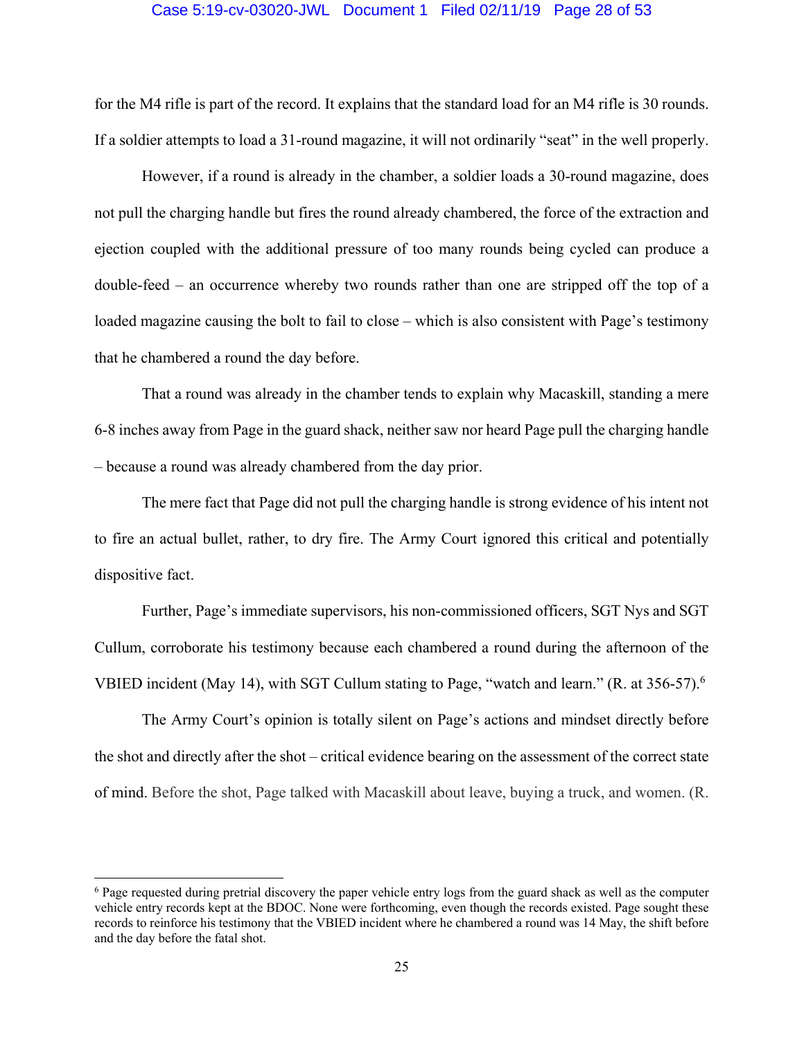for the M4 rifle is part of the record. It explains that the standard load for an M4 rifle is 30 rounds. If a soldier attempts to load a 31-round magazine, it will not ordinarily "seat" in the well properly.

However, if a round is already in the chamber, a soldier loads a 30-round magazine, does not pull the charging handle but fires the round already chambered, the force of the extraction and ejection coupled with the additional pressure of too many rounds being cycled can produce a double-feed – an occurrence whereby two rounds rather than one are stripped off the top of a loaded magazine causing the bolt to fail to close – which is also consistent with Page's testimony that he chambered a round the day before.

That a round was already in the chamber tends to explain why Macaskill, standing a mere 6-8 inches away from Page in the guard shack, neither saw nor heard Page pull the charging handle – because a round was already chambered from the day prior.

The mere fact that Page did not pull the charging handle is strong evidence of his intent not to fire an actual bullet, rather, to dry fire. The Army Court ignored this critical and potentially dispositive fact.

Further, Page's immediate supervisors, his non-commissioned officers, SGT Nys and SGT Cullum, corroborate his testimony because each chambered a round during the afternoon of the VBIED incident (May 14), with SGT Cullum stating to Page, "watch and learn." (R. at 356-57).[6]

The Army Court's opinion is totally silent on Page's actions and mindset directly before the shot and directly after the shot – critical evidence bearing on the assessment of the correct state of mind. Before the shot, Page talked with Macaskill about leave, buying a truck, and women. (R.

---

[6] Page requested during pretrial discovery the paper vehicle entry logs from the guard shack as well as the computer vehicle entry records kept at the BDOC. None were forthcoming, even though the records existed. Page sought these records to reinforce his testimony that the VBIED incident where he chambered a round was 14 May, the shift before and the day before the fatal shot.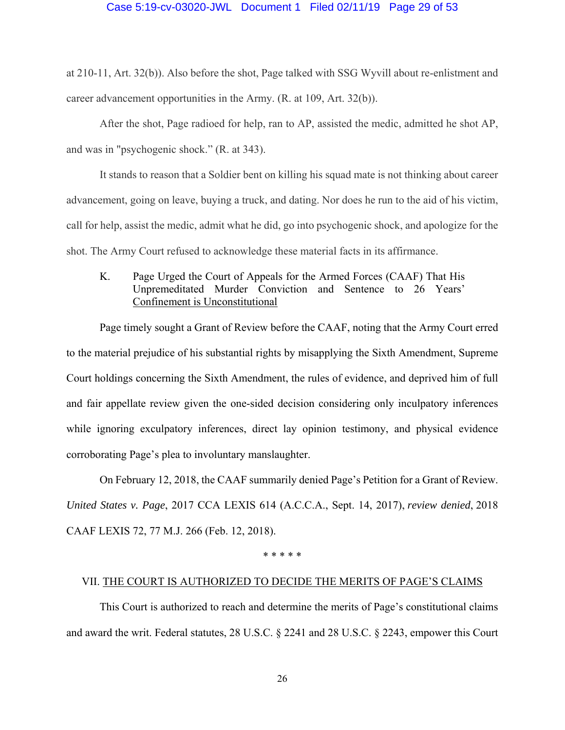at 210-11, Art. 32(b)). Also before the shot, Page talked with SSG Wyvill about re-enlistment and career advancement opportunities in the Army. (R. at 109, Art. 32(b)).

After the shot, Page radioed for help, ran to AP, assisted the medic, admitted he shot AP, and was in "psychogenic shock." (R. at 343).

It stands to reason that a Soldier bent on killing his squad mate is not thinking about career advancement, going on leave, buying a truck, and dating. Nor does he run to the aid of his victim, call for help, assist the medic, admit what he did, go into psychogenic shock, and apologize for the shot. The Army Court refused to acknowledge these material facts in its affirmance.

K. Page Urged the Court of Appeals for the Armed Forces (CAAF) That His Unpremeditated Murder Conviction and Sentence to 26 Years' Confinement is Unconstitutional

Page timely sought a Grant of Review before the CAAF, noting that the Army Court erred to the material prejudice of his substantial rights by misapplying the Sixth Amendment, Supreme Court holdings concerning the Sixth Amendment, the rules of evidence, and deprived him of full and fair appellate review given the one-sided decision considering only inculpatory inferences while ignoring exculpatory inferences, direct lay opinion testimony, and physical evidence corroborating Page's plea to involuntary manslaughter.

On February 12, 2018, the CAAF summarily denied Page's Petition for a Grant of Review. *United States v. Page*, 2017 CCA LEXIS 614 (A.C.C.A., Sept. 14, 2017), *review denied*, 2018 CAAF LEXIS 72, 77 M.J. 266 (Feb. 12, 2018).

\* \* \* \* \*

## VII. THE COURT IS AUTHORIZED TO DECIDE THE MERITS OF PAGE'S CLAIMS

This Court is authorized to reach and determine the merits of Page's constitutional claims and award the writ. Federal statutes, 28 U.S.C. § 2241 and 28 U.S.C. § 2243, empower this Court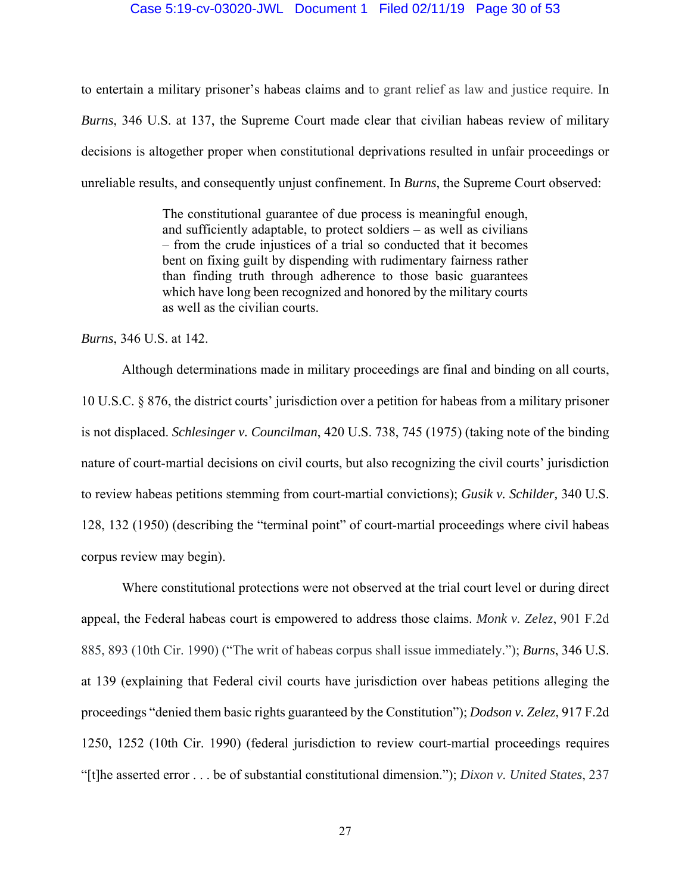to entertain a military prisoner's habeas claims and to grant relief as law and justice require. In *Burns*, 346 U.S. at 137, the Supreme Court made clear that civilian habeas review of military decisions is altogether proper when constitutional deprivations resulted in unfair proceedings or unreliable results, and consequently unjust confinement. In *Burns*, the Supreme Court observed:

> The constitutional guarantee of due process is meaningful enough, and sufficiently adaptable, to protect soldiers – as well as civilians – from the crude injustices of a trial so conducted that it becomes bent on fixing guilt by dispending with rudimentary fairness rather than finding truth through adherence to those basic guarantees which have long been recognized and honored by the military courts as well as the civilian courts.

*Burns*, 346 U.S. at 142.

Although determinations made in military proceedings are final and binding on all courts, 10 U.S.C. § 876, the district courts' jurisdiction over a petition for habeas from a military prisoner is not displaced. *Schlesinger v. Councilman*, 420 U.S. 738, 745 (1975) (taking note of the binding nature of court-martial decisions on civil courts, but also recognizing the civil courts' jurisdiction to review habeas petitions stemming from court-martial convictions); *Gusik v. Schilder,* 340 U.S. 128, 132 (1950) (describing the "terminal point" of court-martial proceedings where civil habeas corpus review may begin).

Where constitutional protections were not observed at the trial court level or during direct appeal, the Federal habeas court is empowered to address those claims. *Monk v. Zelez*, 901 F.2d 885, 893 (10th Cir. 1990) ("The writ of habeas corpus shall issue immediately."); *Burns*, 346 U.S. at 139 (explaining that Federal civil courts have jurisdiction over habeas petitions alleging the proceedings "denied them basic rights guaranteed by the Constitution"); *Dodson v. Zelez*, 917 F.2d 1250, 1252 (10th Cir. 1990) (federal jurisdiction to review court-martial proceedings requires "[t]he asserted error . . . be of substantial constitutional dimension."); *Dixon v. United States*, 237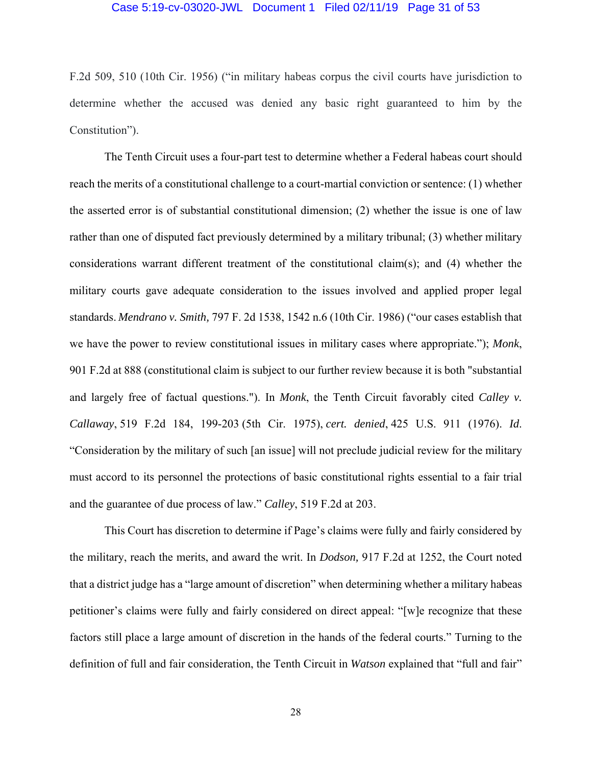F.2d 509, 510 (10th Cir. 1956) ("in military habeas corpus the civil courts have jurisdiction to determine whether the accused was denied any basic right guaranteed to him by the Constitution").

The Tenth Circuit uses a four-part test to determine whether a Federal habeas court should reach the merits of a constitutional challenge to a court-martial conviction or sentence: (1) whether the asserted error is of substantial constitutional dimension; (2) whether the issue is one of law rather than one of disputed fact previously determined by a military tribunal; (3) whether military considerations warrant different treatment of the constitutional claim(s); and (4) whether the military courts gave adequate consideration to the issues involved and applied proper legal standards. *Mendrano v. Smith,* 797 F. 2d 1538, 1542 n.6 (10th Cir. 1986) ("our cases establish that we have the power to review constitutional issues in military cases where appropriate."); *Monk*, 901 F.2d at 888 (constitutional claim is subject to our further review because it is both "substantial and largely free of factual questions."). In *Monk*, the Tenth Circuit favorably cited *Calley v. Callaway*, 519 F.2d 184, 199-203 (5th Cir. 1975), *cert. denied*, 425 U.S. 911 (1976). *Id*. "Consideration by the military of such [an issue] will not preclude judicial review for the military must accord to its personnel the protections of basic constitutional rights essential to a fair trial and the guarantee of due process of law." *Calley*, 519 F.2d at 203.

This Court has discretion to determine if Page's claims were fully and fairly considered by the military, reach the merits, and award the writ. In *Dodson,* 917 F.2d at 1252, the Court noted that a district judge has a "large amount of discretion" when determining whether a military habeas petitioner's claims were fully and fairly considered on direct appeal: "[w]e recognize that these factors still place a large amount of discretion in the hands of the federal courts." Turning to the definition of full and fair consideration, the Tenth Circuit in *Watson* explained that "full and fair"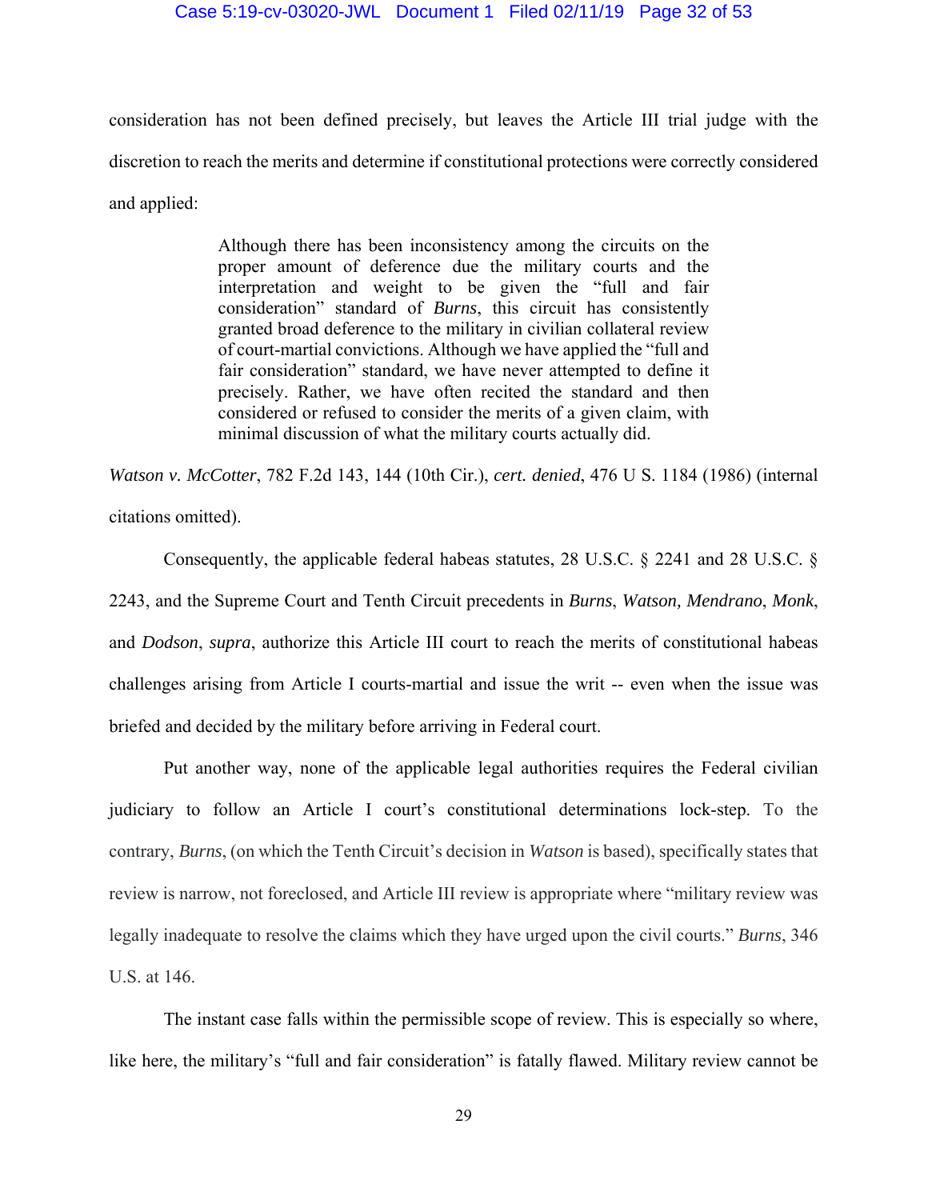consideration has not been defined precisely, but leaves the Article III trial judge with the discretion to reach the merits and determine if constitutional protections were correctly considered and applied:

> Although there has been inconsistency among the circuits on the proper amount of deference due the military courts and the interpretation and weight to be given the "full and fair consideration" standard of *Burns*, this circuit has consistently granted broad deference to the military in civilian collateral review of court-martial convictions. Although we have applied the "full and fair consideration" standard, we have never attempted to define it precisely. Rather, we have often recited the standard and then considered or refused to consider the merits of a given claim, with minimal discussion of what the military courts actually did.

*Watson v. McCotter*, 782 F.2d 143, 144 (10th Cir.), *cert. denied*, 476 U S. 1184 (1986) (internal citations omitted).

Consequently, the applicable federal habeas statutes, 28 U.S.C. § 2241 and 28 U.S.C. § 2243, and the Supreme Court and Tenth Circuit precedents in *Burns*, *Watson, Mendrano*, *Monk*, and *Dodson*, *supra*, authorize this Article III court to reach the merits of constitutional habeas challenges arising from Article I courts-martial and issue the writ -- even when the issue was briefed and decided by the military before arriving in Federal court.

Put another way, none of the applicable legal authorities requires the Federal civilian judiciary to follow an Article I court's constitutional determinations lock-step. To the contrary, *Burns*, (on which the Tenth Circuit's decision in *Watson* is based), specifically states that review is narrow, not foreclosed, and Article III review is appropriate where "military review was legally inadequate to resolve the claims which they have urged upon the civil courts." *Burns*, 346 U.S. at 146.

The instant case falls within the permissible scope of review. This is especially so where, like here, the military's "full and fair consideration" is fatally flawed. Military review cannot be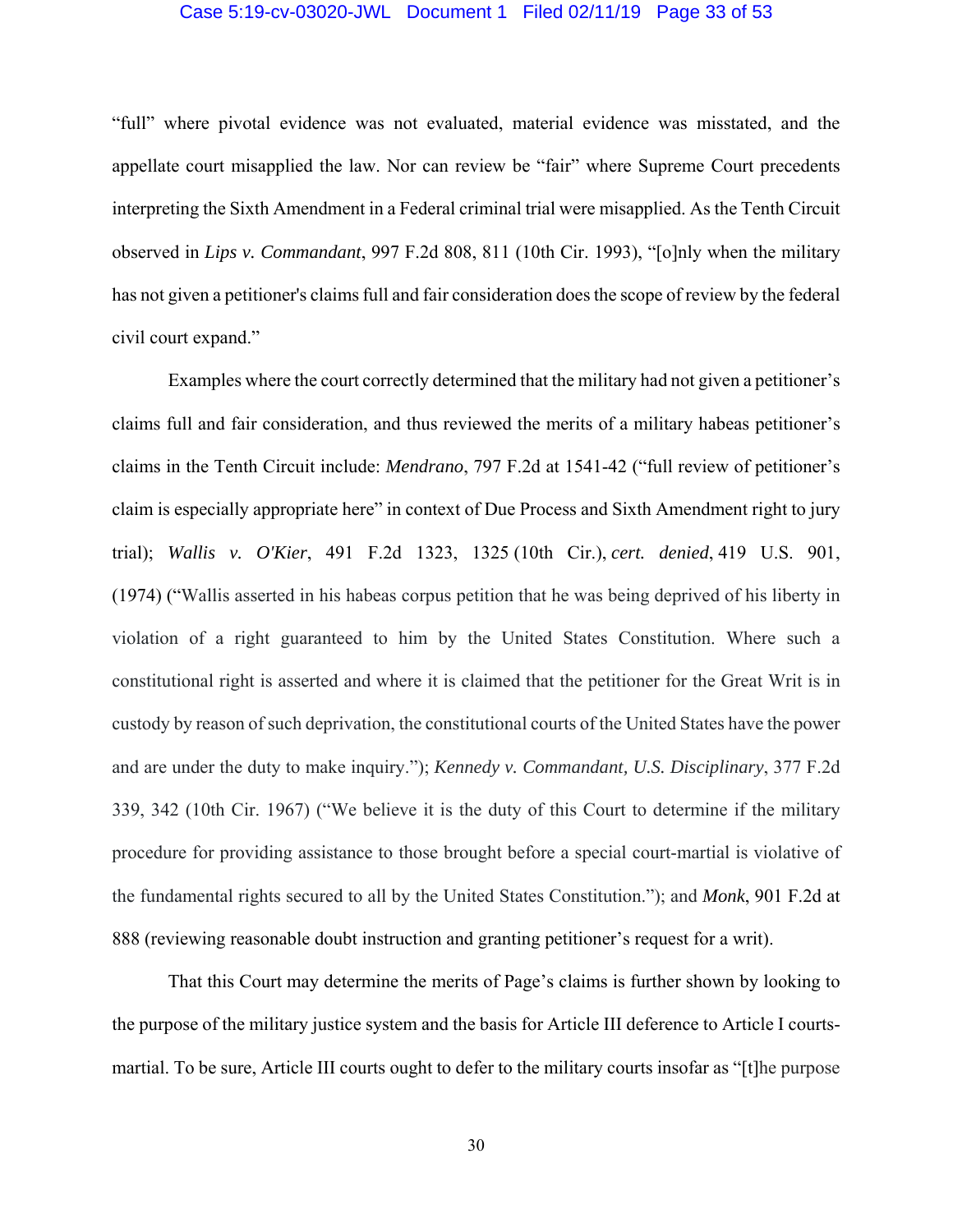"full" where pivotal evidence was not evaluated, material evidence was misstated, and the appellate court misapplied the law. Nor can review be "fair" where Supreme Court precedents interpreting the Sixth Amendment in a Federal criminal trial were misapplied. As the Tenth Circuit observed in *Lips v. Commandant*, 997 F.2d 808, 811 (10th Cir. 1993), "[o]nly when the military has not given a petitioner's claims full and fair consideration does the scope of review by the federal civil court expand."

Examples where the court correctly determined that the military had not given a petitioner's claims full and fair consideration, and thus reviewed the merits of a military habeas petitioner's claims in the Tenth Circuit include: *Mendrano*, 797 F.2d at 1541-42 ("full review of petitioner's claim is especially appropriate here" in context of Due Process and Sixth Amendment right to jury trial); *Wallis v. O'Kier*, 491 F.2d 1323, 1325 (10th Cir.), *cert. denied*, 419 U.S. 901, (1974) ("Wallis asserted in his habeas corpus petition that he was being deprived of his liberty in violation of a right guaranteed to him by the United States Constitution. Where such a constitutional right is asserted and where it is claimed that the petitioner for the Great Writ is in custody by reason of such deprivation, the constitutional courts of the United States have the power and are under the duty to make inquiry."); *Kennedy v. Commandant, U.S. Disciplinary*, 377 F.2d 339, 342 (10th Cir. 1967) ("We believe it is the duty of this Court to determine if the military procedure for providing assistance to those brought before a special court-martial is violative of the fundamental rights secured to all by the United States Constitution."); and *Monk*, 901 F.2d at 888 (reviewing reasonable doubt instruction and granting petitioner's request for a writ).

That this Court may determine the merits of Page's claims is further shown by looking to the purpose of the military justice system and the basis for Article III deference to Article I courts-martial. To be sure, Article III courts ought to defer to the military courts insofar as "[t]he purpose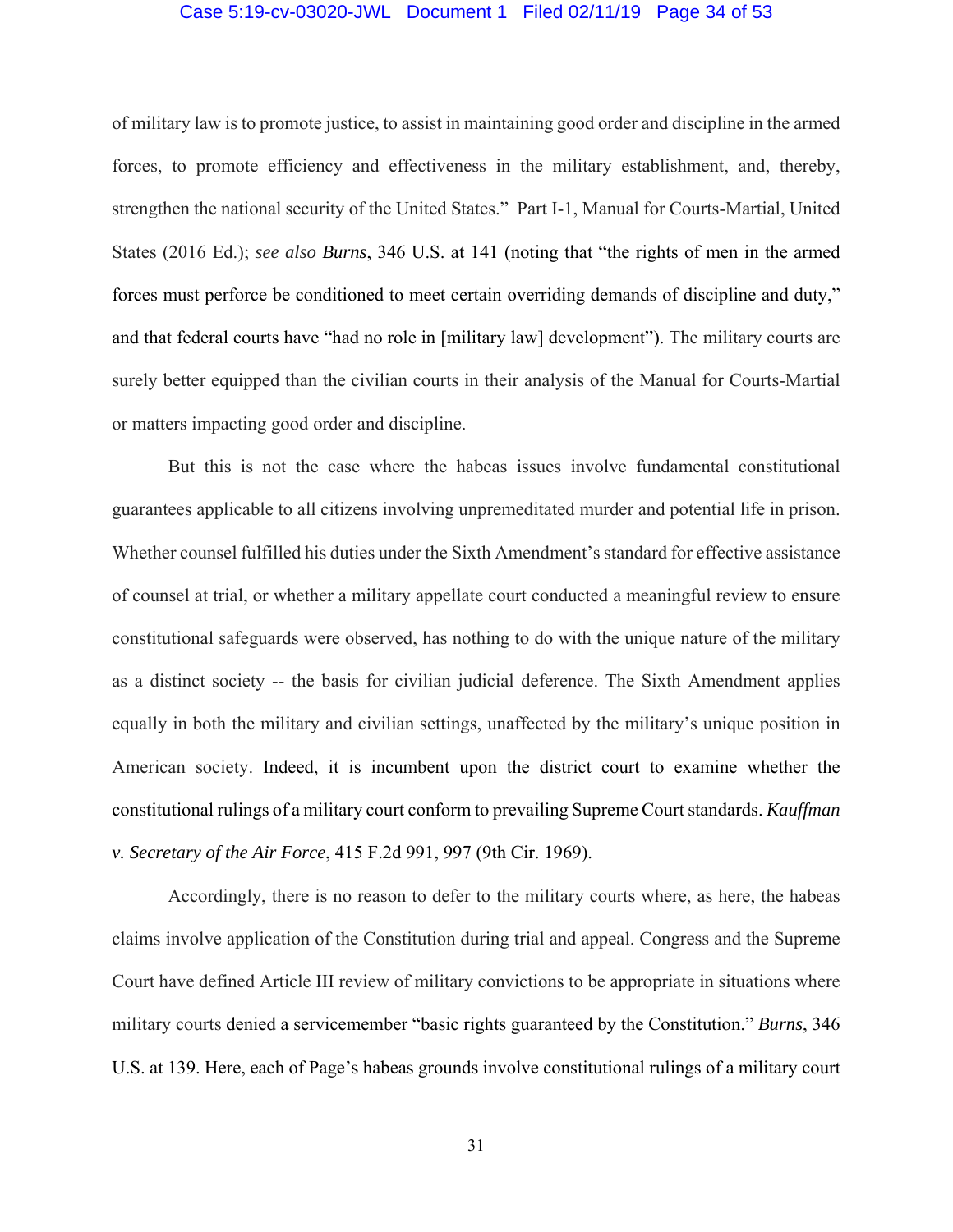of military law is to promote justice, to assist in maintaining good order and discipline in the armed forces, to promote efficiency and effectiveness in the military establishment, and, thereby, strengthen the national security of the United States." Part I-1, Manual for Courts-Martial, United States (2016 Ed.); *see also* *Burns*, 346 U.S. at 141 (noting that "the rights of men in the armed forces must perforce be conditioned to meet certain overriding demands of discipline and duty," and that federal courts have "had no role in [military law] development"). The military courts are surely better equipped than the civilian courts in their analysis of the Manual for Courts-Martial or matters impacting good order and discipline.

But this is not the case where the habeas issues involve fundamental constitutional guarantees applicable to all citizens involving unpremeditated murder and potential life in prison. Whether counsel fulfilled his duties under the Sixth Amendment's standard for effective assistance of counsel at trial, or whether a military appellate court conducted a meaningful review to ensure constitutional safeguards were observed, has nothing to do with the unique nature of the military as a distinct society -- the basis for civilian judicial deference. The Sixth Amendment applies equally in both the military and civilian settings, unaffected by the military's unique position in American society. Indeed, it is incumbent upon the district court to examine whether the constitutional rulings of a military court conform to prevailing Supreme Court standards. *Kauffman v. Secretary of the Air Force*, 415 F.2d 991, 997 (9th Cir. 1969).

Accordingly, there is no reason to defer to the military courts where, as here, the habeas claims involve application of the Constitution during trial and appeal. Congress and the Supreme Court have defined Article III review of military convictions to be appropriate in situations where military courts denied a servicemember "basic rights guaranteed by the Constitution." *Burns*, 346 U.S. at 139. Here, each of Page's habeas grounds involve constitutional rulings of a military court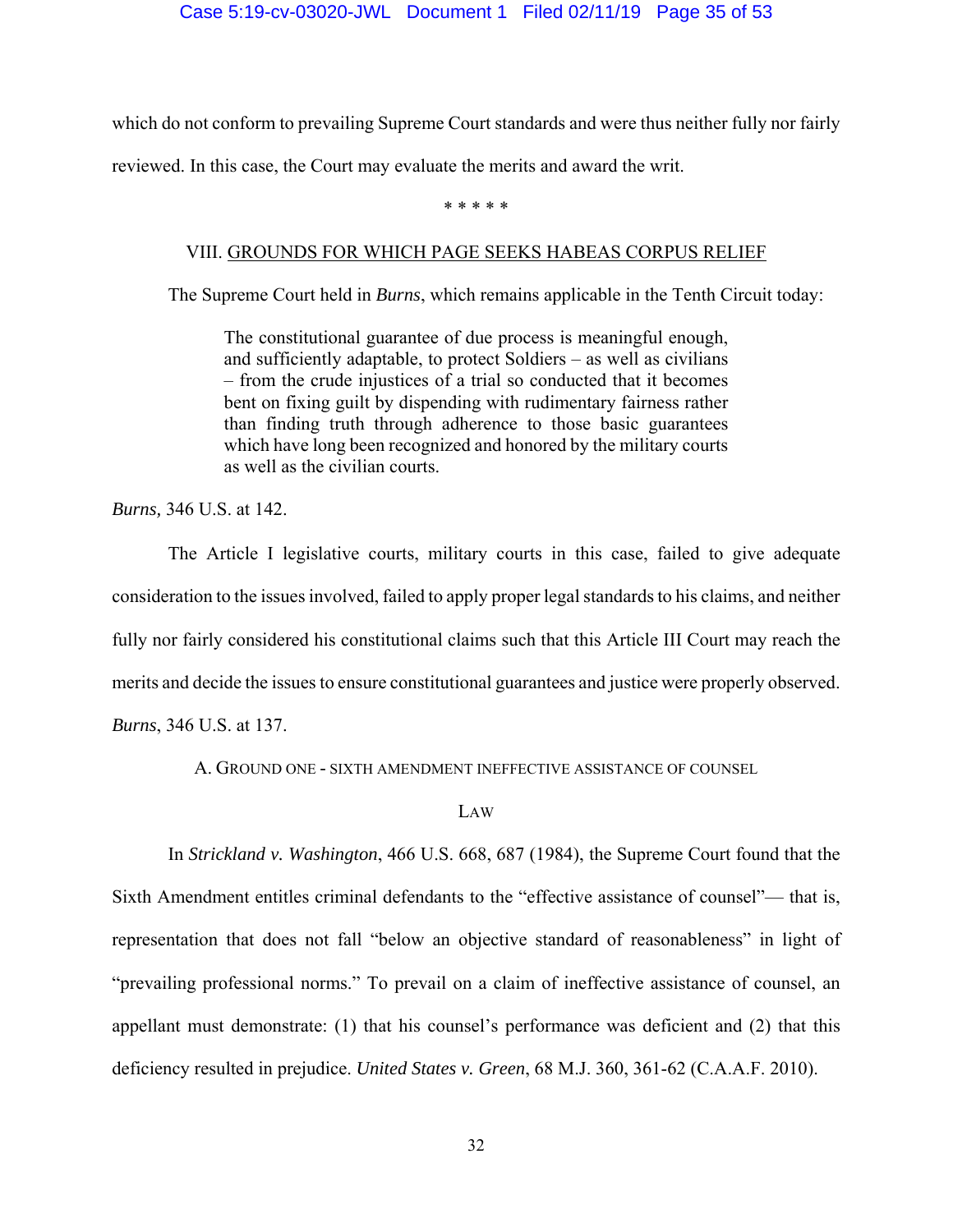which do not conform to prevailing Supreme Court standards and were thus neither fully nor fairly reviewed. In this case, the Court may evaluate the merits and award the writ.

\* \* \* \* \*

## VIII. <u>GROUNDS FOR WHICH PAGE SEEKS HABEAS CORPUS RELIEF</u>

The Supreme Court held in *Burns*, which remains applicable in the Tenth Circuit today:

> The constitutional guarantee of due process is meaningful enough, and sufficiently adaptable, to protect Soldiers – as well as civilians – from the crude injustices of a trial so conducted that it becomes bent on fixing guilt by dispending with rudimentary fairness rather than finding truth through adherence to those basic guarantees which have long been recognized and honored by the military courts as well as the civilian courts.

*Burns,* 346 U.S. at 142.

The Article I legislative courts, military courts in this case, failed to give adequate consideration to the issues involved, failed to apply proper legal standards to his claims, and neither fully nor fairly considered his constitutional claims such that this Article III Court may reach the merits and decide the issues to ensure constitutional guarantees and justice were properly observed. *Burns*, 346 U.S. at 137.

### A. GROUND ONE - SIXTH AMENDMENT INEFFECTIVE ASSISTANCE OF COUNSEL

#### LAW

In *Strickland v. Washington*, 466 U.S. 668, 687 (1984), the Supreme Court found that the Sixth Amendment entitles criminal defendants to the "effective assistance of counsel"— that is, representation that does not fall "below an objective standard of reasonableness" in light of "prevailing professional norms." To prevail on a claim of ineffective assistance of counsel, an appellant must demonstrate: (1) that his counsel's performance was deficient and (2) that this deficiency resulted in prejudice. *United States v. Green*, 68 M.J. 360, 361-62 (C.A.A.F. 2010).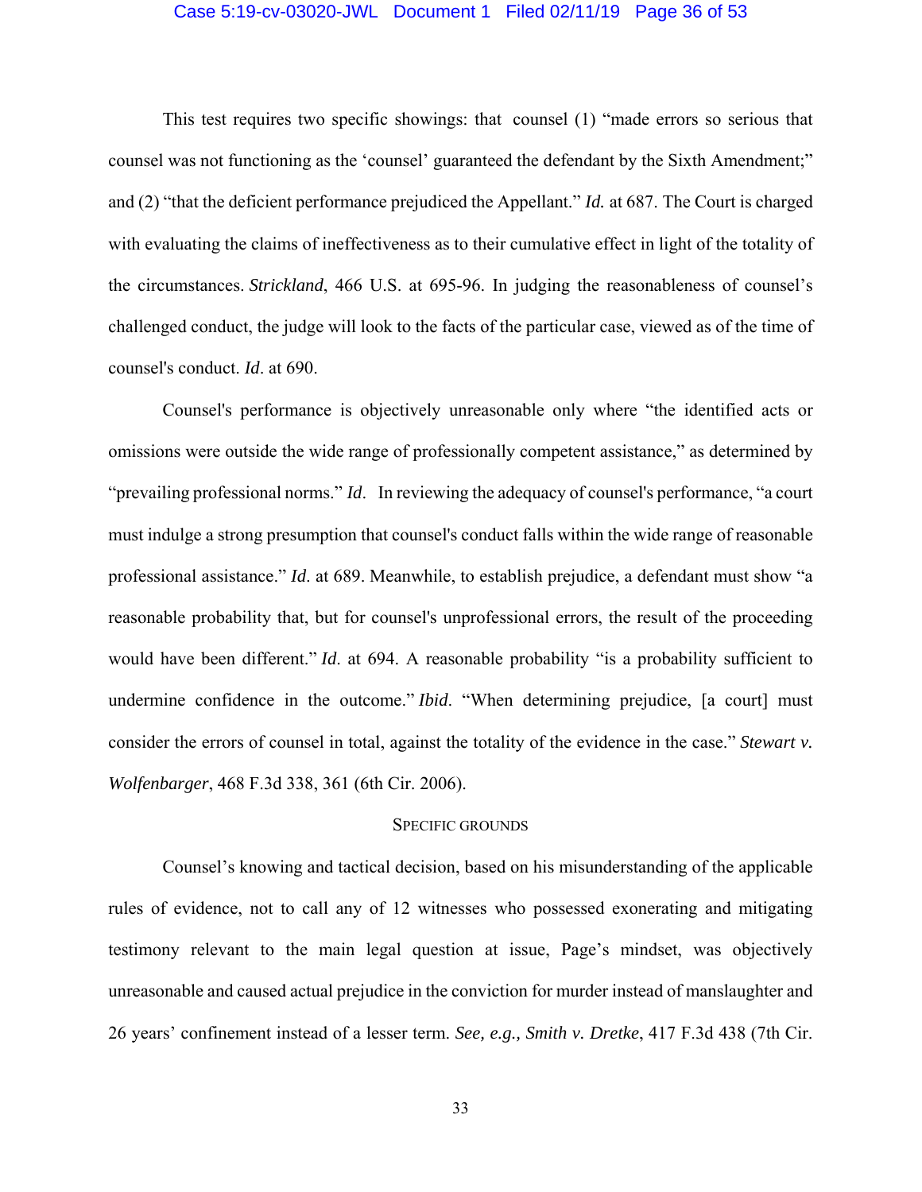This test requires two specific showings: that counsel (1) "made errors so serious that counsel was not functioning as the 'counsel' guaranteed the defendant by the Sixth Amendment;" and (2) "that the deficient performance prejudiced the Appellant." *Id.* at 687. The Court is charged with evaluating the claims of ineffectiveness as to their cumulative effect in light of the totality of the circumstances. *Strickland*, 466 U.S. at 695-96. In judging the reasonableness of counsel's challenged conduct, the judge will look to the facts of the particular case, viewed as of the time of counsel's conduct. *Id*. at 690.

Counsel's performance is objectively unreasonable only where "the identified acts or omissions were outside the wide range of professionally competent assistance," as determined by "prevailing professional norms." *Id*. In reviewing the adequacy of counsel's performance, "a court must indulge a strong presumption that counsel's conduct falls within the wide range of reasonable professional assistance." *Id*. at 689. Meanwhile, to establish prejudice, a defendant must show "a reasonable probability that, but for counsel's unprofessional errors, the result of the proceeding would have been different." *Id*. at 694. A reasonable probability "is a probability sufficient to undermine confidence in the outcome." *Ibid*. "When determining prejudice, [a court] must consider the errors of counsel in total, against the totality of the evidence in the case." *Stewart v. Wolfenbarger*, 468 F.3d 338, 361 (6th Cir. 2006).

## SPECIFIC GROUNDS

Counsel's knowing and tactical decision, based on his misunderstanding of the applicable rules of evidence, not to call any of 12 witnesses who possessed exonerating and mitigating testimony relevant to the main legal question at issue, Page's mindset, was objectively unreasonable and caused actual prejudice in the conviction for murder instead of manslaughter and 26 years' confinement instead of a lesser term. *See, e.g., Smith v. Dretke*, 417 F.3d 438 (7th Cir.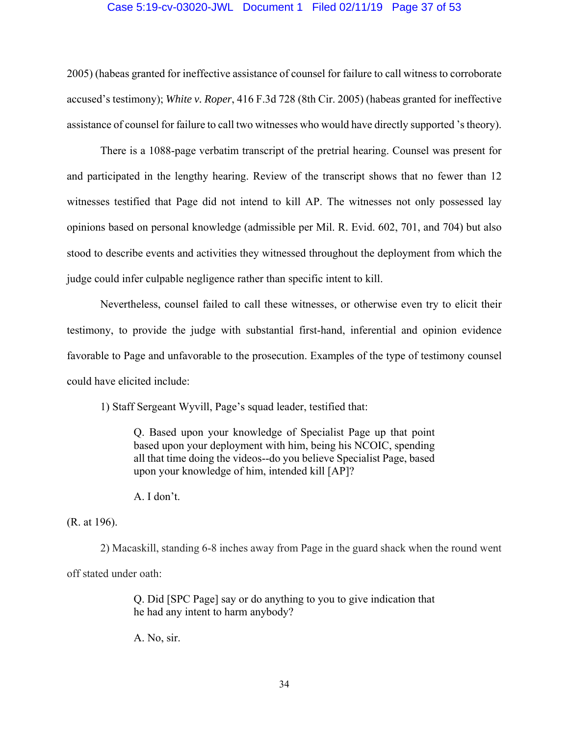2005) (habeas granted for ineffective assistance of counsel for failure to call witness to corroborate accused's testimony); *White v. Roper*, 416 F.3d 728 (8th Cir. 2005) (habeas granted for ineffective assistance of counsel for failure to call two witnesses who would have directly supported 's theory).

There is a 1088-page verbatim transcript of the pretrial hearing. Counsel was present for and participated in the lengthy hearing. Review of the transcript shows that no fewer than 12 witnesses testified that Page did not intend to kill AP. The witnesses not only possessed lay opinions based on personal knowledge (admissible per Mil. R. Evid. 602, 701, and 704) but also stood to describe events and activities they witnessed throughout the deployment from which the judge could infer culpable negligence rather than specific intent to kill.

Nevertheless, counsel failed to call these witnesses, or otherwise even try to elicit their testimony, to provide the judge with substantial first-hand, inferential and opinion evidence favorable to Page and unfavorable to the prosecution. Examples of the type of testimony counsel could have elicited include:

1) Staff Sergeant Wyvill, Page's squad leader, testified that:

> Q. Based upon your knowledge of Specialist Page up that point based upon your deployment with him, being his NCOIC, spending all that time doing the videos--do you believe Specialist Page, based upon your knowledge of him, intended kill [AP]?
>
> A. I don't.

(R. at 196).

2) Macaskill, standing 6-8 inches away from Page in the guard shack when the round went off stated under oath:

> Q. Did [SPC Page] say or do anything to you to give indication that he had any intent to harm anybody?
>
> A. No, sir.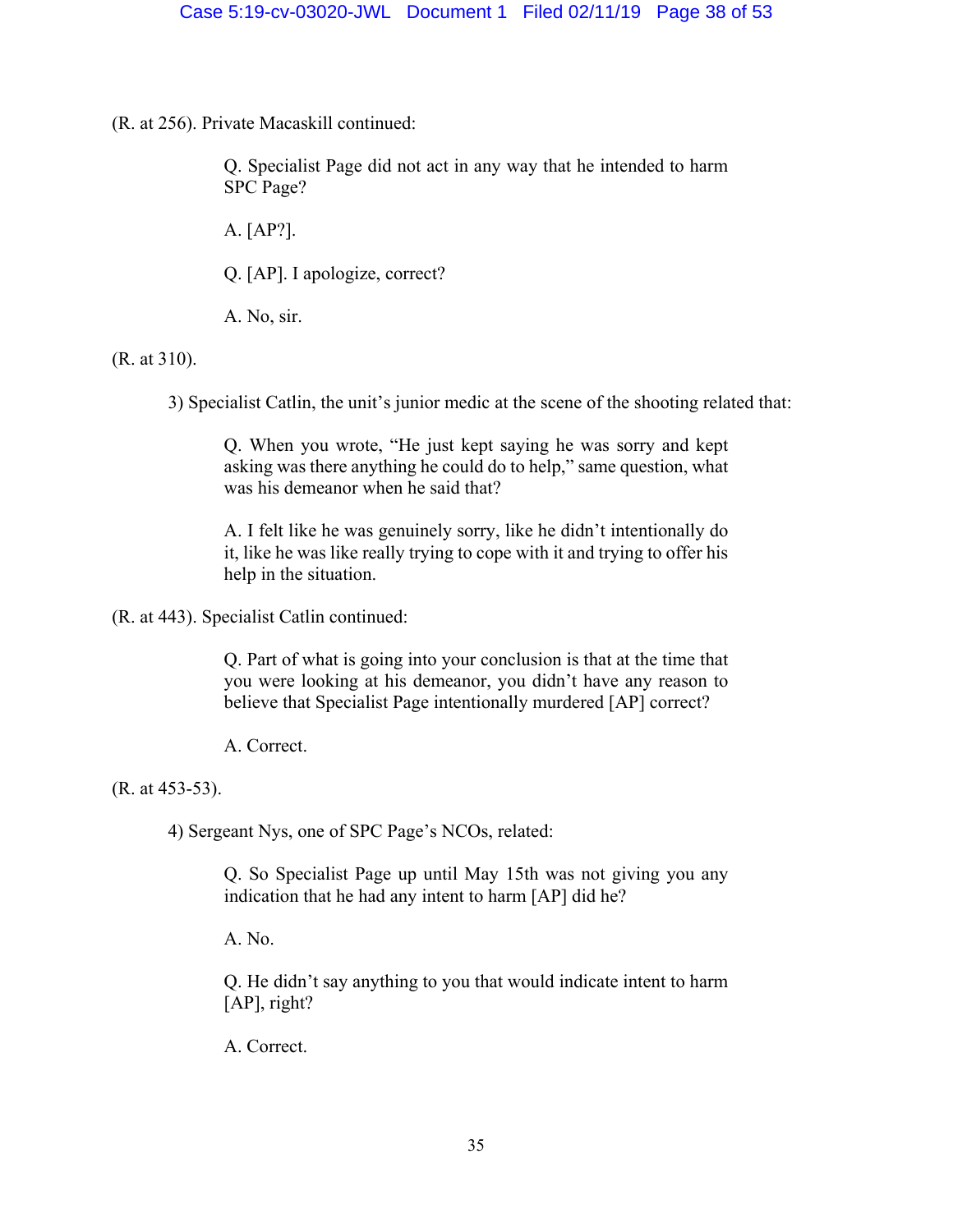(R. at 256). Private Macaskill continued:

> Q. Specialist Page did not act in any way that he intended to harm SPC Page?
>
> A. [AP?].
>
> Q. [AP]. I apologize, correct?
>
> A. No, sir.

(R. at 310).

3) Specialist Catlin, the unit's junior medic at the scene of the shooting related that:

> Q. When you wrote, "He just kept saying he was sorry and kept asking was there anything he could do to help," same question, what was his demeanor when he said that?
>
> A. I felt like he was genuinely sorry, like he didn't intentionally do it, like he was like really trying to cope with it and trying to offer his help in the situation.

(R. at 443). Specialist Catlin continued:

> Q. Part of what is going into your conclusion is that at the time that you were looking at his demeanor, you didn't have any reason to believe that Specialist Page intentionally murdered [AP] correct?
>
> A. Correct.

(R. at 453-53).

4) Sergeant Nys, one of SPC Page's NCOs, related:

> Q. So Specialist Page up until May 15th was not giving you any indication that he had any intent to harm [AP] did he?
>
> A. No.
>
> Q. He didn't say anything to you that would indicate intent to harm [AP], right?
>
> A. Correct.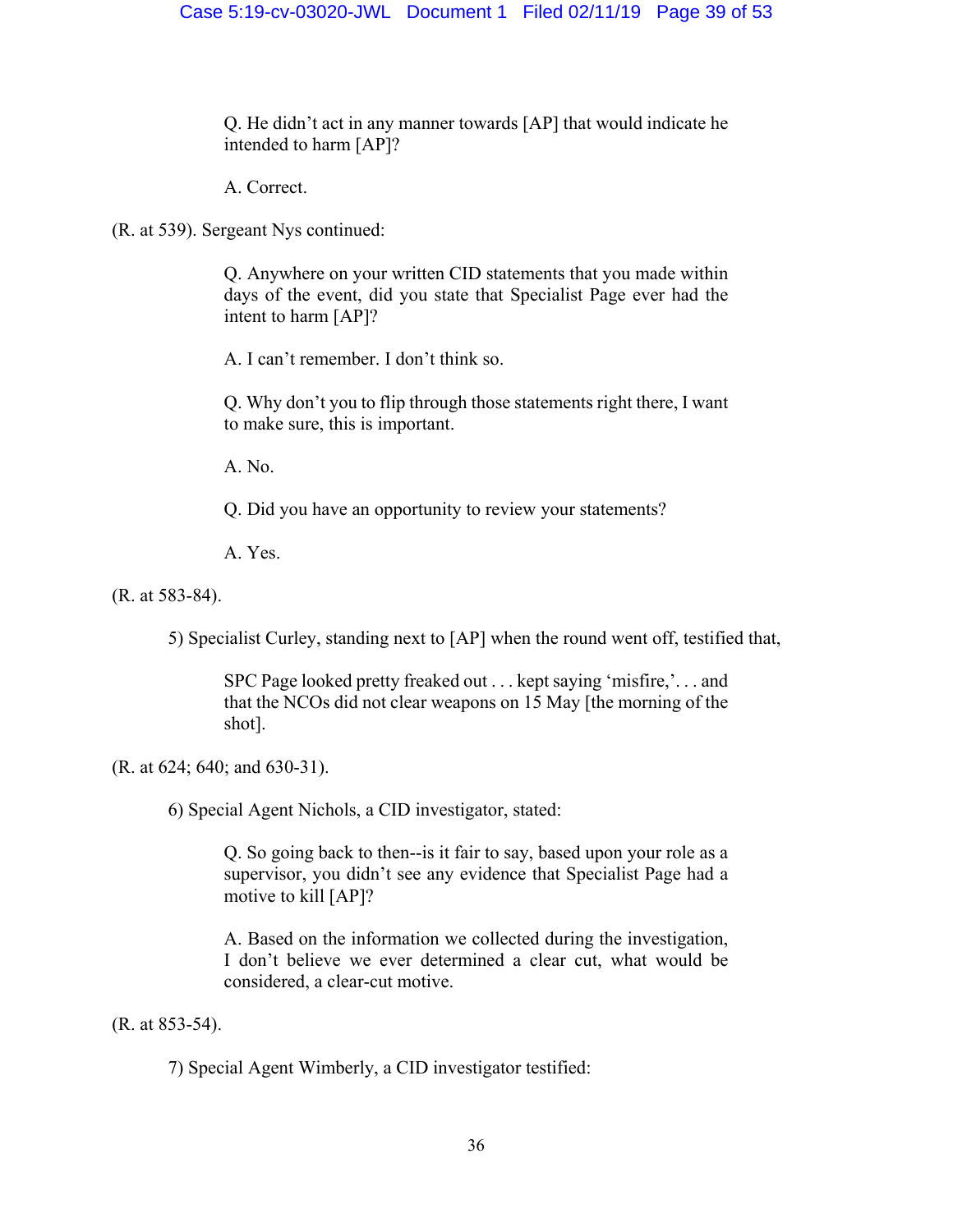> Q. He didn't act in any manner towards [AP] that would indicate he intended to harm [AP]?
>
> A. Correct.

(R. at 539). Sergeant Nys continued:

> Q. Anywhere on your written CID statements that you made within days of the event, did you state that Specialist Page ever had the intent to harm [AP]?
>
> A. I can't remember. I don't think so.
>
> Q. Why don't you to flip through those statements right there, I want to make sure, this is important.
>
> A. No.
>
> Q. Did you have an opportunity to review your statements?
>
> A. Yes.

(R. at 583-84).

5) Specialist Curley, standing next to [AP] when the round went off, testified that,

> SPC Page looked pretty freaked out . . . kept saying 'misfire,'. . . and that the NCOs did not clear weapons on 15 May [the morning of the shot].

(R. at 624; 640; and 630-31).

6) Special Agent Nichols, a CID investigator, stated:

> Q. So going back to then--is it fair to say, based upon your role as a supervisor, you didn't see any evidence that Specialist Page had a motive to kill [AP]?
>
> A. Based on the information we collected during the investigation, I don't believe we ever determined a clear cut, what would be considered, a clear-cut motive.

(R. at 853-54).

7) Special Agent Wimberly, a CID investigator testified: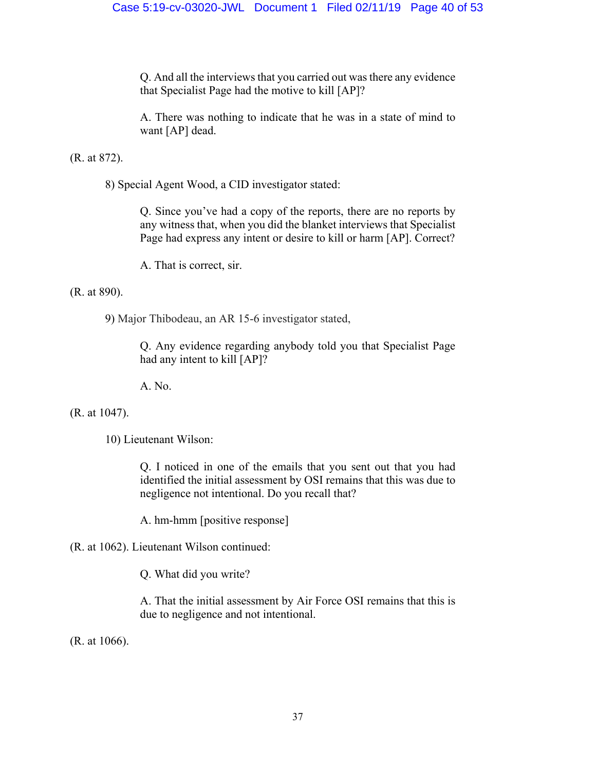> Q. And all the interviews that you carried out was there any evidence that Specialist Page had the motive to kill [AP]?
>
> A. There was nothing to indicate that he was in a state of mind to want [AP] dead.

(R. at 872).

8) Special Agent Wood, a CID investigator stated:

> Q. Since you've had a copy of the reports, there are no reports by any witness that, when you did the blanket interviews that Specialist Page had express any intent or desire to kill or harm [AP]. Correct?
>
> A. That is correct, sir.

(R. at 890).

9) Major Thibodeau, an AR 15-6 investigator stated,

> Q. Any evidence regarding anybody told you that Specialist Page had any intent to kill [AP]?
>
> A. No.

(R. at 1047).

10) Lieutenant Wilson:

> Q. I noticed in one of the emails that you sent out that you had identified the initial assessment by OSI remains that this was due to negligence not intentional. Do you recall that?
>
> A. hm-hmm [positive response]

(R. at 1062). Lieutenant Wilson continued:

> Q. What did you write?
>
> A. That the initial assessment by Air Force OSI remains that this is due to negligence and not intentional.

(R. at 1066).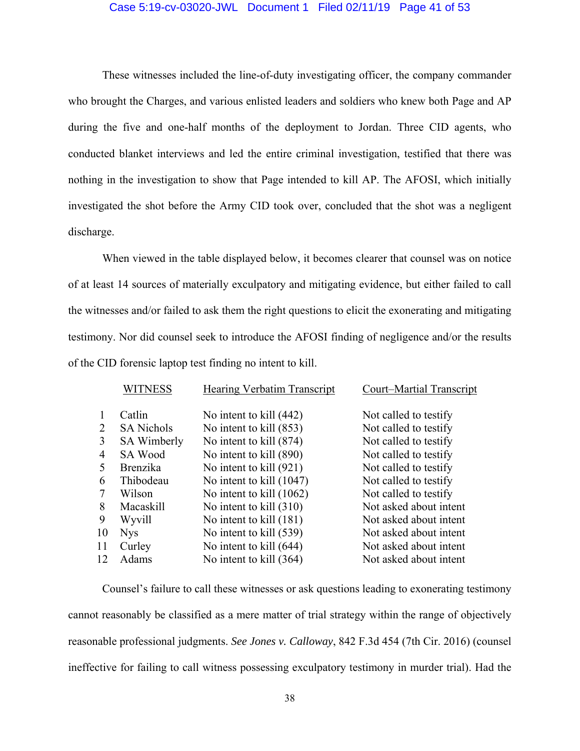These witnesses included the line-of-duty investigating officer, the company commander who brought the Charges, and various enlisted leaders and soldiers who knew both Page and AP during the five and one-half months of the deployment to Jordan. Three CID agents, who conducted blanket interviews and led the entire criminal investigation, testified that there was nothing in the investigation to show that Page intended to kill AP. The AFOSI, which initially investigated the shot before the Army CID took over, concluded that the shot was a negligent discharge.

When viewed in the table displayed below, it becomes clearer that counsel was on notice of at least 14 sources of materially exculpatory and mitigating evidence, but either failed to call the witnesses and/or failed to ask them the right questions to elicit the exonerating and mitigating testimony. Nor did counsel seek to introduce the AFOSI finding of negligence and/or the results of the CID forensic laptop test finding no intent to kill.

| | WITNESS | Hearing Verbatim Transcript | Court–Martial Transcript |
|---|---|---|---|
| 1 | Catlin | No intent to kill (442) | Not called to testify |
| 2 | SA Nichols | No intent to kill (853) | Not called to testify |
| 3 | SA Wimberly | No intent to kill (874) | Not called to testify |
| 4 | SA Wood | No intent to kill (890) | Not called to testify |
| 5 | Brenzika | No intent to kill (921) | Not called to testify |
| 6 | Thibodeau | No intent to kill (1047) | Not called to testify |
| 7 | Wilson | No intent to kill (1062) | Not called to testify |
| 8 | Macaskill | No intent to kill (310) | Not asked about intent |
| 9 | Wyvill | No intent to kill (181) | Not asked about intent |
| 10 | Nys | No intent to kill (539) | Not asked about intent |
| 11 | Curley | No intent to kill (644) | Not asked about intent |
| 12 | Adams | No intent to kill (364) | Not asked about intent |

Counsel's failure to call these witnesses or ask questions leading to exonerating testimony cannot reasonably be classified as a mere matter of trial strategy within the range of objectively reasonable professional judgments. *See Jones v. Calloway*, 842 F.3d 454 (7th Cir. 2016) (counsel ineffective for failing to call witness possessing exculpatory testimony in murder trial). Had the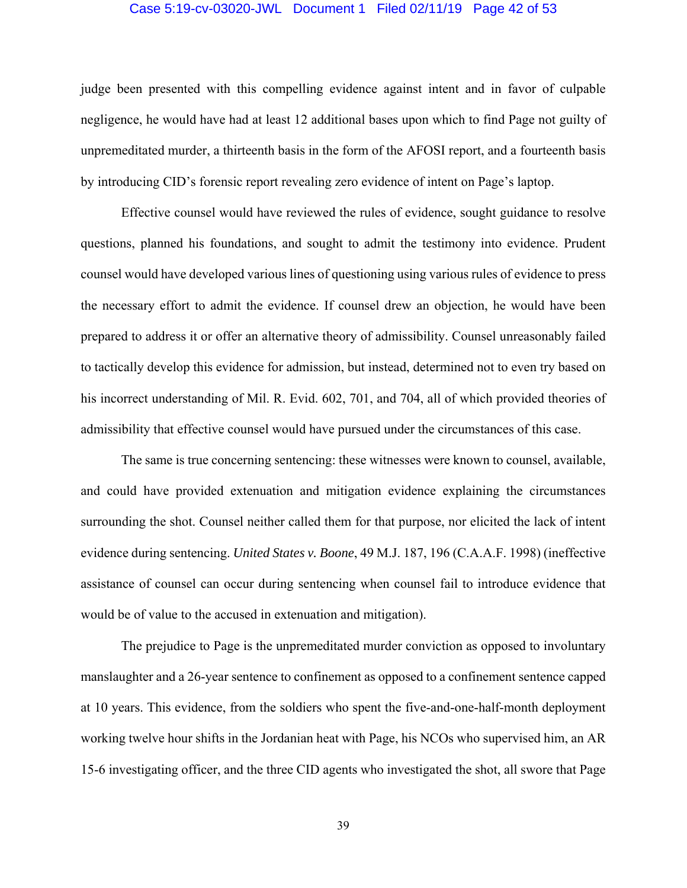judge been presented with this compelling evidence against intent and in favor of culpable negligence, he would have had at least 12 additional bases upon which to find Page not guilty of unpremeditated murder, a thirteenth basis in the form of the AFOSI report, and a fourteenth basis by introducing CID's forensic report revealing zero evidence of intent on Page's laptop.

Effective counsel would have reviewed the rules of evidence, sought guidance to resolve questions, planned his foundations, and sought to admit the testimony into evidence. Prudent counsel would have developed various lines of questioning using various rules of evidence to press the necessary effort to admit the evidence. If counsel drew an objection, he would have been prepared to address it or offer an alternative theory of admissibility. Counsel unreasonably failed to tactically develop this evidence for admission, but instead, determined not to even try based on his incorrect understanding of Mil. R. Evid. 602, 701, and 704, all of which provided theories of admissibility that effective counsel would have pursued under the circumstances of this case.

The same is true concerning sentencing: these witnesses were known to counsel, available, and could have provided extenuation and mitigation evidence explaining the circumstances surrounding the shot. Counsel neither called them for that purpose, nor elicited the lack of intent evidence during sentencing. *United States v. Boone*, 49 M.J. 187, 196 (C.A.A.F. 1998) (ineffective assistance of counsel can occur during sentencing when counsel fail to introduce evidence that would be of value to the accused in extenuation and mitigation).

The prejudice to Page is the unpremeditated murder conviction as opposed to involuntary manslaughter and a 26-year sentence to confinement as opposed to a confinement sentence capped at 10 years. This evidence, from the soldiers who spent the five-and-one-half-month deployment working twelve hour shifts in the Jordanian heat with Page, his NCOs who supervised him, an AR 15-6 investigating officer, and the three CID agents who investigated the shot, all swore that Page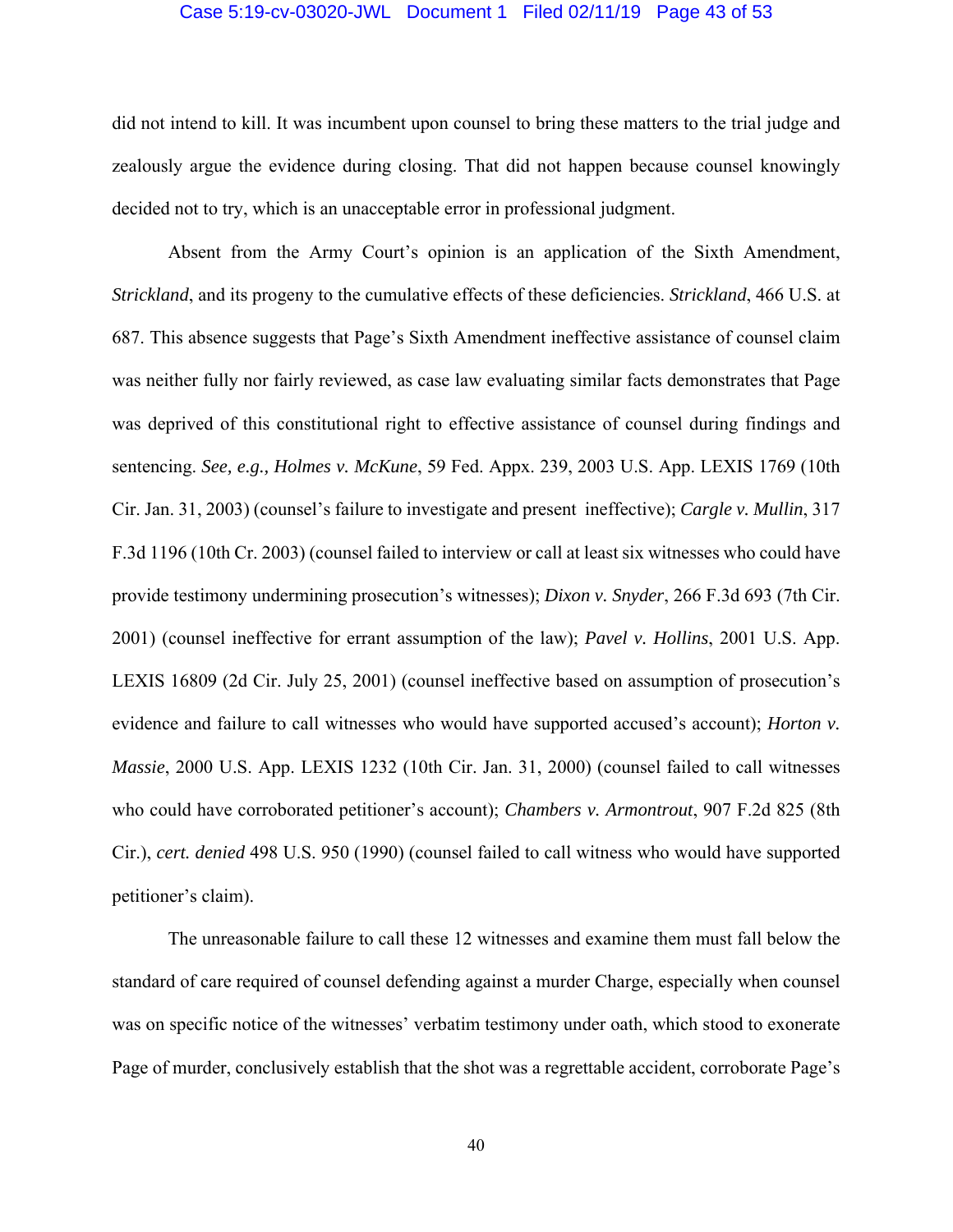did not intend to kill. It was incumbent upon counsel to bring these matters to the trial judge and zealously argue the evidence during closing. That did not happen because counsel knowingly decided not to try, which is an unacceptable error in professional judgment.

Absent from the Army Court's opinion is an application of the Sixth Amendment, *Strickland*, and its progeny to the cumulative effects of these deficiencies. *Strickland*, 466 U.S. at 687. This absence suggests that Page's Sixth Amendment ineffective assistance of counsel claim was neither fully nor fairly reviewed, as case law evaluating similar facts demonstrates that Page was deprived of this constitutional right to effective assistance of counsel during findings and sentencing. *See, e.g., Holmes v. McKune*, 59 Fed. Appx. 239, 2003 U.S. App. LEXIS 1769 (10th Cir. Jan. 31, 2003) (counsel's failure to investigate and present ineffective); *Cargle v. Mullin*, 317 F.3d 1196 (10th Cr. 2003) (counsel failed to interview or call at least six witnesses who could have provide testimony undermining prosecution's witnesses); *Dixon v. Snyder*, 266 F.3d 693 (7th Cir. 2001) (counsel ineffective for errant assumption of the law); *Pavel v. Hollins*, 2001 U.S. App. LEXIS 16809 (2d Cir. July 25, 2001) (counsel ineffective based on assumption of prosecution's evidence and failure to call witnesses who would have supported accused's account); *Horton v. Massie*, 2000 U.S. App. LEXIS 1232 (10th Cir. Jan. 31, 2000) (counsel failed to call witnesses who could have corroborated petitioner's account); *Chambers v. Armontrout*, 907 F.2d 825 (8th Cir.), *cert. denied* 498 U.S. 950 (1990) (counsel failed to call witness who would have supported petitioner's claim).

The unreasonable failure to call these 12 witnesses and examine them must fall below the standard of care required of counsel defending against a murder Charge, especially when counsel was on specific notice of the witnesses' verbatim testimony under oath, which stood to exonerate Page of murder, conclusively establish that the shot was a regrettable accident, corroborate Page's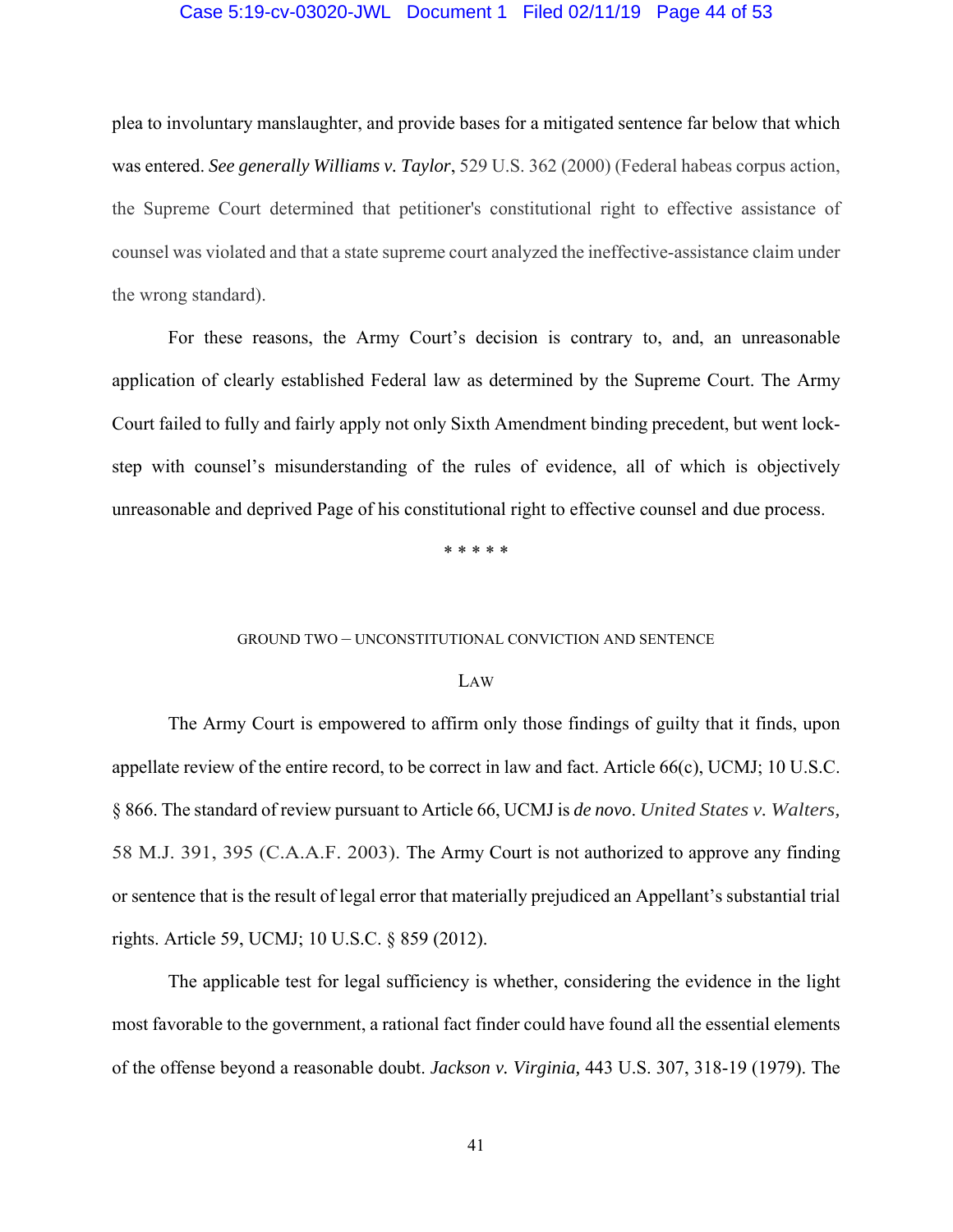plea to involuntary manslaughter, and provide bases for a mitigated sentence far below that which was entered. *See generally Williams v. Taylor*, 529 U.S. 362 (2000) (Federal habeas corpus action, the Supreme Court determined that petitioner's constitutional right to effective assistance of counsel was violated and that a state supreme court analyzed the ineffective-assistance claim under the wrong standard).

For these reasons, the Army Court's decision is contrary to, and, an unreasonable application of clearly established Federal law as determined by the Supreme Court. The Army Court failed to fully and fairly apply not only Sixth Amendment binding precedent, but went lock-step with counsel's misunderstanding of the rules of evidence, all of which is objectively unreasonable and deprived Page of his constitutional right to effective counsel and due process.

\* \* \* \* \*

## GROUND TWO – UNCONSTITUTIONAL CONVICTION AND SENTENCE

### LAW

The Army Court is empowered to affirm only those findings of guilty that it finds, upon appellate review of the entire record, to be correct in law and fact. Article 66(c), UCMJ; 10 U.S.C. § 866. The standard of review pursuant to Article 66, UCMJ is *de novo*. *United States v. Walters,* 58 M.J. 391, 395 (C.A.A.F. 2003). The Army Court is not authorized to approve any finding or sentence that is the result of legal error that materially prejudiced an Appellant's substantial trial rights. Article 59, UCMJ; 10 U.S.C. § 859 (2012).

The applicable test for legal sufficiency is whether, considering the evidence in the light most favorable to the government, a rational fact finder could have found all the essential elements of the offense beyond a reasonable doubt. *Jackson v. Virginia,* 443 U.S. 307, 318-19 (1979). The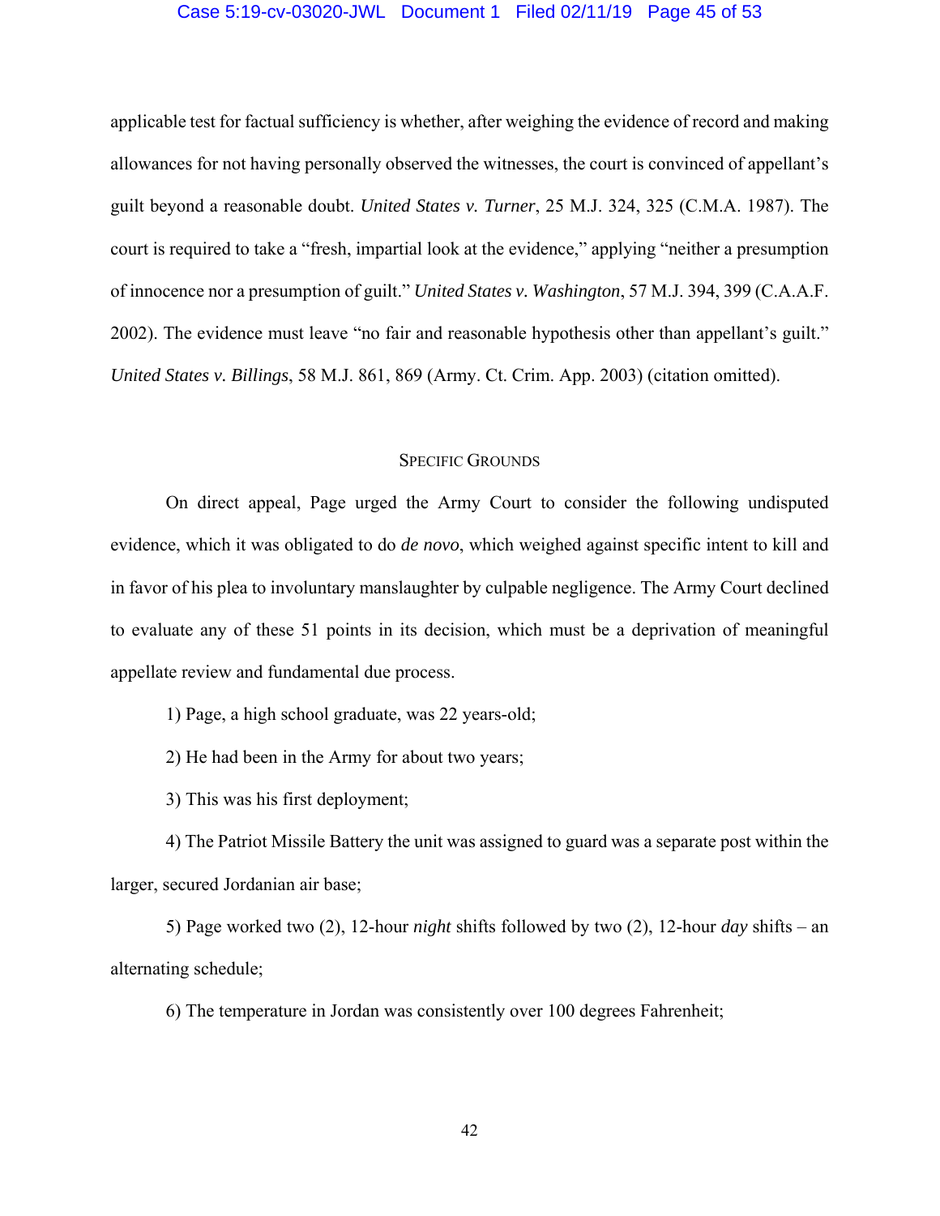applicable test for factual sufficiency is whether, after weighing the evidence of record and making allowances for not having personally observed the witnesses, the court is convinced of appellant's guilt beyond a reasonable doubt. *United States v. Turner*, 25 M.J. 324, 325 (C.M.A. 1987). The court is required to take a "fresh, impartial look at the evidence," applying "neither a presumption of innocence nor a presumption of guilt." *United States v. Washington*, 57 M.J. 394, 399 (C.A.A.F. 2002). The evidence must leave "no fair and reasonable hypothesis other than appellant's guilt." *United States v. Billings*, 58 M.J. 861, 869 (Army. Ct. Crim. App. 2003) (citation omitted).

## Specific Grounds

On direct appeal, Page urged the Army Court to consider the following undisputed evidence, which it was obligated to do *de novo*, which weighed against specific intent to kill and in favor of his plea to involuntary manslaughter by culpable negligence. The Army Court declined to evaluate any of these 51 points in its decision, which must be a deprivation of meaningful appellate review and fundamental due process.

1) Page, a high school graduate, was 22 years-old;

2) He had been in the Army for about two years;

3) This was his first deployment;

4) The Patriot Missile Battery the unit was assigned to guard was a separate post within the larger, secured Jordanian air base;

5) Page worked two (2), 12-hour *night* shifts followed by two (2), 12-hour *day* shifts – an alternating schedule;

6) The temperature in Jordan was consistently over 100 degrees Fahrenheit;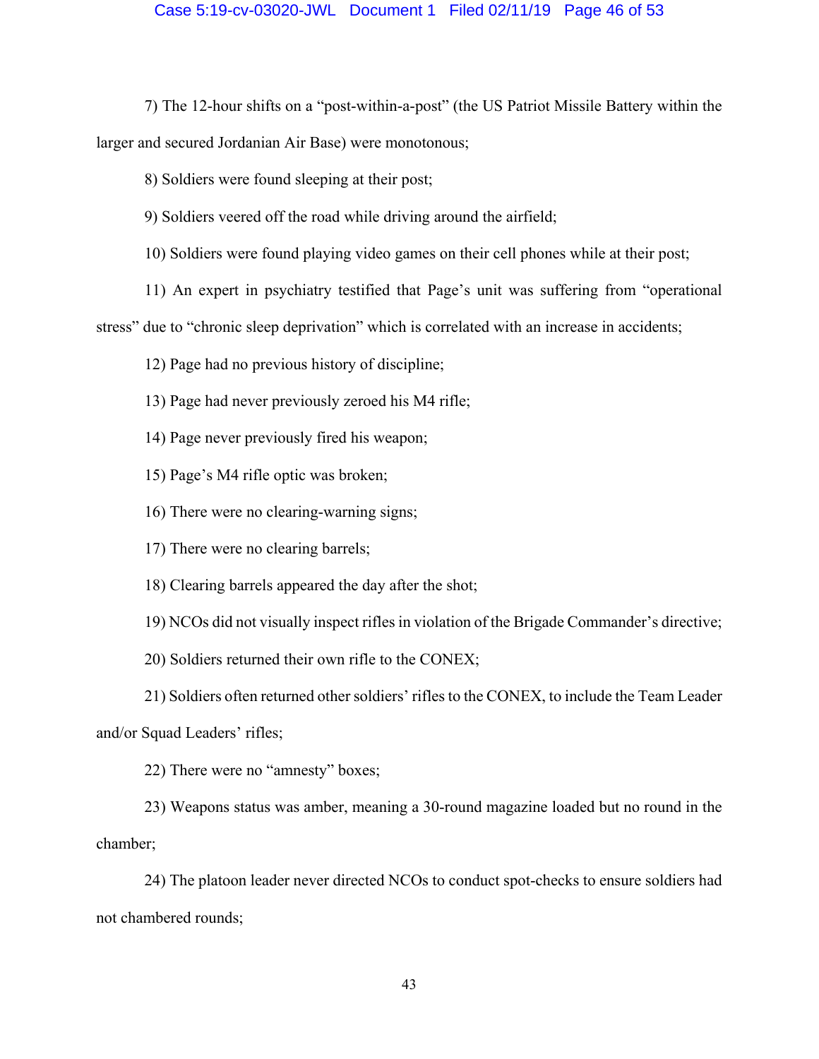7) The 12-hour shifts on a "post-within-a-post" (the US Patriot Missile Battery within the larger and secured Jordanian Air Base) were monotonous;

8) Soldiers were found sleeping at their post;

9) Soldiers veered off the road while driving around the airfield;

10) Soldiers were found playing video games on their cell phones while at their post;

11) An expert in psychiatry testified that Page's unit was suffering from "operational stress" due to "chronic sleep deprivation" which is correlated with an increase in accidents;

12) Page had no previous history of discipline;

13) Page had never previously zeroed his M4 rifle;

14) Page never previously fired his weapon;

15) Page's M4 rifle optic was broken;

16) There were no clearing-warning signs;

17) There were no clearing barrels;

18) Clearing barrels appeared the day after the shot;

19) NCOs did not visually inspect rifles in violation of the Brigade Commander's directive;

20) Soldiers returned their own rifle to the CONEX;

21) Soldiers often returned other soldiers' rifles to the CONEX, to include the Team Leader and/or Squad Leaders' rifles;

22) There were no "amnesty" boxes;

23) Weapons status was amber, meaning a 30-round magazine loaded but no round in the chamber;

24) The platoon leader never directed NCOs to conduct spot-checks to ensure soldiers had not chambered rounds;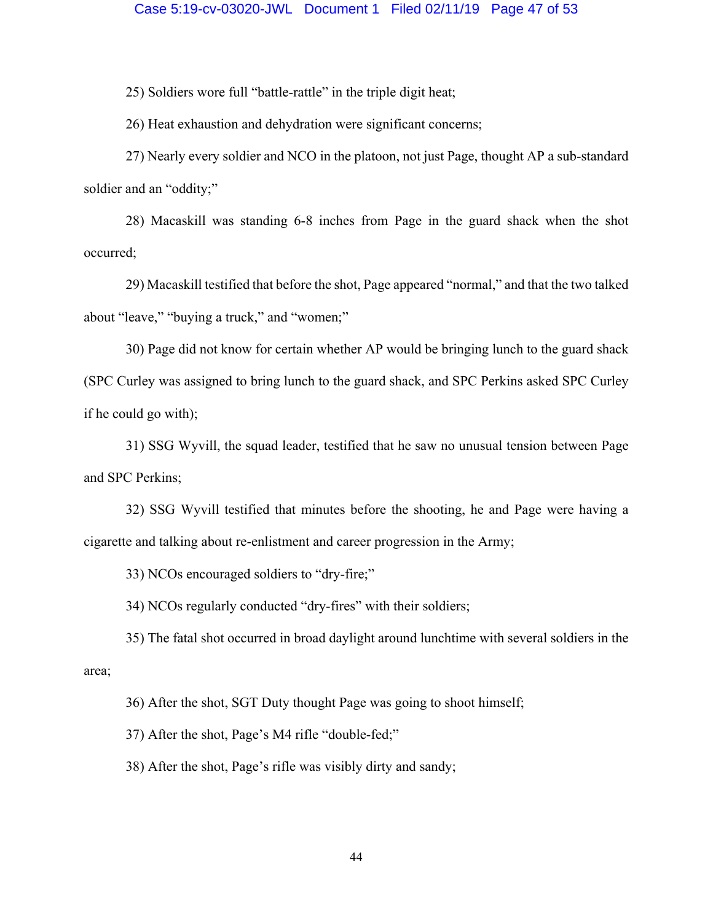25) Soldiers wore full "battle-rattle" in the triple digit heat;

26) Heat exhaustion and dehydration were significant concerns;

27) Nearly every soldier and NCO in the platoon, not just Page, thought AP a sub-standard soldier and an "oddity;"

28) Macaskill was standing 6-8 inches from Page in the guard shack when the shot occurred;

29) Macaskill testified that before the shot, Page appeared "normal," and that the two talked about "leave," "buying a truck," and "women;"

30) Page did not know for certain whether AP would be bringing lunch to the guard shack (SPC Curley was assigned to bring lunch to the guard shack, and SPC Perkins asked SPC Curley if he could go with);

31) SSG Wyvill, the squad leader, testified that he saw no unusual tension between Page and SPC Perkins;

32) SSG Wyvill testified that minutes before the shooting, he and Page were having a cigarette and talking about re-enlistment and career progression in the Army;

33) NCOs encouraged soldiers to "dry-fire;"

34) NCOs regularly conducted "dry-fires" with their soldiers;

35) The fatal shot occurred in broad daylight around lunchtime with several soldiers in the area;

36) After the shot, SGT Duty thought Page was going to shoot himself;

37) After the shot, Page's M4 rifle "double-fed;"

38) After the shot, Page's rifle was visibly dirty and sandy;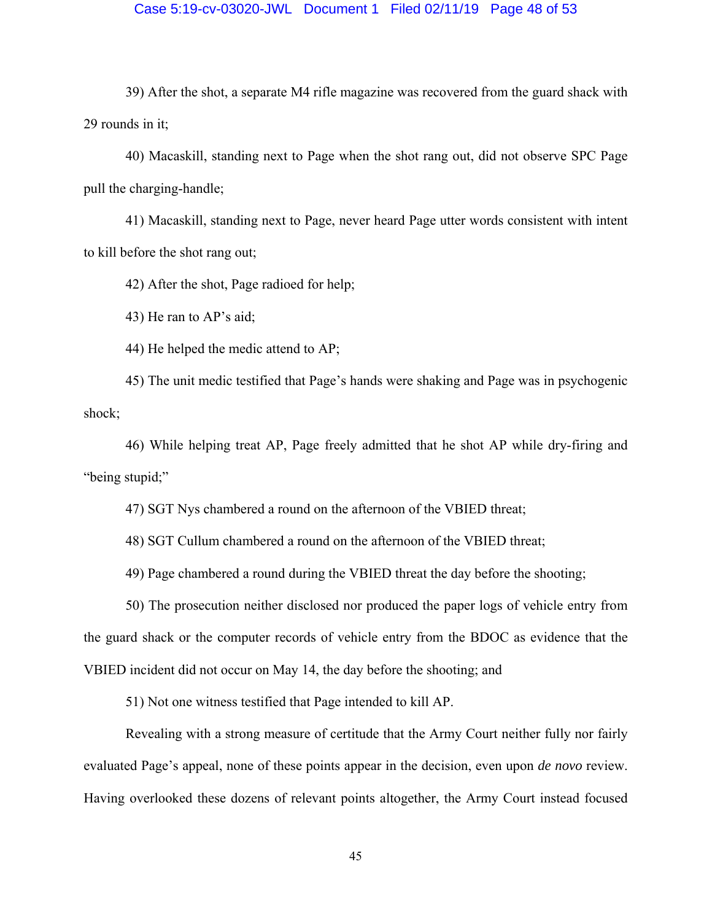39) After the shot, a separate M4 rifle magazine was recovered from the guard shack with 29 rounds in it;

40) Macaskill, standing next to Page when the shot rang out, did not observe SPC Page pull the charging-handle;

41) Macaskill, standing next to Page, never heard Page utter words consistent with intent to kill before the shot rang out;

42) After the shot, Page radioed for help;

43) He ran to AP's aid;

44) He helped the medic attend to AP;

45) The unit medic testified that Page's hands were shaking and Page was in psychogenic shock;

46) While helping treat AP, Page freely admitted that he shot AP while dry-firing and "being stupid;"

47) SGT Nys chambered a round on the afternoon of the VBIED threat;

48) SGT Cullum chambered a round on the afternoon of the VBIED threat;

49) Page chambered a round during the VBIED threat the day before the shooting;

50) The prosecution neither disclosed nor produced the paper logs of vehicle entry from the guard shack or the computer records of vehicle entry from the BDOC as evidence that the VBIED incident did not occur on May 14, the day before the shooting; and

51) Not one witness testified that Page intended to kill AP.

Revealing with a strong measure of certitude that the Army Court neither fully nor fairly evaluated Page's appeal, none of these points appear in the decision, even upon *de novo* review. Having overlooked these dozens of relevant points altogether, the Army Court instead focused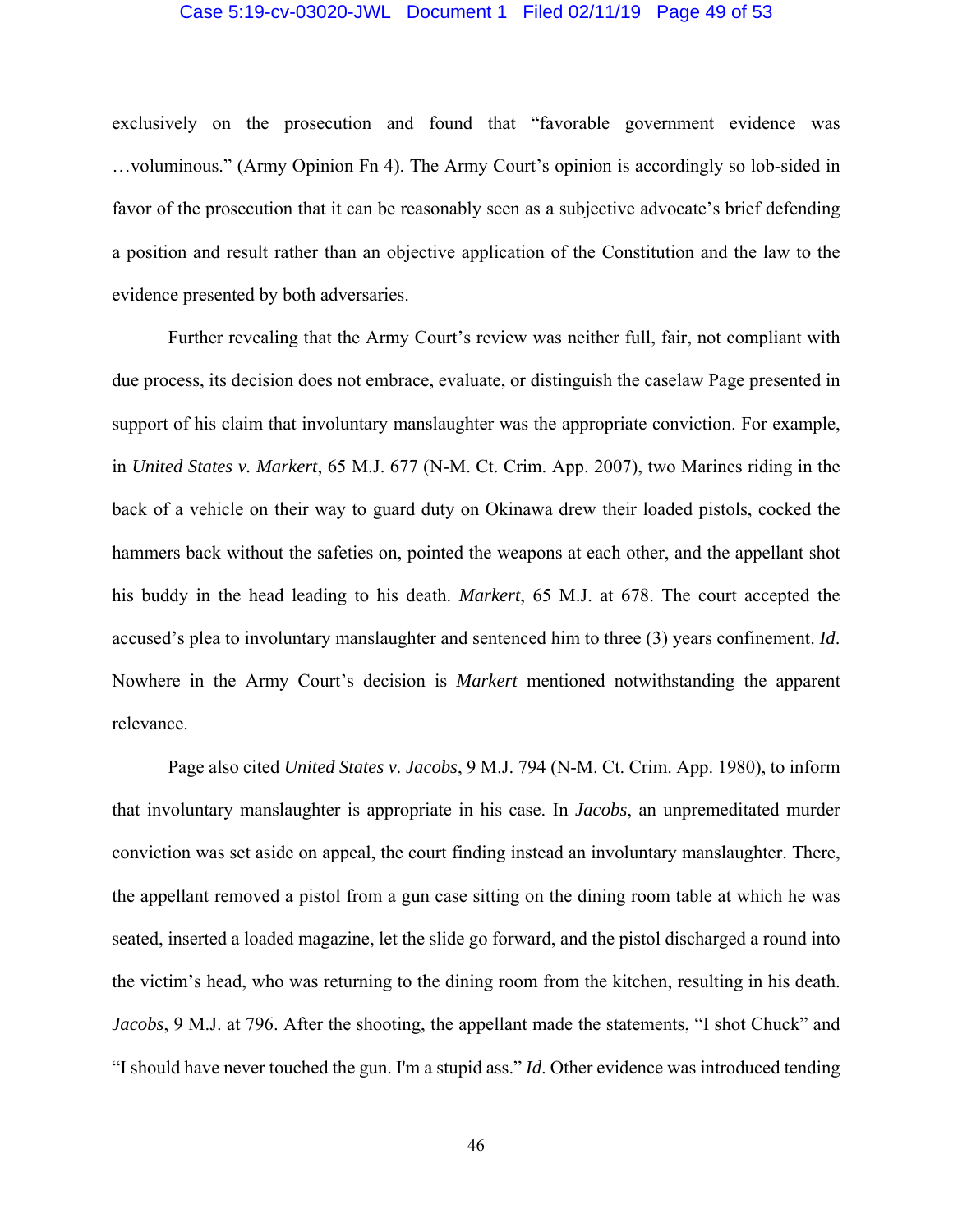exclusively on the prosecution and found that "favorable government evidence was …voluminous." (Army Opinion Fn 4). The Army Court's opinion is accordingly so lob-sided in favor of the prosecution that it can be reasonably seen as a subjective advocate's brief defending a position and result rather than an objective application of the Constitution and the law to the evidence presented by both adversaries.

Further revealing that the Army Court's review was neither full, fair, not compliant with due process, its decision does not embrace, evaluate, or distinguish the caselaw Page presented in support of his claim that involuntary manslaughter was the appropriate conviction. For example, in *United States v. Markert*, 65 M.J. 677 (N-M. Ct. Crim. App. 2007), two Marines riding in the back of a vehicle on their way to guard duty on Okinawa drew their loaded pistols, cocked the hammers back without the safeties on, pointed the weapons at each other, and the appellant shot his buddy in the head leading to his death. *Markert*, 65 M.J. at 678. The court accepted the accused's plea to involuntary manslaughter and sentenced him to three (3) years confinement. *Id*. Nowhere in the Army Court's decision is *Markert* mentioned notwithstanding the apparent relevance.

Page also cited *United States v. Jacobs*, 9 M.J. 794 (N-M. Ct. Crim. App. 1980), to inform that involuntary manslaughter is appropriate in his case. In *Jacobs*, an unpremeditated murder conviction was set aside on appeal, the court finding instead an involuntary manslaughter. There, the appellant removed a pistol from a gun case sitting on the dining room table at which he was seated, inserted a loaded magazine, let the slide go forward, and the pistol discharged a round into the victim's head, who was returning to the dining room from the kitchen, resulting in his death. *Jacobs*, 9 M.J. at 796. After the shooting, the appellant made the statements, "I shot Chuck" and "I should have never touched the gun. I'm a stupid ass." *Id*. Other evidence was introduced tending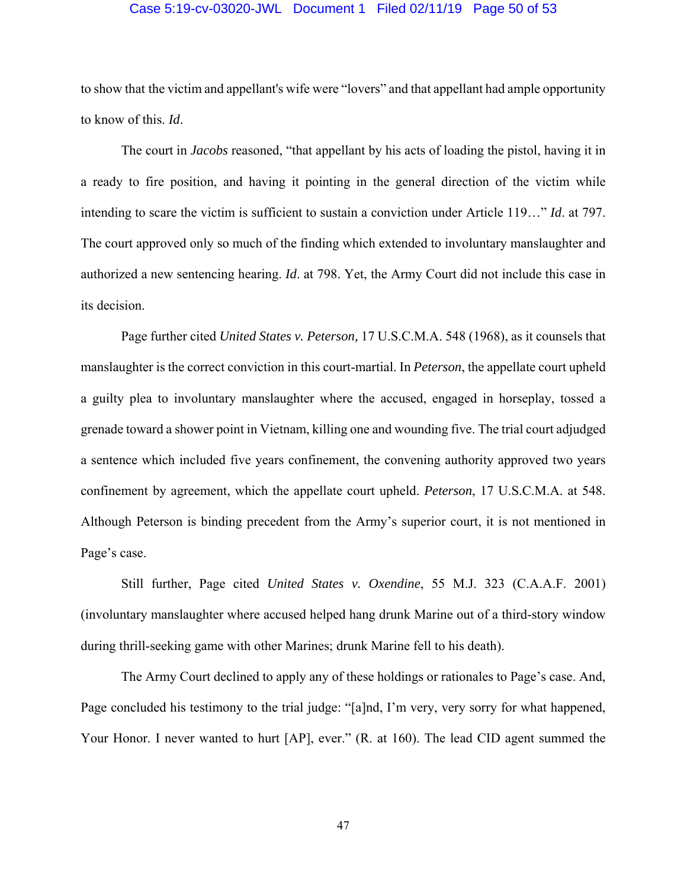to show that the victim and appellant's wife were "lovers" and that appellant had ample opportunity to know of this. *Id*.

The court in *Jacobs* reasoned, "that appellant by his acts of loading the pistol, having it in a ready to fire position, and having it pointing in the general direction of the victim while intending to scare the victim is sufficient to sustain a conviction under Article 119…" *Id*. at 797. The court approved only so much of the finding which extended to involuntary manslaughter and authorized a new sentencing hearing. *Id*. at 798. Yet, the Army Court did not include this case in its decision.

Page further cited *United States v. Peterson,* 17 U.S.C.M.A. 548 (1968), as it counsels that manslaughter is the correct conviction in this court-martial. In *Peterson*, the appellate court upheld a guilty plea to involuntary manslaughter where the accused, engaged in horseplay, tossed a grenade toward a shower point in Vietnam, killing one and wounding five. The trial court adjudged a sentence which included five years confinement, the convening authority approved two years confinement by agreement, which the appellate court upheld. *Peterson*, 17 U.S.C.M.A. at 548. Although Peterson is binding precedent from the Army's superior court, it is not mentioned in Page's case.

Still further, Page cited *United States v. Oxendine*, 55 M.J. 323 (C.A.A.F. 2001) (involuntary manslaughter where accused helped hang drunk Marine out of a third-story window during thrill-seeking game with other Marines; drunk Marine fell to his death).

The Army Court declined to apply any of these holdings or rationales to Page's case. And, Page concluded his testimony to the trial judge: "[a]nd, I'm very, very sorry for what happened, Your Honor. I never wanted to hurt [AP], ever." (R. at 160). The lead CID agent summed the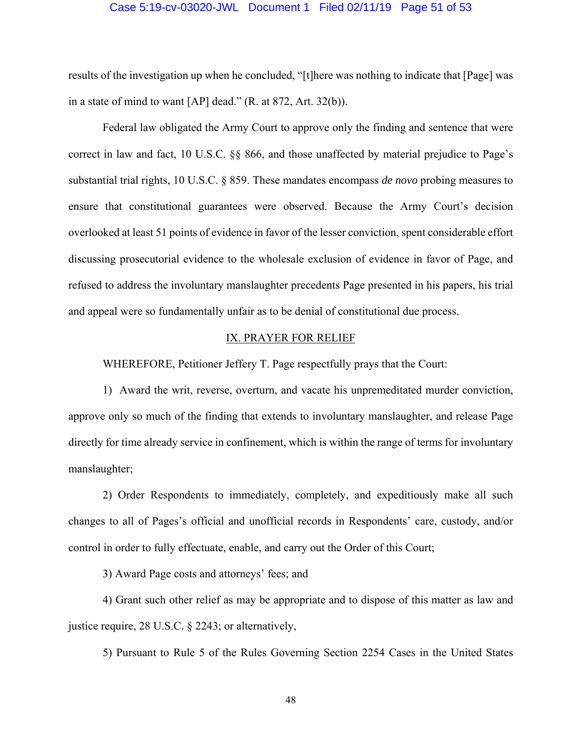results of the investigation up when he concluded, "[t]here was nothing to indicate that [Page] was in a state of mind to want [AP] dead." (R. at 872, Art. 32(b)).

Federal law obligated the Army Court to approve only the finding and sentence that were correct in law and fact, 10 U.S.C. §§ 866, and those unaffected by material prejudice to Page's substantial trial rights, 10 U.S.C. § 859. These mandates encompass *de novo* probing measures to ensure that constitutional guarantees were observed. Because the Army Court's decision overlooked at least 51 points of evidence in favor of the lesser conviction, spent considerable effort discussing prosecutorial evidence to the wholesale exclusion of evidence in favor of Page, and refused to address the involuntary manslaughter precedents Page presented in his papers, his trial and appeal were so fundamentally unfair as to be denial of constitutional due process.

## IX. PRAYER FOR RELIEF

WHEREFORE, Petitioner Jeffery T. Page respectfully prays that the Court:

1) Award the writ, reverse, overturn, and vacate his unpremeditated murder conviction, approve only so much of the finding that extends to involuntary manslaughter, and release Page directly for time already service in confinement, which is within the range of terms for involuntary manslaughter;

2) Order Respondents to immediately, completely, and expeditiously make all such changes to all of Pages's official and unofficial records in Respondents' care, custody, and/or control in order to fully effectuate, enable, and carry out the Order of this Court;

3) Award Page costs and attorneys' fees; and

4) Grant such other relief as may be appropriate and to dispose of this matter as law and justice require, 28 U.S.C. § 2243; or alternatively,

5) Pursuant to Rule 5 of the Rules Governing Section 2254 Cases in the United States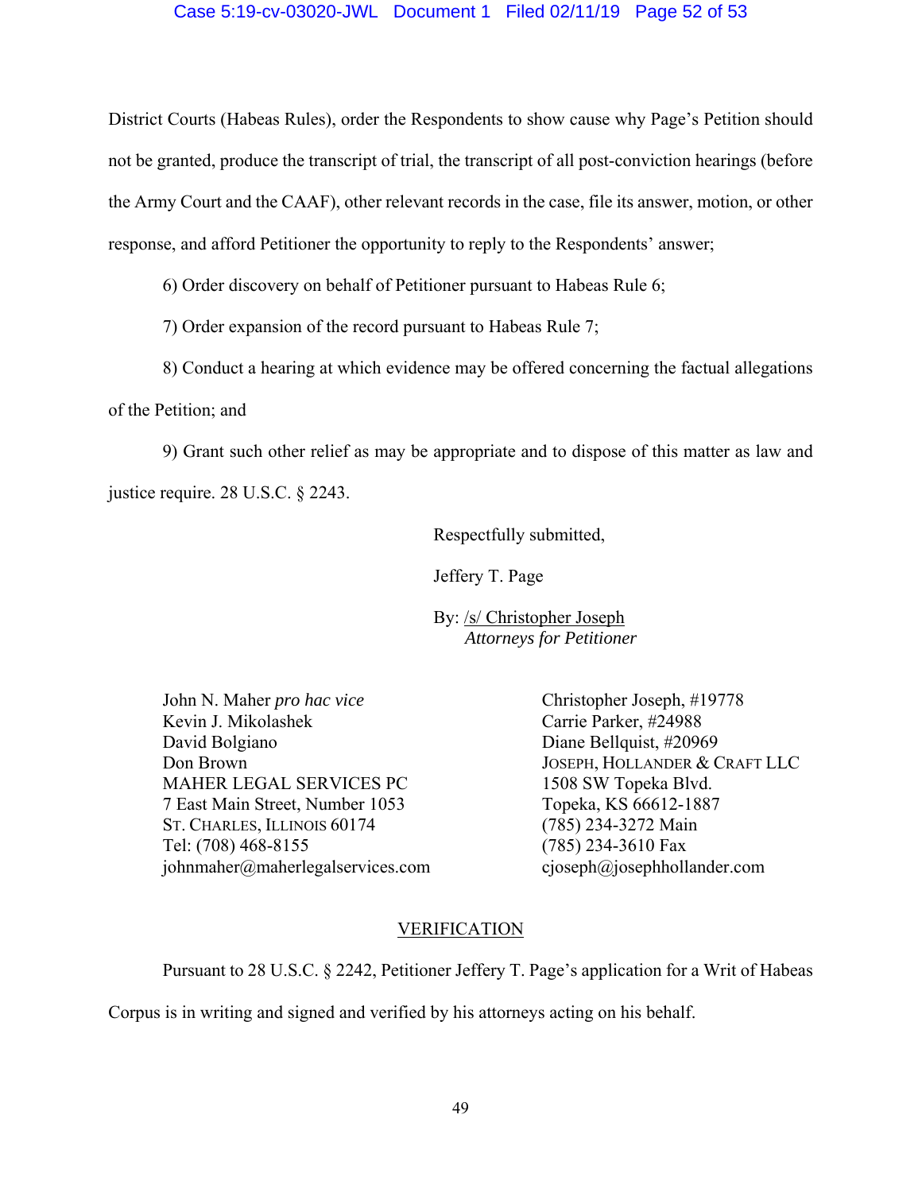District Courts (Habeas Rules), order the Respondents to show cause why Page's Petition should not be granted, produce the transcript of trial, the transcript of all post-conviction hearings (before the Army Court and the CAAF), other relevant records in the case, file its answer, motion, or other response, and afford Petitioner the opportunity to reply to the Respondents' answer;

6) Order discovery on behalf of Petitioner pursuant to Habeas Rule 6;

7) Order expansion of the record pursuant to Habeas Rule 7;

8) Conduct a hearing at which evidence may be offered concerning the factual allegations of the Petition; and

9) Grant such other relief as may be appropriate and to dispose of this matter as law and justice require. 28 U.S.C. § 2243.

Respectfully submitted,

Jeffery T. Page

By: /s/ Christopher Joseph
*Attorneys for Petitioner*

John N. Maher *pro hac vice*
Kevin J. Mikolashek
David Bolgiano
Don Brown
MAHER LEGAL SERVICES PC
7 East Main Street, Number 1053
ST. CHARLES, ILLINOIS 60174
Tel: (708) 468-8155
johnmaher@maherlegalservices.com

Christopher Joseph, #19778
Carrie Parker, #24988
Diane Bellquist, #20969
JOSEPH, HOLLANDER & CRAFT LLC
1508 SW Topeka Blvd.
Topeka, KS 66612-1887
(785) 234-3272 Main
(785) 234-3610 Fax
cjoseph@josephhollander.com

## VERIFICATION

Pursuant to 28 U.S.C. § 2242, Petitioner Jeffery T. Page's application for a Writ of Habeas Corpus is in writing and signed and verified by his attorneys acting on his behalf.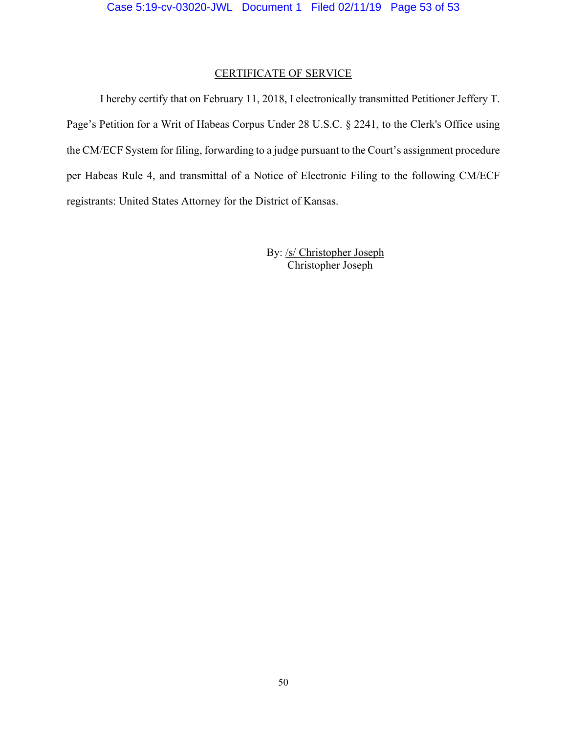## CERTIFICATE OF SERVICE

I hereby certify that on February 11, 2018, I electronically transmitted Petitioner Jeffery T. Page's Petition for a Writ of Habeas Corpus Under 28 U.S.C. § 2241, to the Clerk's Office using the CM/ECF System for filing, forwarding to a judge pursuant to the Court's assignment procedure per Habeas Rule 4, and transmittal of a Notice of Electronic Filing to the following CM/ECF registrants: United States Attorney for the District of Kansas.

By: /s/ Christopher Joseph
Christopher Joseph